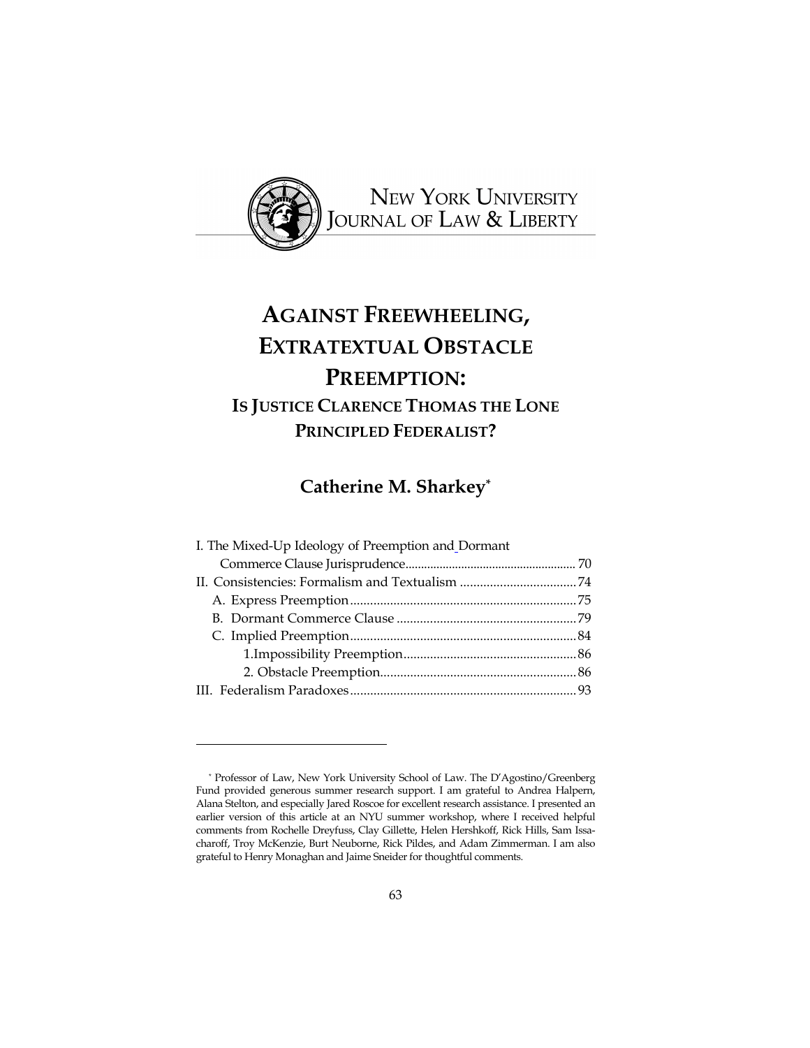NEW YORK UNIVERSITY JOURNAL OF LAW & LIBERTY

# AGAINST FREEWHEELING, EXTRATEXTUAL OBSTACLE PREEMPTION:

## IS JUSTICE CLARENCE THOMAS THE LONE PRINCIPLED FEDERALIST?

### Catherine M. Sharkey*

I. The Mixed-Up Ideology of Preemption and Dormant Commerce Clause Jurisprudence ...... 70
II. Consistencies: Formalism and Textualism ...... 74
  A. Express Preemption ...... 75
  B. Dormant Commerce Clause ...... 79
  C. Implied Preemption ...... 84
    1. Impossibility Preemption ...... 86
    2. Obstacle Preemption ...... 86
III. Federalism Paradoxes ...... 93

---

* Professor of Law, New York University School of Law. The D'Agostino/Greenberg Fund provided generous summer research support. I am grateful to Andrea Halpern, Alana Stelton, and especially Jared Roscoe for excellent research assistance. I presented an earlier version of this article at an NYU summer workshop, where I received helpful comments from Rochelle Dreyfuss, Clay Gillette, Helen Hershkoff, Rick Hills, Sam Issacharoff, Troy McKenzie, Burt Neuborne, Rick Pildes, and Adam Zimmerman. I am also grateful to Henry Monaghan and Jaime Sneider for thoughtful comments.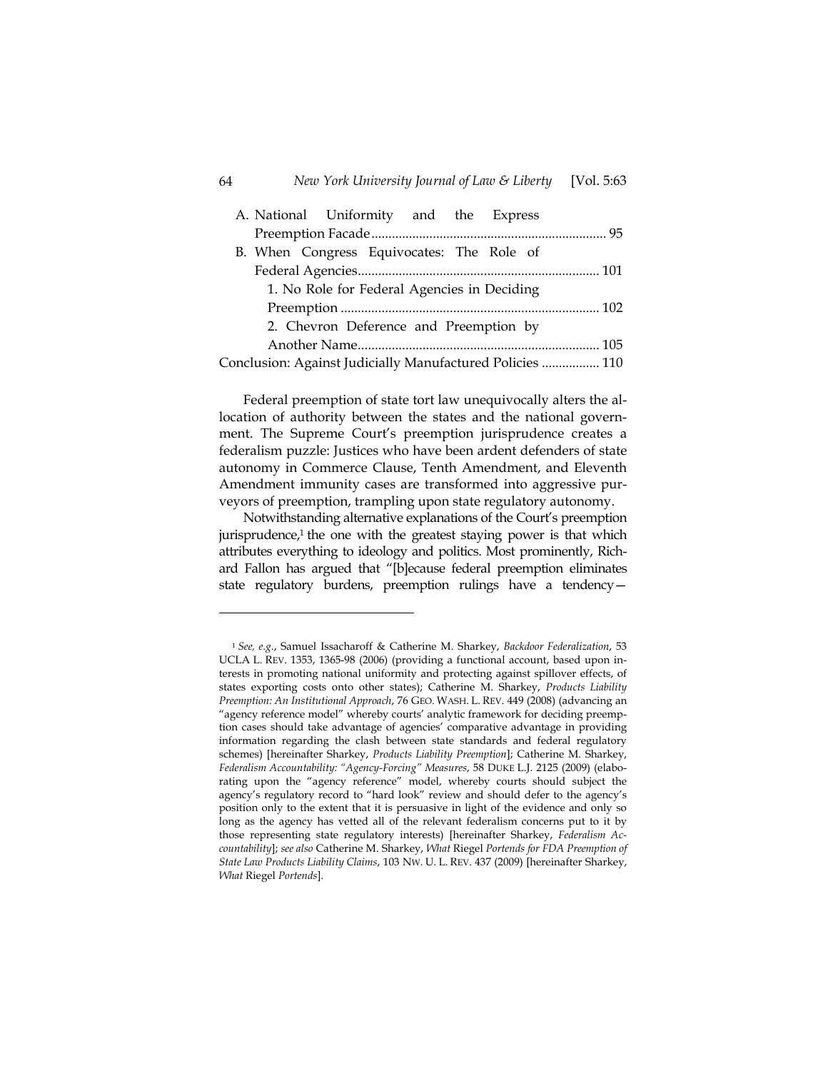A. National Uniformity and the Express Preemption Facade ..................................................................... 95
B. When Congress Equivocates: The Role of Federal Agencies ....................................................................... 101
  1. No Role for Federal Agencies in Deciding Preemption ............................................................................ 102
  2. Chevron Deference and Preemption by Another Name ....................................................................... 105
Conclusion: Against Judicially Manufactured Policies ................. 110

Federal preemption of state tort law unequivocally alters the allocation of authority between the states and the national government. The Supreme Court's preemption jurisprudence creates a federalism puzzle: Justices who have been ardent defenders of state autonomy in Commerce Clause, Tenth Amendment, and Eleventh Amendment immunity cases are transformed into aggressive purveyors of preemption, trampling upon state regulatory autonomy.

Notwithstanding alternative explanations of the Court's preemption jurisprudence,[1] the one with the greatest staying power is that which attributes everything to ideology and politics. Most prominently, Richard Fallon has argued that "[b]ecause federal preemption eliminates state regulatory burdens, preemption rulings have a tendency—

---

[1] *See, e.g.*, Samuel Issacharoff & Catherine M. Sharkey, *Backdoor Federalization*, 53 UCLA L. REV. 1353, 1365-98 (2006) (providing a functional account, based upon interests in promoting national uniformity and protecting against spillover effects, of states exporting costs onto other states); Catherine M. Sharkey, *Products Liability Preemption: An Institutional Approach*, 76 GEO. WASH. L. REV. 449 (2008) (advancing an "agency reference model" whereby courts' analytic framework for deciding preemption cases should take advantage of agencies' comparative advantage in providing information regarding the clash between state standards and federal regulatory schemes) [hereinafter Sharkey, *Products Liability Preemption*]; Catherine M. Sharkey, *Federalism Accountability: "Agency-Forcing" Measures*, 58 DUKE L.J. 2125 (2009) (elaborating upon the "agency reference" model, whereby courts should subject the agency's regulatory record to "hard look" review and should defer to the agency's position only to the extent that it is persuasive in light of the evidence and only so long as the agency has vetted all of the relevant federalism concerns put to it by those representing state regulatory interests) [hereinafter Sharkey, *Federalism Accountability*]; *see also* Catherine M. Sharkey, *What* Riegel *Portends for FDA Preemption of State Law Products Liability Claims*, 103 NW. U. L. REV. 437 (2009) [hereinafter Sharkey, *What* Riegel *Portends*].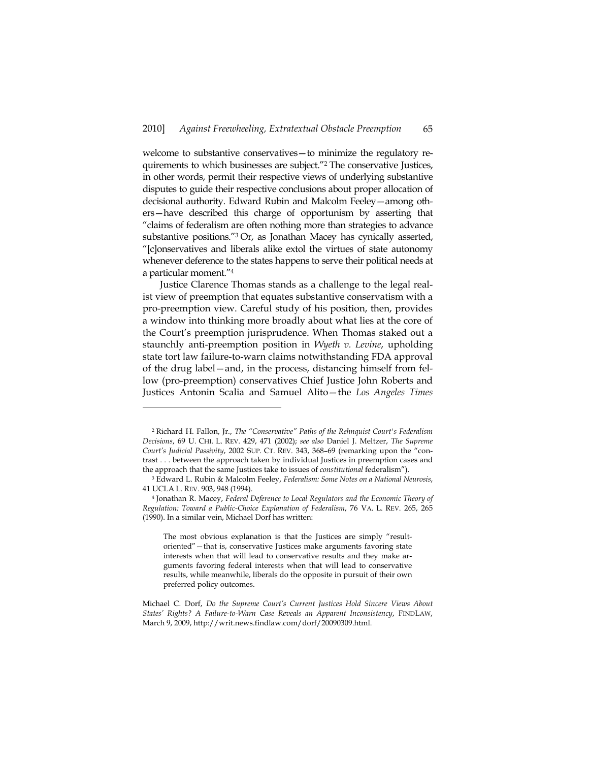welcome to substantive conservatives—to minimize the regulatory requirements to which businesses are subject."[2] The conservative Justices, in other words, permit their respective views of underlying substantive disputes to guide their respective conclusions about proper allocation of decisional authority. Edward Rubin and Malcolm Feeley—among others—have described this charge of opportunism by asserting that "claims of federalism are often nothing more than strategies to advance substantive positions."[3] Or, as Jonathan Macey has cynically asserted, "[c]onservatives and liberals alike extol the virtues of state autonomy whenever deference to the states happens to serve their political needs at a particular moment."[4]

Justice Clarence Thomas stands as a challenge to the legal realist view of preemption that equates substantive conservatism with a pro-preemption view. Careful study of his position, then, provides a window into thinking more broadly about what lies at the core of the Court's preemption jurisprudence. When Thomas staked out a staunchly anti-preemption position in *Wyeth v. Levine*, upholding state tort law failure-to-warn claims notwithstanding FDA approval of the drug label—and, in the process, distancing himself from fellow (pro-preemption) conservatives Chief Justice John Roberts and Justices Antonin Scalia and Samuel Alito—the *Los Angeles Times*

---

[2] Richard H. Fallon, Jr., *The "Conservative" Paths of the Rehnquist Court's Federalism Decisions*, 69 U. CHI. L. REV. 429, 471 (2002); *see also* Daniel J. Meltzer, *The Supreme Court's Judicial Passivity*, 2002 SUP. CT. REV. 343, 368–69 (remarking upon the "contrast . . . between the approach taken by individual Justices in preemption cases and the approach that the same Justices take to issues of *constitutional* federalism").

[3] Edward L. Rubin & Malcolm Feeley, *Federalism: Some Notes on a National Neurosis*, 41 UCLA L. REV. 903, 948 (1994).

[4] Jonathan R. Macey, *Federal Deference to Local Regulators and the Economic Theory of Regulation: Toward a Public-Choice Explanation of Federalism*, 76 VA. L. REV. 265, 265 (1990). In a similar vein, Michael Dorf has written:

> The most obvious explanation is that the Justices are simply "result-oriented"—that is, conservative Justices make arguments favoring state interests when that will lead to conservative results and they make arguments favoring federal interests when that will lead to conservative results, while meanwhile, liberals do the opposite in pursuit of their own preferred policy outcomes.

Michael C. Dorf, *Do the Supreme Court's Current Justices Hold Sincere Views About States' Rights? A Failure-to-Warn Case Reveals an Apparent Inconsistency*, FINDLAW, March 9, 2009, http://writ.news.findlaw.com/dorf/20090309.html.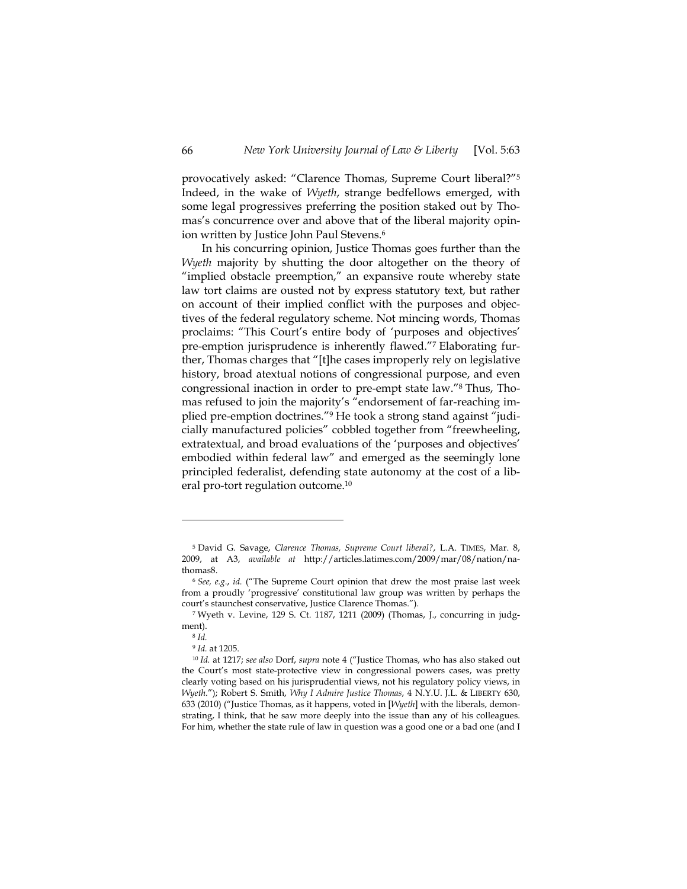provocatively asked: "Clarence Thomas, Supreme Court liberal?"[5] Indeed, in the wake of *Wyeth*, strange bedfellows emerged, with some legal progressives preferring the position staked out by Thomas's concurrence over and above that of the liberal majority opinion written by Justice John Paul Stevens.[6]

In his concurring opinion, Justice Thomas goes further than the *Wyeth* majority by shutting the door altogether on the theory of "implied obstacle preemption," an expansive route whereby state law tort claims are ousted not by express statutory text, but rather on account of their implied conflict with the purposes and objectives of the federal regulatory scheme. Not mincing words, Thomas proclaims: "This Court's entire body of 'purposes and objectives' pre-emption jurisprudence is inherently flawed."[7] Elaborating further, Thomas charges that "[t]he cases improperly rely on legislative history, broad atextual notions of congressional purpose, and even congressional inaction in order to pre-empt state law."[8] Thus, Thomas refused to join the majority's "endorsement of far-reaching implied pre-emption doctrines."[9] He took a strong stand against "judicially manufactured policies" cobbled together from "freewheeling, extratextual, and broad evaluations of the 'purposes and objectives' embodied within federal law" and emerged as the seemingly lone principled federalist, defending state autonomy at the cost of a liberal pro-tort regulation outcome.[10]

---

[5] David G. Savage, *Clarence Thomas, Supreme Court liberal?*, L.A. TIMES, Mar. 8, 2009, at A3, *available at* http://articles.latimes.com/2009/mar/08/nation/na-thomas8.

[6] *See, e.g.*, *id.* ("The Supreme Court opinion that drew the most praise last week from a proudly 'progressive' constitutional law group was written by perhaps the court's staunchest conservative, Justice Clarence Thomas.").

[7] Wyeth v. Levine, 129 S. Ct. 1187, 1211 (2009) (Thomas, J., concurring in judgment).

[8] *Id.*

[9] *Id.* at 1205.

[10] *Id.* at 1217; *see also* Dorf, *supra* note 4 ("Justice Thomas, who has also staked out the Court's most state-protective view in congressional powers cases, was pretty clearly voting based on his jurisprudential views, not his regulatory policy views, in *Wyeth*."); Robert S. Smith, *Why I Admire Justice Thomas*, 4 N.Y.U. J.L. & LIBERTY 630, 633 (2010) ("Justice Thomas, as it happens, voted in [*Wyeth*] with the liberals, demonstrating, I think, that he saw more deeply into the issue than any of his colleagues. For him, whether the state rule of law in question was a good one or a bad one (and I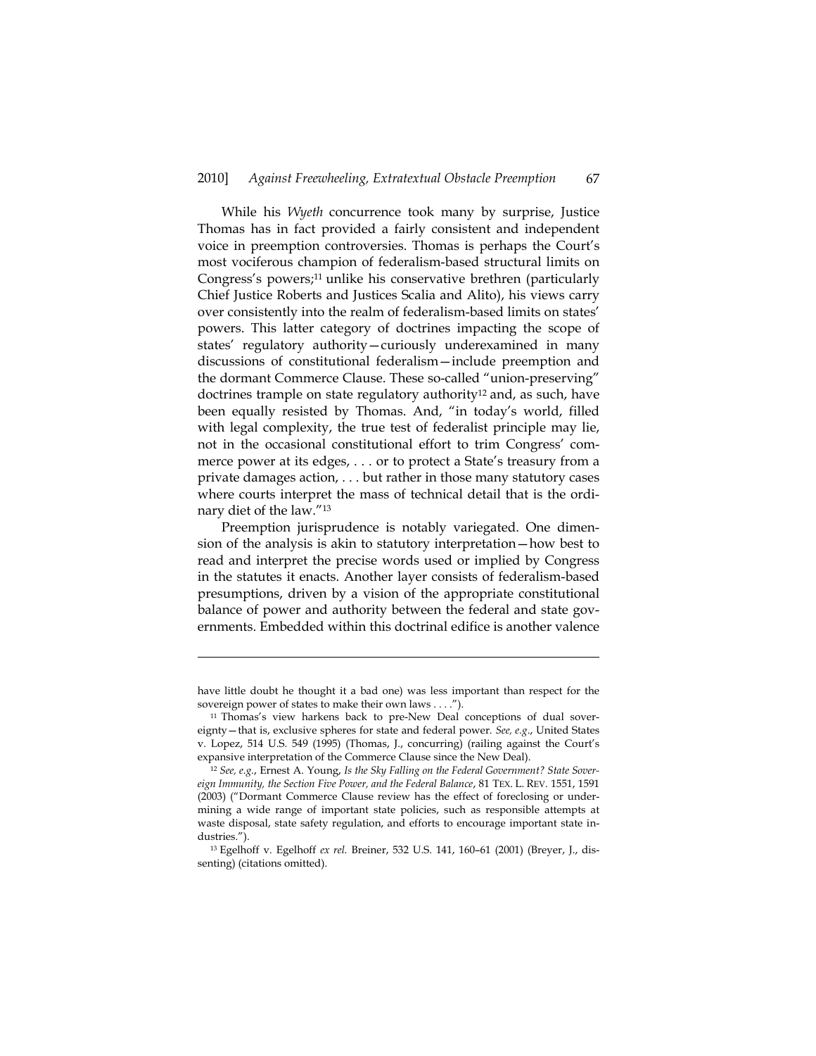While his *Wyeth* concurrence took many by surprise, Justice Thomas has in fact provided a fairly consistent and independent voice in preemption controversies. Thomas is perhaps the Court's most vociferous champion of federalism-based structural limits on Congress's powers;[11] unlike his conservative brethren (particularly Chief Justice Roberts and Justices Scalia and Alito), his views carry over consistently into the realm of federalism-based limits on states' powers. This latter category of doctrines impacting the scope of states' regulatory authority—curiously underexamined in many discussions of constitutional federalism—include preemption and the dormant Commerce Clause. These so-called "union-preserving" doctrines trample on state regulatory authority[12] and, as such, have been equally resisted by Thomas. And, "in today's world, filled with legal complexity, the true test of federalist principle may lie, not in the occasional constitutional effort to trim Congress' commerce power at its edges, . . . or to protect a State's treasury from a private damages action, . . . but rather in those many statutory cases where courts interpret the mass of technical detail that is the ordinary diet of the law."[13]

Preemption jurisprudence is notably variegated. One dimension of the analysis is akin to statutory interpretation—how best to read and interpret the precise words used or implied by Congress in the statutes it enacts. Another layer consists of federalism-based presumptions, driven by a vision of the appropriate constitutional balance of power and authority between the federal and state governments. Embedded within this doctrinal edifice is another valence

---

have little doubt he thought it a bad one) was less important than respect for the sovereign power of states to make their own laws . . . .").

[11] Thomas's view harkens back to pre-New Deal conceptions of dual sovereignty—that is, exclusive spheres for state and federal power. *See, e.g.*, United States v. Lopez, 514 U.S. 549 (1995) (Thomas, J., concurring) (railing against the Court's expansive interpretation of the Commerce Clause since the New Deal).

[12] *See, e.g.*, Ernest A. Young, *Is the Sky Falling on the Federal Government? State Sovereign Immunity, the Section Five Power, and the Federal Balance*, 81 TEX. L. REV. 1551, 1591 (2003) ("Dormant Commerce Clause review has the effect of foreclosing or undermining a wide range of important state policies, such as responsible attempts at waste disposal, state safety regulation, and efforts to encourage important state industries.").

[13] Egelhoff v. Egelhoff *ex rel.* Breiner, 532 U.S. 141, 160–61 (2001) (Breyer, J., dissenting) (citations omitted).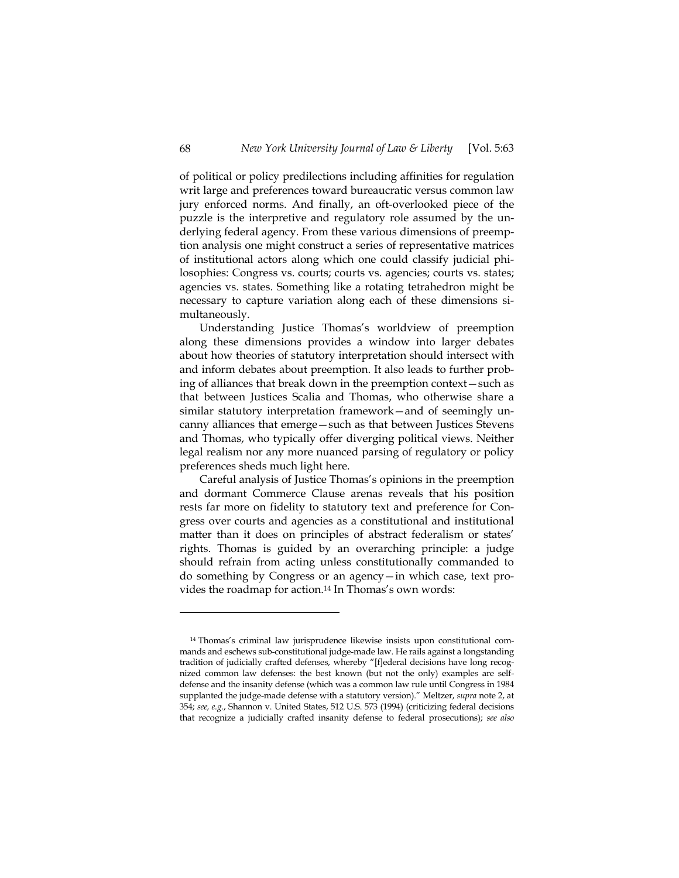of political or policy predilections including affinities for regulation writ large and preferences toward bureaucratic versus common law jury enforced norms. And finally, an oft-overlooked piece of the puzzle is the interpretive and regulatory role assumed by the underlying federal agency. From these various dimensions of preemption analysis one might construct a series of representative matrices of institutional actors along which one could classify judicial philosophies: Congress vs. courts; courts vs. agencies; courts vs. states; agencies vs. states. Something like a rotating tetrahedron might be necessary to capture variation along each of these dimensions simultaneously.

Understanding Justice Thomas's worldview of preemption along these dimensions provides a window into larger debates about how theories of statutory interpretation should intersect with and inform debates about preemption. It also leads to further probing of alliances that break down in the preemption context—such as that between Justices Scalia and Thomas, who otherwise share a similar statutory interpretation framework—and of seemingly uncanny alliances that emerge—such as that between Justices Stevens and Thomas, who typically offer diverging political views. Neither legal realism nor any more nuanced parsing of regulatory or policy preferences sheds much light here.

Careful analysis of Justice Thomas's opinions in the preemption and dormant Commerce Clause arenas reveals that his position rests far more on fidelity to statutory text and preference for Congress over courts and agencies as a constitutional and institutional matter than it does on principles of abstract federalism or states' rights. Thomas is guided by an overarching principle: a judge should refrain from acting unless constitutionally commanded to do something by Congress or an agency—in which case, text provides the roadmap for action.[14] In Thomas's own words:

---

[14] Thomas's criminal law jurisprudence likewise insists upon constitutional commands and eschews sub-constitutional judge-made law. He rails against a longstanding tradition of judicially crafted defenses, whereby "[f]ederal decisions have long recognized common law defenses: the best known (but not the only) examples are self-defense and the insanity defense (which was a common law rule until Congress in 1984 supplanted the judge-made defense with a statutory version)." Meltzer, *supra* note 2, at 354; *see, e.g.*, Shannon v. United States, 512 U.S. 573 (1994) (criticizing federal decisions that recognize a judicially crafted insanity defense to federal prosecutions); *see also*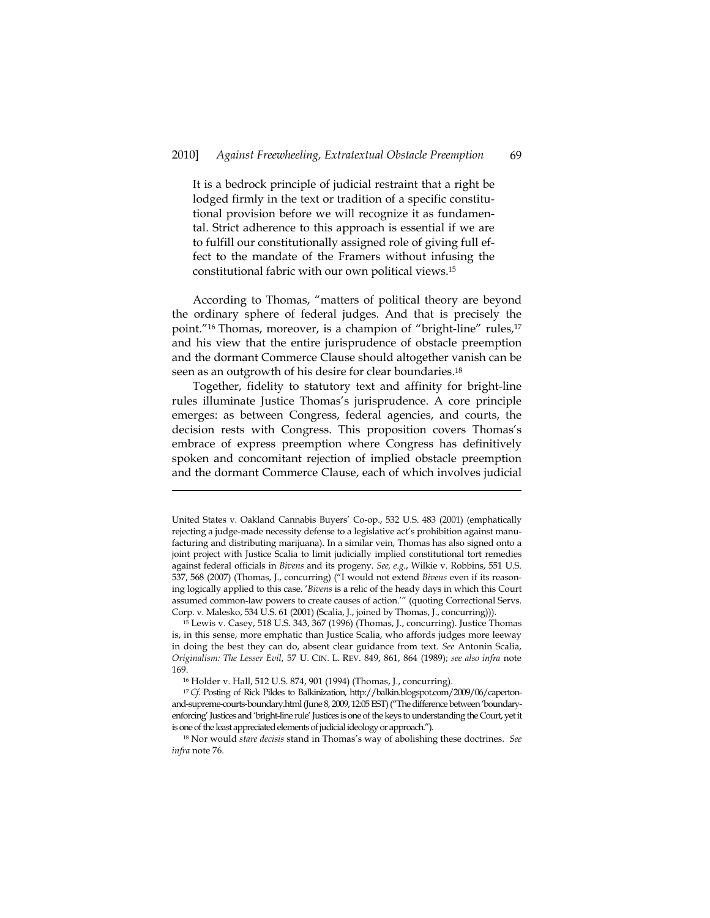> It is a bedrock principle of judicial restraint that a right be lodged firmly in the text or tradition of a specific constitutional provision before we will recognize it as fundamental. Strict adherence to this approach is essential if we are to fulfill our constitutionally assigned role of giving full effect to the mandate of the Framers without infusing the constitutional fabric with our own political views.[15]

According to Thomas, "matters of political theory are beyond the ordinary sphere of federal judges. And that is precisely the point."[16] Thomas, moreover, is a champion of "bright-line" rules,[17] and his view that the entire jurisprudence of obstacle preemption and the dormant Commerce Clause should altogether vanish can be seen as an outgrowth of his desire for clear boundaries.[18]

Together, fidelity to statutory text and affinity for bright-line rules illuminate Justice Thomas's jurisprudence. A core principle emerges: as between Congress, federal agencies, and courts, the decision rests with Congress. This proposition covers Thomas's embrace of express preemption where Congress has definitively spoken and concomitant rejection of implied obstacle preemption and the dormant Commerce Clause, each of which involves judicial

---

United States v. Oakland Cannabis Buyers' Co-op., 532 U.S. 483 (2001) (emphatically rejecting a judge-made necessity defense to a legislative act's prohibition against manufacturing and distributing marijuana). In a similar vein, Thomas has also signed onto a joint project with Justice Scalia to limit judicially implied constitutional tort remedies against federal officials in *Bivens* and its progeny. *See, e.g.*, Wilkie v. Robbins, 551 U.S. 537, 568 (2007) (Thomas, J., concurring) ("I would not extend *Bivens* even if its reasoning logically applied to this case. '*Bivens* is a relic of the heady days in which this Court assumed common-law powers to create causes of action.'" (quoting Correctional Servs. Corp. v. Malesko, 534 U.S. 61 (2001) (Scalia, J., joined by Thomas, J., concurring))).

[15] Lewis v. Casey, 518 U.S. 343, 367 (1996) (Thomas, J., concurring). Justice Thomas is, in this sense, more emphatic than Justice Scalia, who affords judges more leeway in doing the best they can do, absent clear guidance from text. *See* Antonin Scalia, *Originalism: The Lesser Evil*, 57 U. CIN. L. REV. 849, 861, 864 (1989); *see also infra* note 169.

[16] Holder v. Hall, 512 U.S. 874, 901 (1994) (Thomas, J., concurring).

[17] *Cf.* Posting of Rick Pildes to Balkinization, http://balkin.blogspot.com/2009/06/caperton-and-supreme-courts-boundary.html (June 8, 2009, 12:05 EST) ("The difference between 'boundary-enforcing' Justices and 'bright-line rule' Justices is one of the keys to understanding the Court, yet it is one of the least appreciated elements of judicial ideology or approach.").

[18] Nor would *stare decisis* stand in Thomas's way of abolishing these doctrines. *See infra* note 76.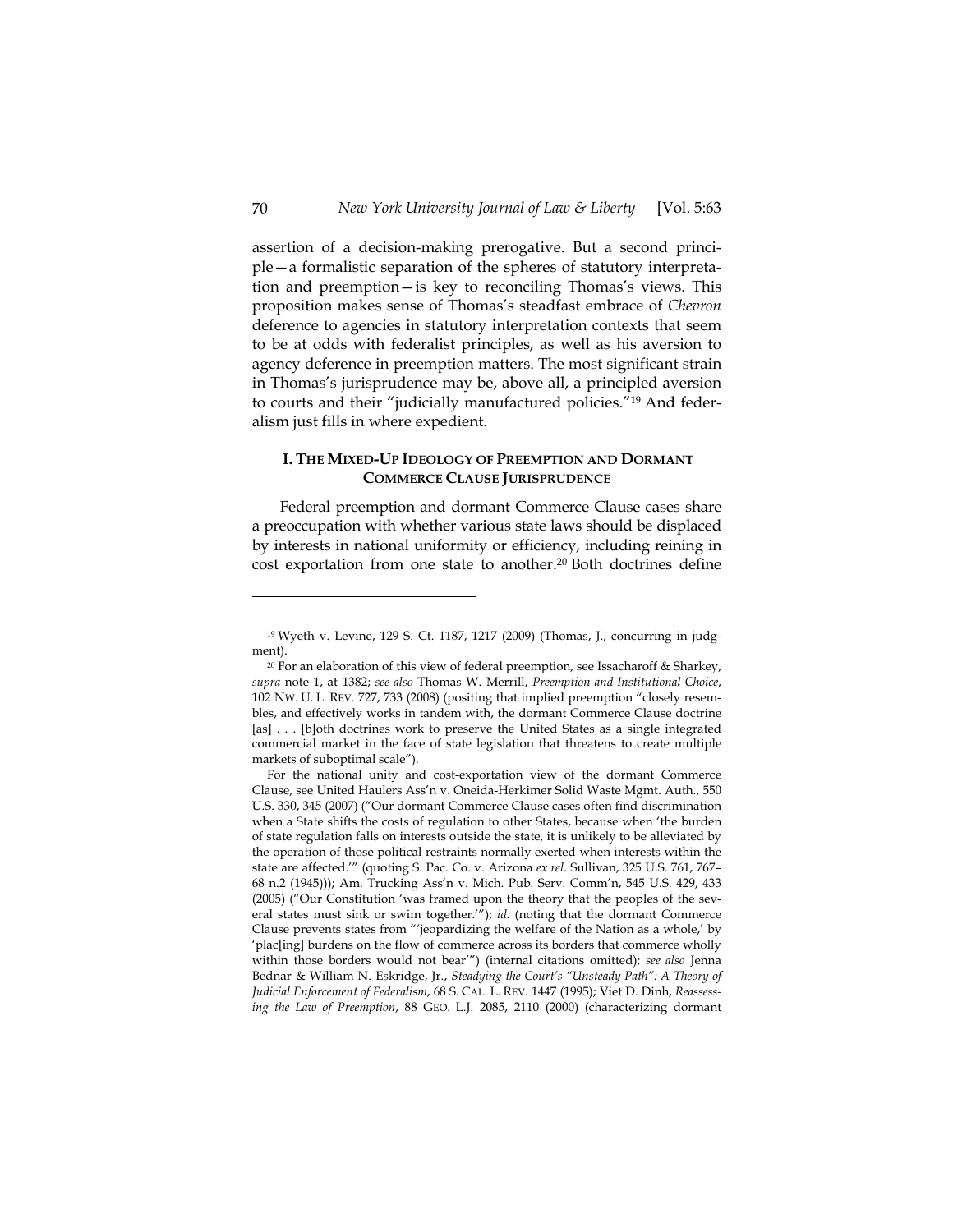assertion of a decision-making prerogative. But a second principle—a formalistic separation of the spheres of statutory interpretation and preemption—is key to reconciling Thomas's views. This proposition makes sense of Thomas's steadfast embrace of *Chevron* deference to agencies in statutory interpretation contexts that seem to be at odds with federalist principles, as well as his aversion to agency deference in preemption matters. The most significant strain in Thomas's jurisprudence may be, above all, a principled aversion to courts and their "judicially manufactured policies."[19] And federalism just fills in where expedient.

## I. THE MIXED-UP IDEOLOGY OF PREEMPTION AND DORMANT COMMERCE CLAUSE JURISPRUDENCE

Federal preemption and dormant Commerce Clause cases share a preoccupation with whether various state laws should be displaced by interests in national uniformity or efficiency, including reining in cost exportation from one state to another.[20] Both doctrines define

---

[19] Wyeth v. Levine, 129 S. Ct. 1187, 1217 (2009) (Thomas, J., concurring in judgment).

[20] For an elaboration of this view of federal preemption, see Issacharoff & Sharkey, *supra* note 1, at 1382; *see also* Thomas W. Merrill, *Preemption and Institutional Choice*, 102 NW. U. L. REV. 727, 733 (2008) (positing that implied preemption "closely resembles, and effectively works in tandem with, the dormant Commerce Clause doctrine [as] . . . [b]oth doctrines work to preserve the United States as a single integrated commercial market in the face of state legislation that threatens to create multiple markets of suboptimal scale").

For the national unity and cost-exportation view of the dormant Commerce Clause, see United Haulers Ass'n v. Oneida-Herkimer Solid Waste Mgmt. Auth., 550 U.S. 330, 345 (2007) ("Our dormant Commerce Clause cases often find discrimination when a State shifts the costs of regulation to other States, because when 'the burden of state regulation falls on interests outside the state, it is unlikely to be alleviated by the operation of those political restraints normally exerted when interests within the state are affected.'" (quoting S. Pac. Co. v. Arizona *ex rel.* Sullivan, 325 U.S. 761, 767–68 n.2 (1945))); Am. Trucking Ass'n v. Mich. Pub. Serv. Comm'n, 545 U.S. 429, 433 (2005) ("Our Constitution 'was framed upon the theory that the peoples of the several states must sink or swim together.'"); *id.* (noting that the dormant Commerce Clause prevents states from "'jeopardizing the welfare of the Nation as a whole,' by 'plac[ing] burdens on the flow of commerce across its borders that commerce wholly within those borders would not bear'") (internal citations omitted); *see also* Jenna Bednar & William N. Eskridge, Jr., *Steadying the Court's "Unsteady Path": A Theory of Judicial Enforcement of Federalism*, 68 S. CAL. L. REV. 1447 (1995); Viet D. Dinh, *Reassessing the Law of Preemption*, 88 GEO. L.J. 2085, 2110 (2000) (characterizing dormant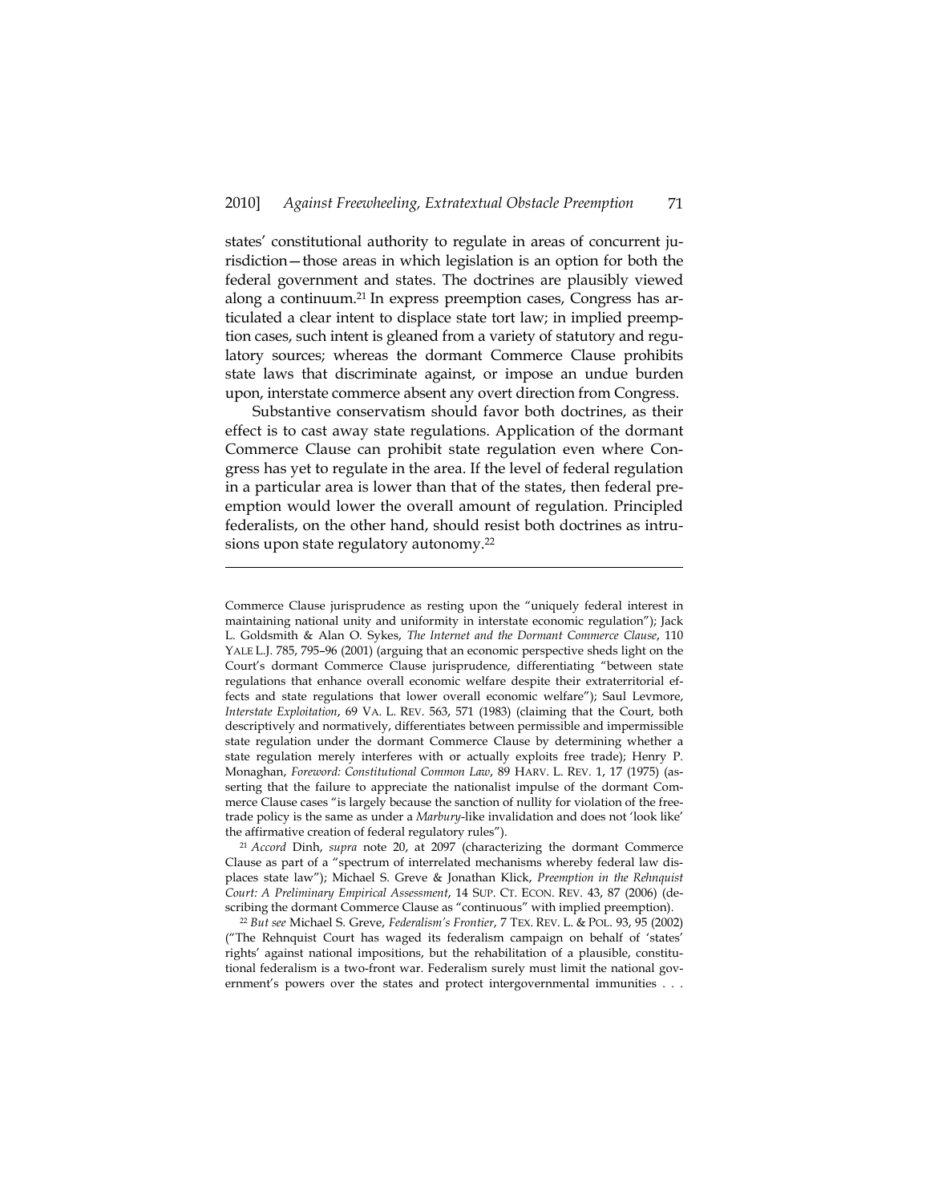states' constitutional authority to regulate in areas of concurrent jurisdiction—those areas in which legislation is an option for both the federal government and states. The doctrines are plausibly viewed along a continuum.[21] In express preemption cases, Congress has articulated a clear intent to displace state tort law; in implied preemption cases, such intent is gleaned from a variety of statutory and regulatory sources; whereas the dormant Commerce Clause prohibits state laws that discriminate against, or impose an undue burden upon, interstate commerce absent any overt direction from Congress.

Substantive conservatism should favor both doctrines, as their effect is to cast away state regulations. Application of the dormant Commerce Clause can prohibit state regulation even where Congress has yet to regulate in the area. If the level of federal regulation in a particular area is lower than that of the states, then federal preemption would lower the overall amount of regulation. Principled federalists, on the other hand, should resist both doctrines as intrusions upon state regulatory autonomy.[22]

---

Commerce Clause jurisprudence as resting upon the "uniquely federal interest in maintaining national unity and uniformity in interstate economic regulation"); Jack L. Goldsmith & Alan O. Sykes, *The Internet and the Dormant Commerce Clause*, 110 YALE L.J. 785, 795–96 (2001) (arguing that an economic perspective sheds light on the Court's dormant Commerce Clause jurisprudence, differentiating "between state regulations that enhance overall economic welfare despite their extraterritorial effects and state regulations that lower overall economic welfare"); Saul Levmore, *Interstate Exploitation*, 69 VA. L. REV. 563, 571 (1983) (claiming that the Court, both descriptively and normatively, differentiates between permissible and impermissible state regulation under the dormant Commerce Clause by determining whether a state regulation merely interferes with or actually exploits free trade); Henry P. Monaghan, *Foreword: Constitutional Common Law*, 89 HARV. L. REV. 1, 17 (1975) (asserting that the failure to appreciate the nationalist impulse of the dormant Commerce Clause cases "is largely because the sanction of nullity for violation of the free-trade policy is the same as under a *Marbury*-like invalidation and does not 'look like' the affirmative creation of federal regulatory rules").

[21] *Accord* Dinh, *supra* note 20, at 2097 (characterizing the dormant Commerce Clause as part of a "spectrum of interrelated mechanisms whereby federal law displaces state law"); Michael S. Greve & Jonathan Klick, *Preemption in the Rehnquist Court: A Preliminary Empirical Assessment*, 14 SUP. CT. ECON. REV. 43, 87 (2006) (describing the dormant Commerce Clause as "continuous" with implied preemption).

[22] *But see* Michael S. Greve, *Federalism's Frontier*, 7 TEX. REV. L. & POL. 93, 95 (2002) ("The Rehnquist Court has waged its federalism campaign on behalf of 'states' rights' against national impositions, but the rehabilitation of a plausible, constitutional federalism is a two-front war. Federalism surely must limit the national government's powers over the states and protect intergovernmental immunities . . .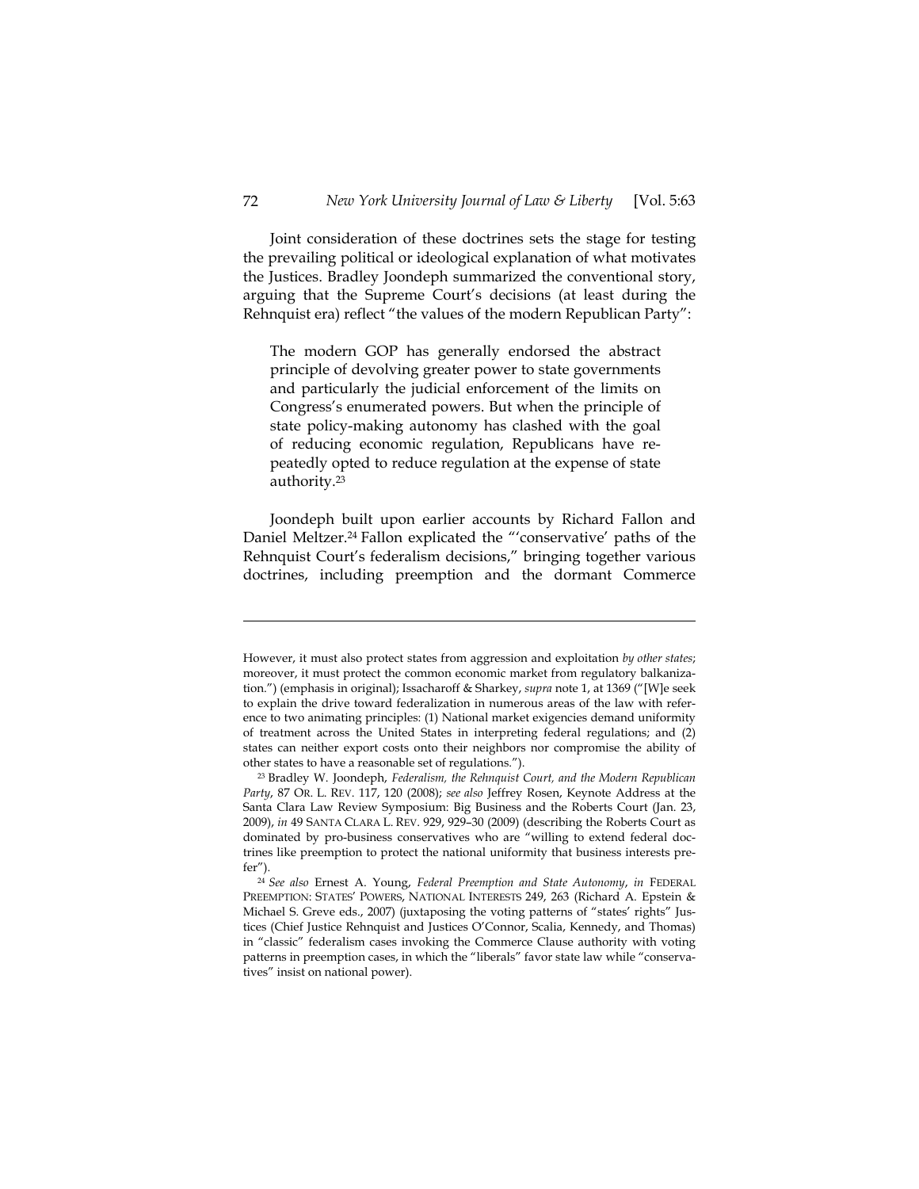Joint consideration of these doctrines sets the stage for testing the prevailing political or ideological explanation of what motivates the Justices. Bradley Joondeph summarized the conventional story, arguing that the Supreme Court's decisions (at least during the Rehnquist era) reflect "the values of the modern Republican Party":

> The modern GOP has generally endorsed the abstract principle of devolving greater power to state governments and particularly the judicial enforcement of the limits on Congress's enumerated powers. But when the principle of state policy-making autonomy has clashed with the goal of reducing economic regulation, Republicans have repeatedly opted to reduce regulation at the expense of state authority.[23]

Joondeph built upon earlier accounts by Richard Fallon and Daniel Meltzer.[24] Fallon explicated the "'conservative' paths of the Rehnquist Court's federalism decisions," bringing together various doctrines, including preemption and the dormant Commerce

---

However, it must also protect states from aggression and exploitation *by other states*; moreover, it must protect the common economic market from regulatory balkanization.") (emphasis in original); Issacharoff & Sharkey, *supra* note 1, at 1369 ("[W]e seek to explain the drive toward federalization in numerous areas of the law with reference to two animating principles: (1) National market exigencies demand uniformity of treatment across the United States in interpreting federal regulations; and (2) states can neither export costs onto their neighbors nor compromise the ability of other states to have a reasonable set of regulations.").

[23] Bradley W. Joondeph, *Federalism, the Rehnquist Court, and the Modern Republican Party*, 87 OR. L. REV. 117, 120 (2008); *see also* Jeffrey Rosen, Keynote Address at the Santa Clara Law Review Symposium: Big Business and the Roberts Court (Jan. 23, 2009), *in* 49 SANTA CLARA L. REV. 929, 929–30 (2009) (describing the Roberts Court as dominated by pro-business conservatives who are "willing to extend federal doctrines like preemption to protect the national uniformity that business interests prefer").

[24] *See also* Ernest A. Young, *Federal Preemption and State Autonomy*, *in* FEDERAL PREEMPTION: STATES' POWERS, NATIONAL INTERESTS 249, 263 (Richard A. Epstein & Michael S. Greve eds., 2007) (juxtaposing the voting patterns of "states' rights" Justices (Chief Justice Rehnquist and Justices O'Connor, Scalia, Kennedy, and Thomas) in "classic" federalism cases invoking the Commerce Clause authority with voting patterns in preemption cases, in which the "liberals" favor state law while "conservatives" insist on national power).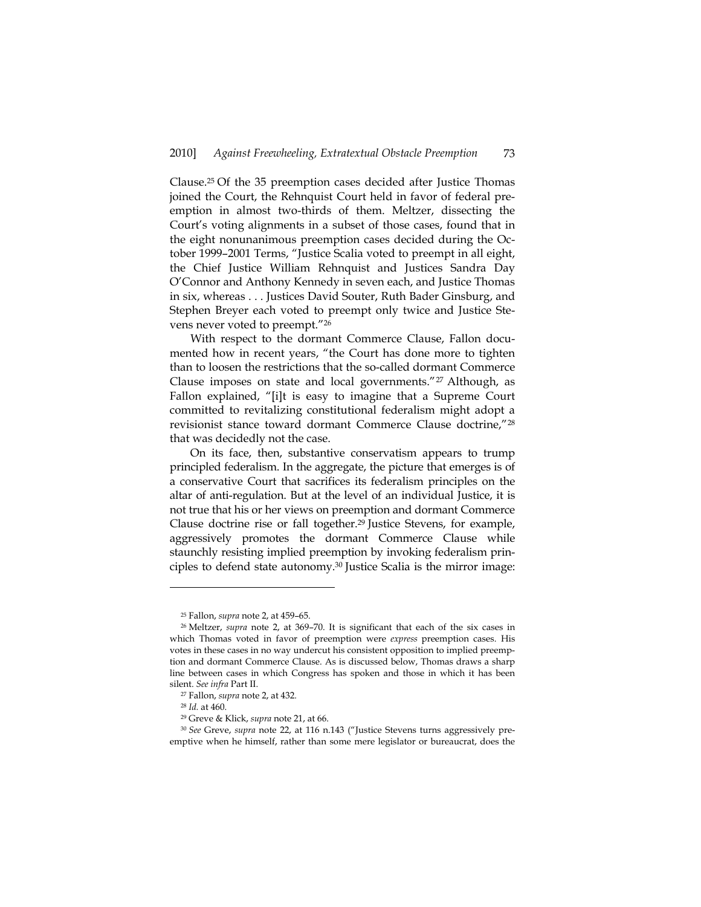Clause.[25] Of the 35 preemption cases decided after Justice Thomas joined the Court, the Rehnquist Court held in favor of federal preemption in almost two-thirds of them. Meltzer, dissecting the Court's voting alignments in a subset of those cases, found that in the eight nonunanimous preemption cases decided during the October 1999–2001 Terms, "Justice Scalia voted to preempt in all eight, the Chief Justice William Rehnquist and Justices Sandra Day O'Connor and Anthony Kennedy in seven each, and Justice Thomas in six, whereas . . . Justices David Souter, Ruth Bader Ginsburg, and Stephen Breyer each voted to preempt only twice and Justice Stevens never voted to preempt."[26]

With respect to the dormant Commerce Clause, Fallon documented how in recent years, "the Court has done more to tighten than to loosen the restrictions that the so-called dormant Commerce Clause imposes on state and local governments."[27] Although, as Fallon explained, "[i]t is easy to imagine that a Supreme Court committed to revitalizing constitutional federalism might adopt a revisionist stance toward dormant Commerce Clause doctrine,"[28] that was decidedly not the case.

On its face, then, substantive conservatism appears to trump principled federalism. In the aggregate, the picture that emerges is of a conservative Court that sacrifices its federalism principles on the altar of anti-regulation. But at the level of an individual Justice, it is not true that his or her views on preemption and dormant Commerce Clause doctrine rise or fall together.[29] Justice Stevens, for example, aggressively promotes the dormant Commerce Clause while staunchly resisting implied preemption by invoking federalism principles to defend state autonomy.[30] Justice Scalia is the mirror image:

---

[25] Fallon, *supra* note 2, at 459–65.

[26] Meltzer, *supra* note 2, at 369–70. It is significant that each of the six cases in which Thomas voted in favor of preemption were *express* preemption cases. His votes in these cases in no way undercut his consistent opposition to implied preemption and dormant Commerce Clause. As is discussed below, Thomas draws a sharp line between cases in which Congress has spoken and those in which it has been silent. *See infra* Part II.

[27] Fallon, *supra* note 2, at 432.

[28] *Id.* at 460.

[29] Greve & Klick, *supra* note 21, at 66.

[30] *See* Greve, *supra* note 22, at 116 n.143 ("Justice Stevens turns aggressively preemptive when he himself, rather than some mere legislator or bureaucrat, does the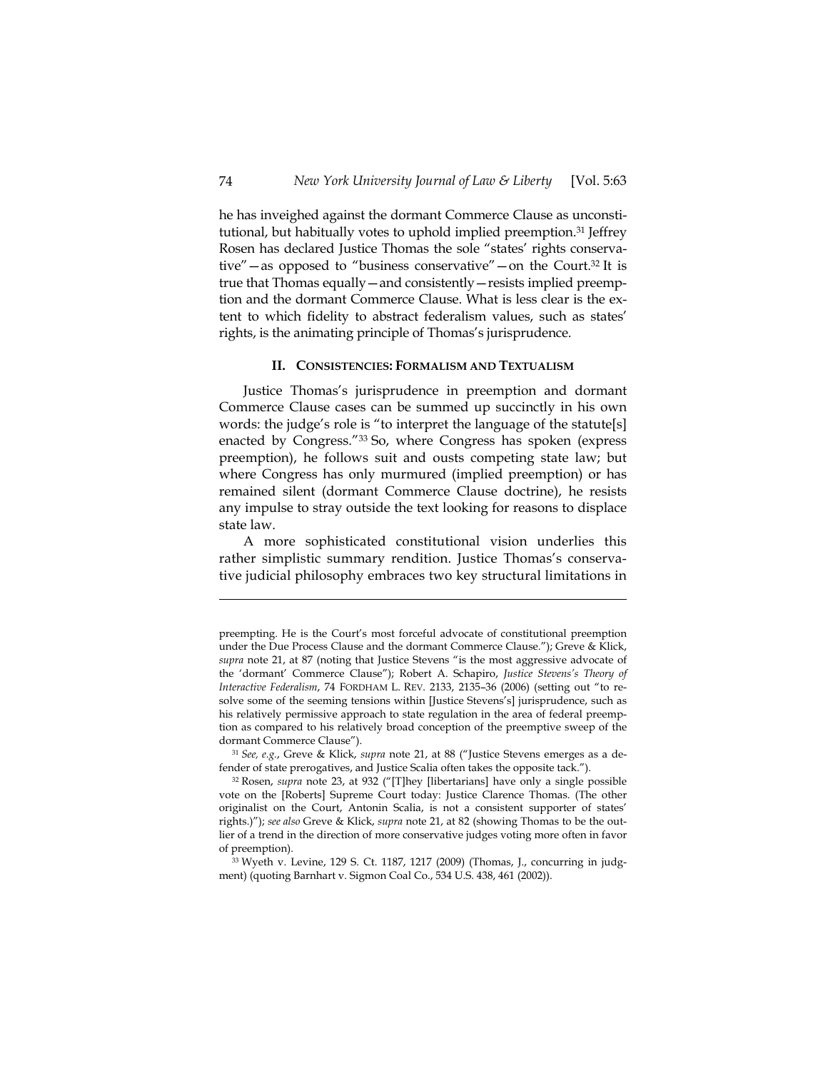he has inveighed against the dormant Commerce Clause as unconstitutional, but habitually votes to uphold implied preemption.[31] Jeffrey Rosen has declared Justice Thomas the sole "states' rights conservative"—as opposed to "business conservative"—on the Court.[32] It is true that Thomas equally—and consistently—resists implied preemption and the dormant Commerce Clause. What is less clear is the extent to which fidelity to abstract federalism values, such as states' rights, is the animating principle of Thomas's jurisprudence.

## II. CONSISTENCIES: FORMALISM AND TEXTUALISM

Justice Thomas's jurisprudence in preemption and dormant Commerce Clause cases can be summed up succinctly in his own words: the judge's role is "to interpret the language of the statute[s] enacted by Congress."[33] So, where Congress has spoken (express preemption), he follows suit and ousts competing state law; but where Congress has only murmured (implied preemption) or has remained silent (dormant Commerce Clause doctrine), he resists any impulse to stray outside the text looking for reasons to displace state law.

A more sophisticated constitutional vision underlies this rather simplistic summary rendition. Justice Thomas's conservative judicial philosophy embraces two key structural limitations in

---

preempting. He is the Court's most forceful advocate of constitutional preemption under the Due Process Clause and the dormant Commerce Clause."); Greve & Klick, *supra* note 21, at 87 (noting that Justice Stevens "is the most aggressive advocate of the 'dormant' Commerce Clause"); Robert A. Schapiro, *Justice Stevens's Theory of Interactive Federalism*, 74 FORDHAM L. REV. 2133, 2135–36 (2006) (setting out "to resolve some of the seeming tensions within [Justice Stevens's] jurisprudence, such as his relatively permissive approach to state regulation in the area of federal preemption as compared to his relatively broad conception of the preemptive sweep of the dormant Commerce Clause").

[31] *See, e.g.*, Greve & Klick, *supra* note 21, at 88 ("Justice Stevens emerges as a defender of state prerogatives, and Justice Scalia often takes the opposite tack.").

[32] Rosen, *supra* note 23, at 932 ("[T]hey [libertarians] have only a single possible vote on the [Roberts] Supreme Court today: Justice Clarence Thomas. (The other originalist on the Court, Antonin Scalia, is not a consistent supporter of states' rights.)"); *see also* Greve & Klick, *supra* note 21, at 82 (showing Thomas to be the outlier of a trend in the direction of more conservative judges voting more often in favor of preemption).

[33] Wyeth v. Levine, 129 S. Ct. 1187, 1217 (2009) (Thomas, J., concurring in judgment) (quoting Barnhart v. Sigmon Coal Co., 534 U.S. 438, 461 (2002)).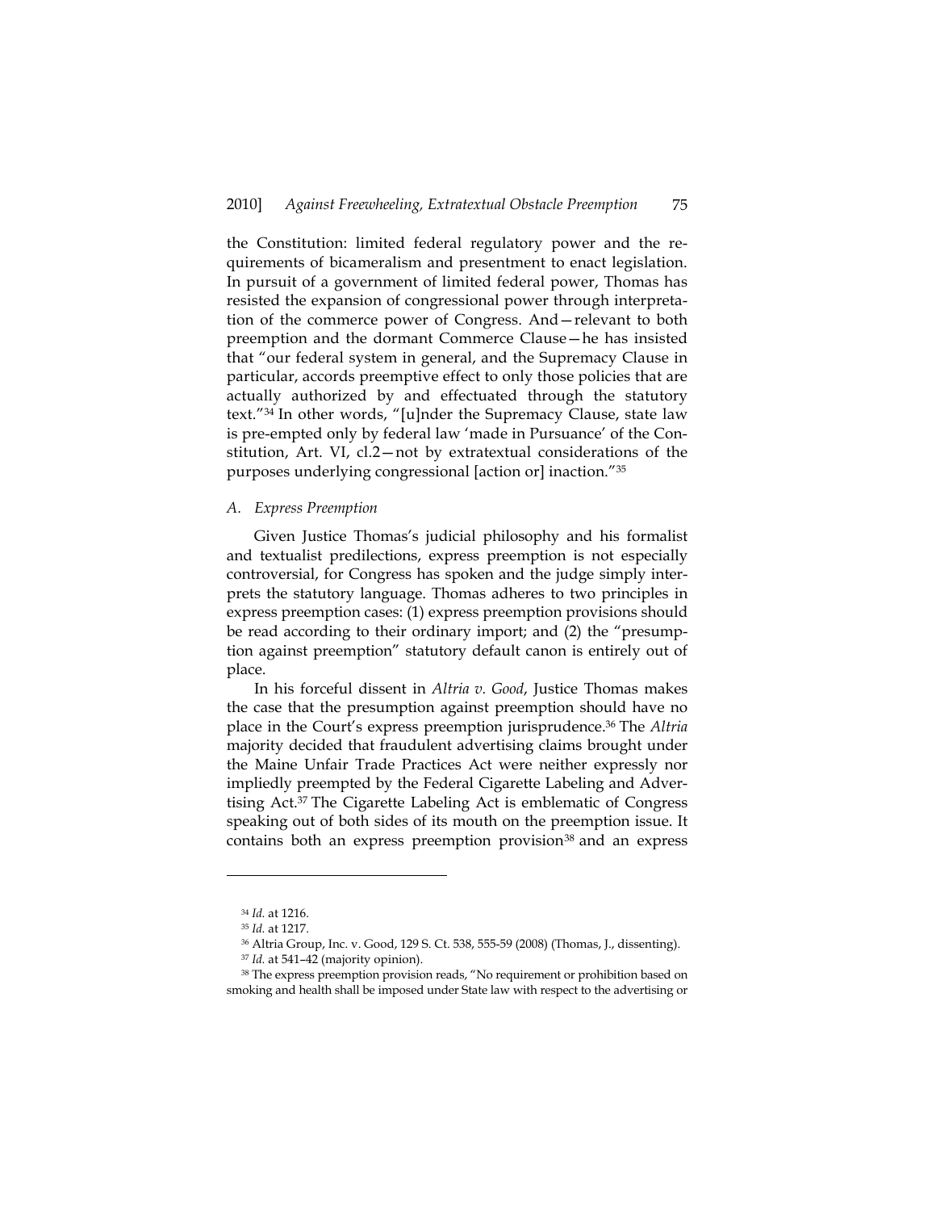the Constitution: limited federal regulatory power and the requirements of bicameralism and presentment to enact legislation. In pursuit of a government of limited federal power, Thomas has resisted the expansion of congressional power through interpretation of the commerce power of Congress. And—relevant to both preemption and the dormant Commerce Clause—he has insisted that "our federal system in general, and the Supremacy Clause in particular, accords preemptive effect to only those policies that are actually authorized by and effectuated through the statutory text."[34] In other words, "[u]nder the Supremacy Clause, state law is pre-empted only by federal law 'made in Pursuance' of the Constitution, Art. VI, cl.2—not by extratextual considerations of the purposes underlying congressional [action or] inaction."[35]

### A. Express Preemption

Given Justice Thomas's judicial philosophy and his formalist and textualist predilections, express preemption is not especially controversial, for Congress has spoken and the judge simply interprets the statutory language. Thomas adheres to two principles in express preemption cases: (1) express preemption provisions should be read according to their ordinary import; and (2) the "presumption against preemption" statutory default canon is entirely out of place.

In his forceful dissent in *Altria v. Good*, Justice Thomas makes the case that the presumption against preemption should have no place in the Court's express preemption jurisprudence.[36] The *Altria* majority decided that fraudulent advertising claims brought under the Maine Unfair Trade Practices Act were neither expressly nor impliedly preempted by the Federal Cigarette Labeling and Advertising Act.[37] The Cigarette Labeling Act is emblematic of Congress speaking out of both sides of its mouth on the preemption issue. It contains both an express preemption provision[38] and an express

---

[34] *Id.* at 1216.

[35] *Id.* at 1217.

[36] Altria Group, Inc. v. Good, 129 S. Ct. 538, 555-59 (2008) (Thomas, J., dissenting).

[37] *Id.* at 541–42 (majority opinion).

[38] The express preemption provision reads, "No requirement or prohibition based on smoking and health shall be imposed under State law with respect to the advertising or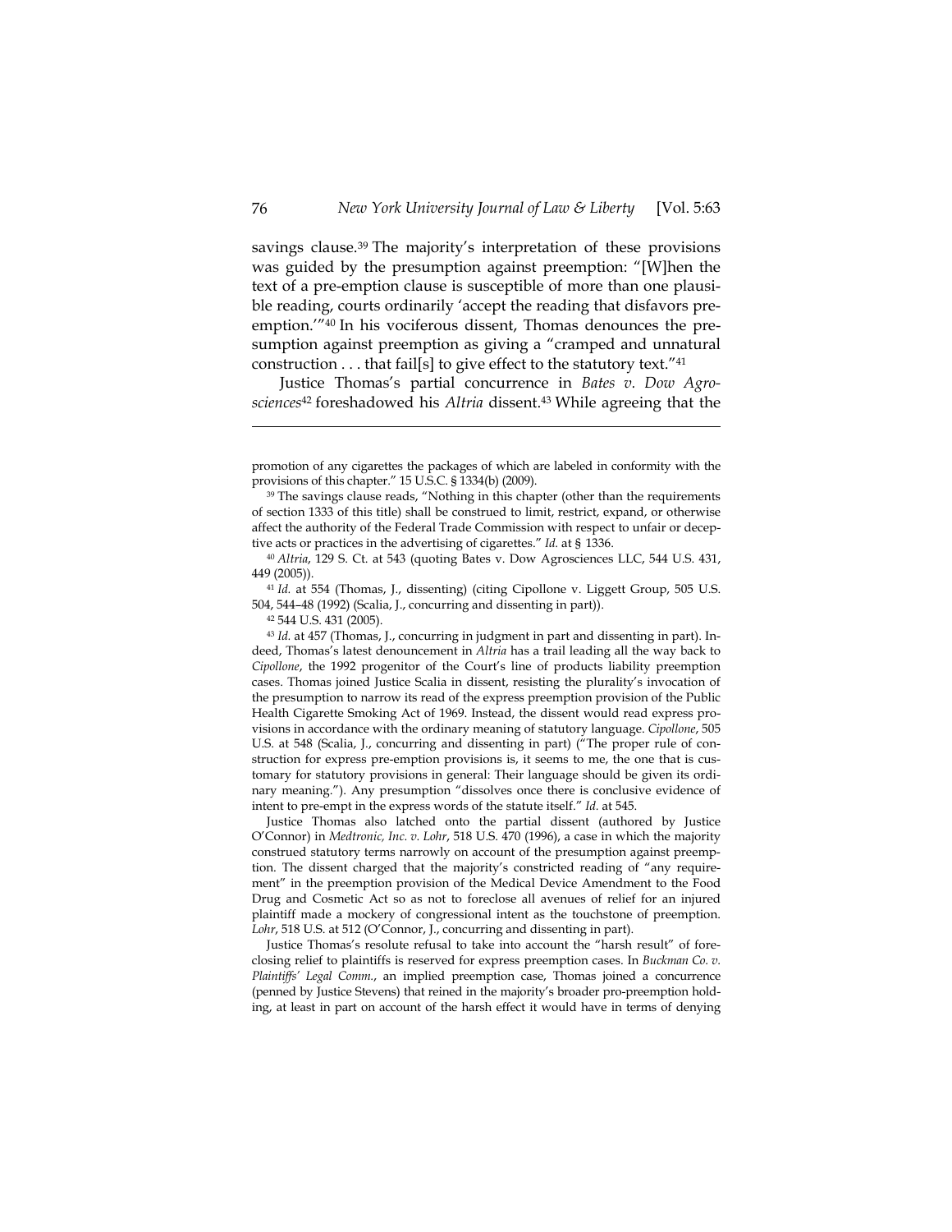savings clause.[39] The majority's interpretation of these provisions was guided by the presumption against preemption: "[W]hen the text of a pre-emption clause is susceptible of more than one plausible reading, courts ordinarily 'accept the reading that disfavors pre-emption.'"[40] In his vociferous dissent, Thomas denounces the presumption against preemption as giving a "cramped and unnatural construction . . . that fail[s] to give effect to the statutory text."[41]

Justice Thomas's partial concurrence in *Bates v. Dow Agrosciences*[42] foreshadowed his *Altria* dissent.[43] While agreeing that the

---

promotion of any cigarettes the packages of which are labeled in conformity with the provisions of this chapter." 15 U.S.C. § 1334(b) (2009).

[39] The savings clause reads, "Nothing in this chapter (other than the requirements of section 1333 of this title) shall be construed to limit, restrict, expand, or otherwise affect the authority of the Federal Trade Commission with respect to unfair or deceptive acts or practices in the advertising of cigarettes." *Id.* at § 1336.

[40] *Altria*, 129 S. Ct. at 543 (quoting Bates v. Dow Agrosciences LLC, 544 U.S. 431, 449 (2005)).

[41] *Id.* at 554 (Thomas, J., dissenting) (citing Cipollone v. Liggett Group, 505 U.S. 504, 544–48 (1992) (Scalia, J., concurring and dissenting in part)).

[42] 544 U.S. 431 (2005).

[43] *Id.* at 457 (Thomas, J., concurring in judgment in part and dissenting in part). Indeed, Thomas's latest denouncement in *Altria* has a trail leading all the way back to *Cipollone*, the 1992 progenitor of the Court's line of products liability preemption cases. Thomas joined Justice Scalia in dissent, resisting the plurality's invocation of the presumption to narrow its read of the express preemption provision of the Public Health Cigarette Smoking Act of 1969. Instead, the dissent would read express provisions in accordance with the ordinary meaning of statutory language. *Cipollone*, 505 U.S. at 548 (Scalia, J., concurring and dissenting in part) ("The proper rule of construction for express pre-emption provisions is, it seems to me, the one that is customary for statutory provisions in general: Their language should be given its ordinary meaning."). Any presumption "dissolves once there is conclusive evidence of intent to pre-empt in the express words of the statute itself." *Id.* at 545.

Justice Thomas also latched onto the partial dissent (authored by Justice O'Connor) in *Medtronic, Inc. v. Lohr*, 518 U.S. 470 (1996), a case in which the majority construed statutory terms narrowly on account of the presumption against preemption. The dissent charged that the majority's constricted reading of "any requirement" in the preemption provision of the Medical Device Amendment to the Food Drug and Cosmetic Act so as not to foreclose all avenues of relief for an injured plaintiff made a mockery of congressional intent as the touchstone of preemption. *Lohr*, 518 U.S. at 512 (O'Connor, J., concurring and dissenting in part).

Justice Thomas's resolute refusal to take into account the "harsh result" of foreclosing relief to plaintiffs is reserved for express preemption cases. In *Buckman Co. v. Plaintiffs' Legal Comm.*, an implied preemption case, Thomas joined a concurrence (penned by Justice Stevens) that reined in the majority's broader pro-preemption holding, at least in part on account of the harsh effect it would have in terms of denying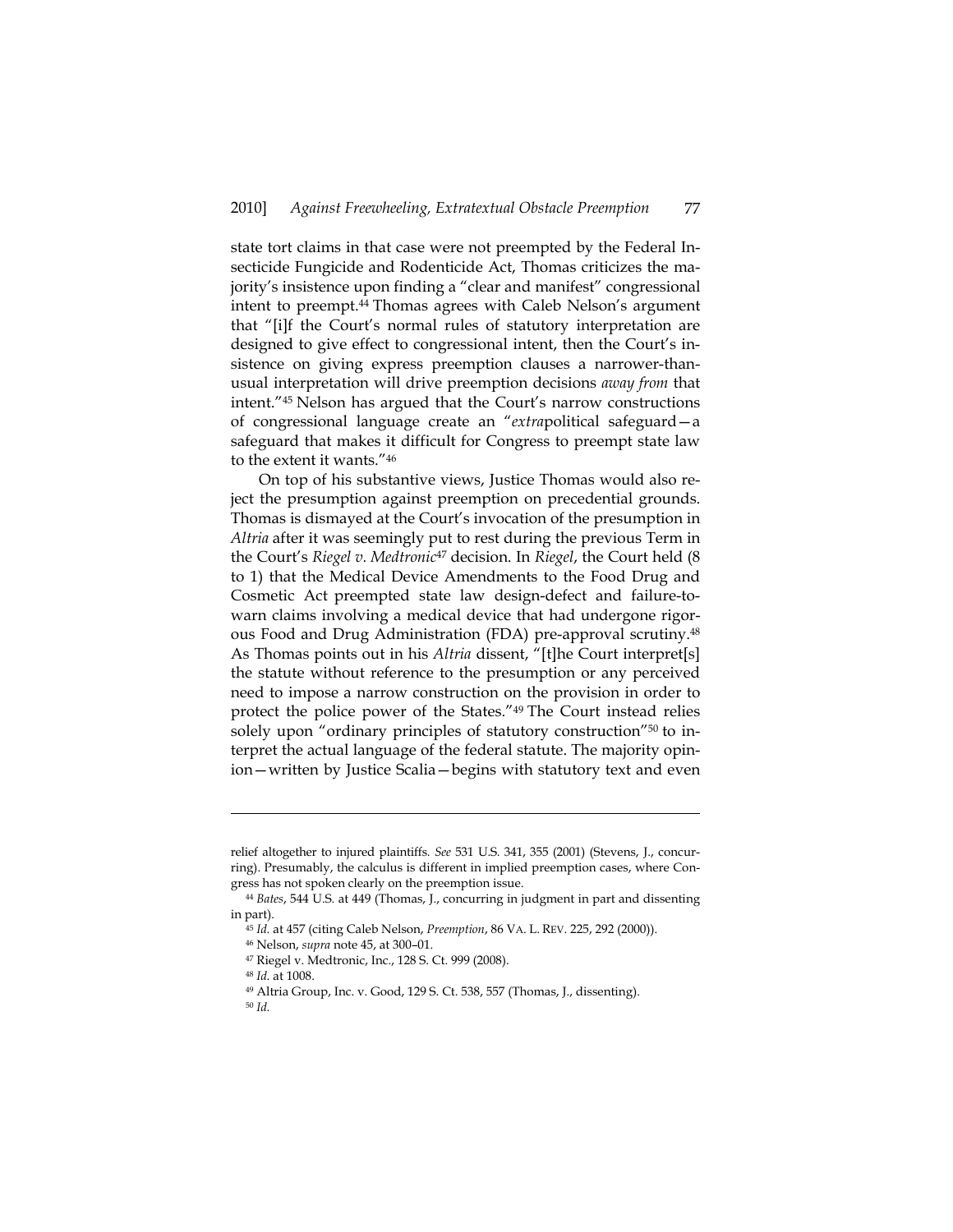state tort claims in that case were not preempted by the Federal Insecticide Fungicide and Rodenticide Act, Thomas criticizes the majority's insistence upon finding a "clear and manifest" congressional intent to preempt.[44] Thomas agrees with Caleb Nelson's argument that "[i]f the Court's normal rules of statutory interpretation are designed to give effect to congressional intent, then the Court's insistence on giving express preemption clauses a narrower-than-usual interpretation will drive preemption decisions *away from* that intent."[45] Nelson has argued that the Court's narrow constructions of congressional language create an "*extra*political safeguard—a safeguard that makes it difficult for Congress to preempt state law to the extent it wants."[46]

On top of his substantive views, Justice Thomas would also reject the presumption against preemption on precedential grounds. Thomas is dismayed at the Court's invocation of the presumption in *Altria* after it was seemingly put to rest during the previous Term in the Court's *Riegel v. Medtronic*[47] decision. In *Riegel*, the Court held (8 to 1) that the Medical Device Amendments to the Food Drug and Cosmetic Act preempted state law design-defect and failure-to-warn claims involving a medical device that had undergone rigorous Food and Drug Administration (FDA) pre-approval scrutiny.[48] As Thomas points out in his *Altria* dissent, "[t]he Court interpret[s] the statute without reference to the presumption or any perceived need to impose a narrow construction on the provision in order to protect the police power of the States."[49] The Court instead relies solely upon "ordinary principles of statutory construction"[50] to interpret the actual language of the federal statute. The majority opinion—written by Justice Scalia—begins with statutory text and even

---

relief altogether to injured plaintiffs. *See* 531 U.S. 341, 355 (2001) (Stevens, J., concurring). Presumably, the calculus is different in implied preemption cases, where Congress has not spoken clearly on the preemption issue.

[44] *Bates*, 544 U.S. at 449 (Thomas, J., concurring in judgment in part and dissenting in part).

[45] *Id.* at 457 (citing Caleb Nelson, *Preemption*, 86 VA. L. REV. 225, 292 (2000)).

[46] Nelson, *supra* note 45, at 300–01.

[47] Riegel v. Medtronic, Inc., 128 S. Ct. 999 (2008).

[48] *Id.* at 1008.

[49] Altria Group, Inc. v. Good, 129 S. Ct. 538, 557 (Thomas, J., dissenting).

[50] *Id.*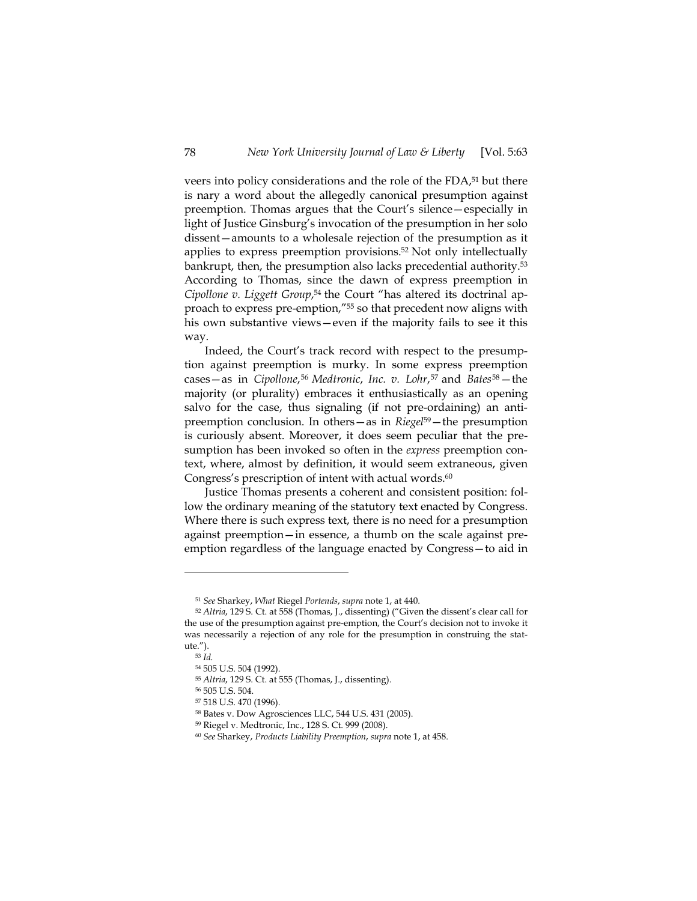veers into policy considerations and the role of the FDA,[51] but there is nary a word about the allegedly canonical presumption against preemption. Thomas argues that the Court's silence—especially in light of Justice Ginsburg's invocation of the presumption in her solo dissent—amounts to a wholesale rejection of the presumption as it applies to express preemption provisions.[52] Not only intellectually bankrupt, then, the presumption also lacks precedential authority.[53] According to Thomas, since the dawn of express preemption in *Cipollone v. Liggett Group*,[54] the Court "has altered its doctrinal approach to express pre-emption,"[55] so that precedent now aligns with his own substantive views—even if the majority fails to see it this way.

Indeed, the Court's track record with respect to the presumption against preemption is murky. In some express preemption cases—as in *Cipollone*,[56] *Medtronic, Inc. v. Lohr*,[57] and *Bates*[58]—the majority (or plurality) embraces it enthusiastically as an opening salvo for the case, thus signaling (if not pre-ordaining) an anti-preemption conclusion. In others—as in *Riegel*[59]—the presumption is curiously absent. Moreover, it does seem peculiar that the presumption has been invoked so often in the *express* preemption context, where, almost by definition, it would seem extraneous, given Congress's prescription of intent with actual words.[60]

Justice Thomas presents a coherent and consistent position: follow the ordinary meaning of the statutory text enacted by Congress. Where there is such express text, there is no need for a presumption against preemption—in essence, a thumb on the scale against preemption regardless of the language enacted by Congress—to aid in

---

[51] *See* Sharkey, *What* Riegel *Portends*, *supra* note 1, at 440.

[52] *Altria*, 129 S. Ct. at 558 (Thomas, J., dissenting) ("Given the dissent's clear call for the use of the presumption against pre-emption, the Court's decision not to invoke it was necessarily a rejection of any role for the presumption in construing the statute.").

[53] *Id.*

[54] 505 U.S. 504 (1992).

[55] *Altria*, 129 S. Ct. at 555 (Thomas, J., dissenting).

[56] 505 U.S. 504.

[57] 518 U.S. 470 (1996).

[58] Bates v. Dow Agrosciences LLC, 544 U.S. 431 (2005).

[59] Riegel v. Medtronic, Inc., 128 S. Ct. 999 (2008).

[60] *See* Sharkey, *Products Liability Preemption*, *supra* note 1, at 458.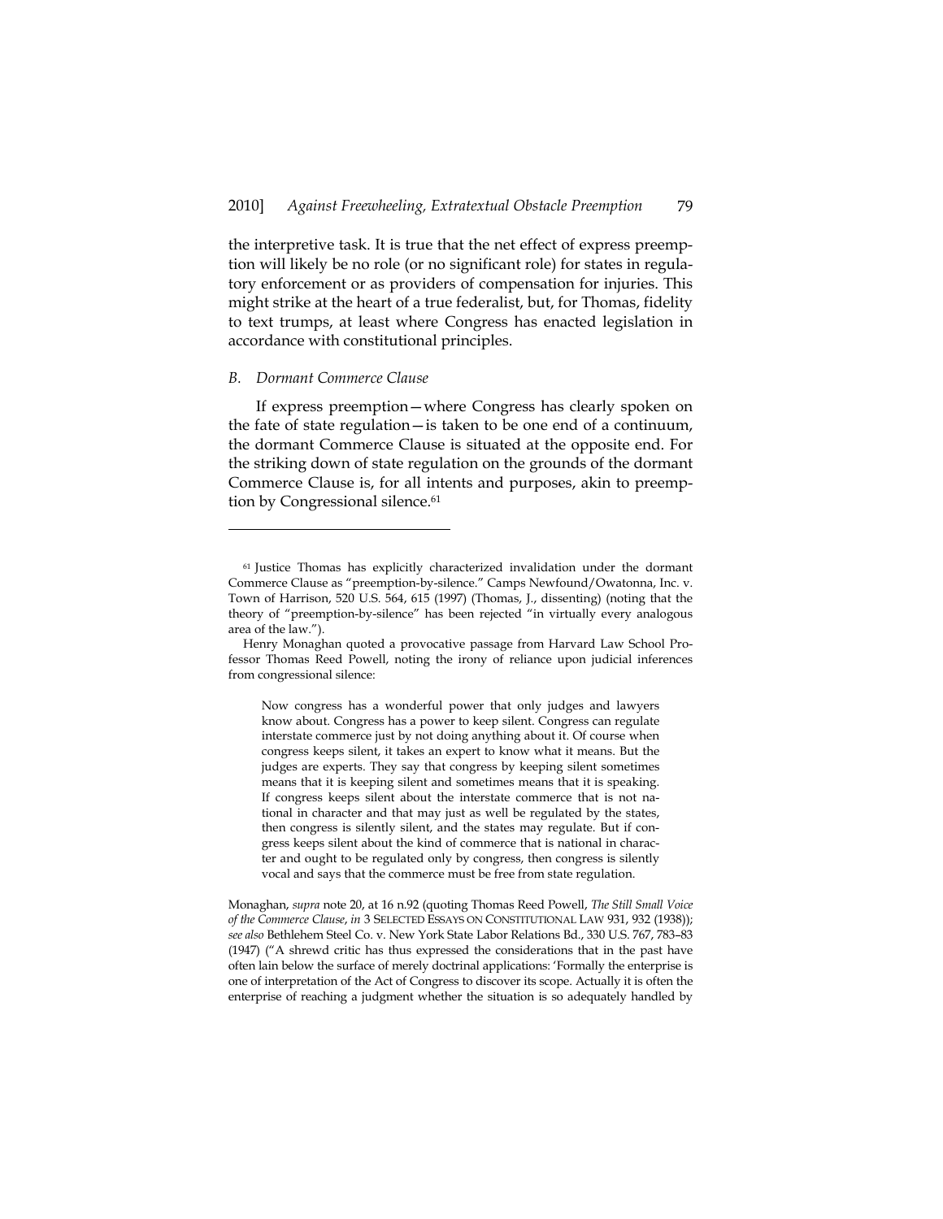the interpretive task. It is true that the net effect of express preemption will likely be no role (or no significant role) for states in regulatory enforcement or as providers of compensation for injuries. This might strike at the heart of a true federalist, but, for Thomas, fidelity to text trumps, at least where Congress has enacted legislation in accordance with constitutional principles.

### *B. Dormant Commerce Clause*

If express preemption—where Congress has clearly spoken on the fate of state regulation—is taken to be one end of a continuum, the dormant Commerce Clause is situated at the opposite end. For the striking down of state regulation on the grounds of the dormant Commerce Clause is, for all intents and purposes, akin to preemption by Congressional silence.[61]

---

[61] Justice Thomas has explicitly characterized invalidation under the dormant Commerce Clause as "preemption-by-silence." Camps Newfound/Owatonna, Inc. v. Town of Harrison, 520 U.S. 564, 615 (1997) (Thomas, J., dissenting) (noting that the theory of "preemption-by-silence" has been rejected "in virtually every analogous area of the law.").

Henry Monaghan quoted a provocative passage from Harvard Law School Professor Thomas Reed Powell, noting the irony of reliance upon judicial inferences from congressional silence:

> Now congress has a wonderful power that only judges and lawyers know about. Congress has a power to keep silent. Congress can regulate interstate commerce just by not doing anything about it. Of course when congress keeps silent, it takes an expert to know what it means. But the judges are experts. They say that congress by keeping silent sometimes means that it is keeping silent and sometimes means that it is speaking. If congress keeps silent about the interstate commerce that is not national in character and that may just as well be regulated by the states, then congress is silently silent, and the states may regulate. But if congress keeps silent about the kind of commerce that is national in character and ought to be regulated only by congress, then congress is silently vocal and says that the commerce must be free from state regulation.

Monaghan, *supra* note 20, at 16 n.92 (quoting Thomas Reed Powell, *The Still Small Voice of the Commerce Clause*, *in* 3 SELECTED ESSAYS ON CONSTITUTIONAL LAW 931, 932 (1938)); *see also* Bethlehem Steel Co. v. New York State Labor Relations Bd., 330 U.S. 767, 783–83 (1947) ("A shrewd critic has thus expressed the considerations that in the past have often lain below the surface of merely doctrinal applications: 'Formally the enterprise is one of interpretation of the Act of Congress to discover its scope. Actually it is often the enterprise of reaching a judgment whether the situation is so adequately handled by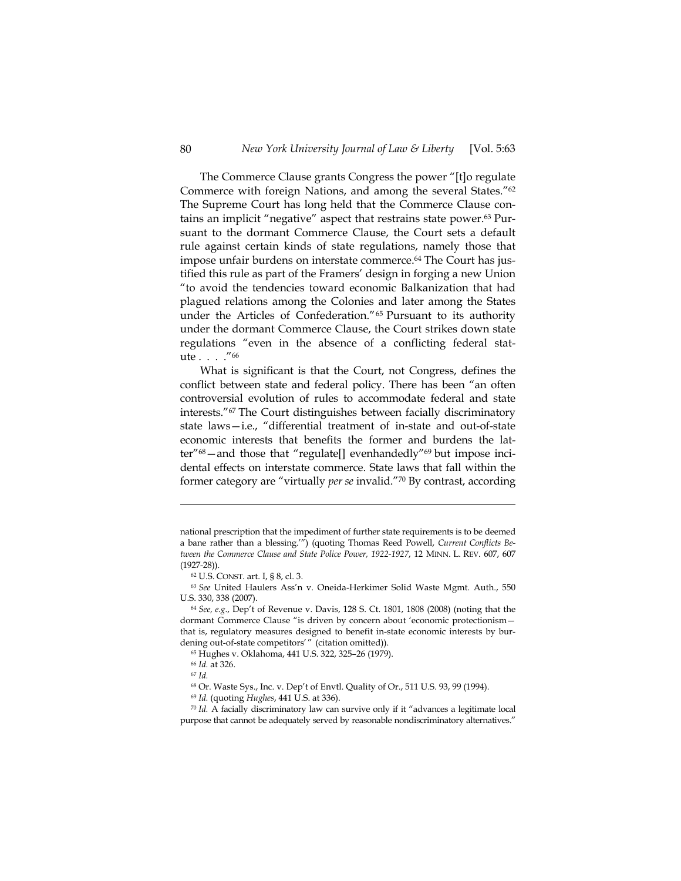The Commerce Clause grants Congress the power "[t]o regulate Commerce with foreign Nations, and among the several States."[62] The Supreme Court has long held that the Commerce Clause contains an implicit "negative" aspect that restrains state power.[63] Pursuant to the dormant Commerce Clause, the Court sets a default rule against certain kinds of state regulations, namely those that impose unfair burdens on interstate commerce.[64] The Court has justified this rule as part of the Framers' design in forging a new Union "to avoid the tendencies toward economic Balkanization that had plagued relations among the Colonies and later among the States under the Articles of Confederation."[65] Pursuant to its authority under the dormant Commerce Clause, the Court strikes down state regulations "even in the absence of a conflicting federal statute . . . ."[66]

What is significant is that the Court, not Congress, defines the conflict between state and federal policy. There has been "an often controversial evolution of rules to accommodate federal and state interests."[67] The Court distinguishes between facially discriminatory state laws—i.e., "differential treatment of in-state and out-of-state economic interests that benefits the former and burdens the latter"[68]—and those that "regulate[] evenhandedly"[69] but impose incidental effects on interstate commerce. State laws that fall within the former category are "virtually *per se* invalid."[70] By contrast, according

---

national prescription that the impediment of further state requirements is to be deemed a bane rather than a blessing.'") (quoting Thomas Reed Powell, *Current Conflicts Between the Commerce Clause and State Police Power, 1922-1927*, 12 MINN. L. REV. 607, 607 (1927-28)).

[62] U.S. CONST. art. I, § 8, cl. 3.

[63] *See* United Haulers Ass'n v. Oneida-Herkimer Solid Waste Mgmt. Auth., 550 U.S. 330, 338 (2007).

[64] *See, e.g.*, Dep't of Revenue v. Davis, 128 S. Ct. 1801, 1808 (2008) (noting that the dormant Commerce Clause "is driven by concern about 'economic protectionism—that is, regulatory measures designed to benefit in-state economic interests by burdening out-of-state competitors'" (citation omitted)).

[65] Hughes v. Oklahoma, 441 U.S. 322, 325–26 (1979).

[66] *Id.* at 326.

[67] *Id.*

[68] Or. Waste Sys., Inc. v. Dep't of Envtl. Quality of Or., 511 U.S. 93, 99 (1994).

[69] *Id.* (quoting *Hughes*, 441 U.S. at 336).

[70] *Id.* A facially discriminatory law can survive only if it "advances a legitimate local purpose that cannot be adequately served by reasonable nondiscriminatory alternatives."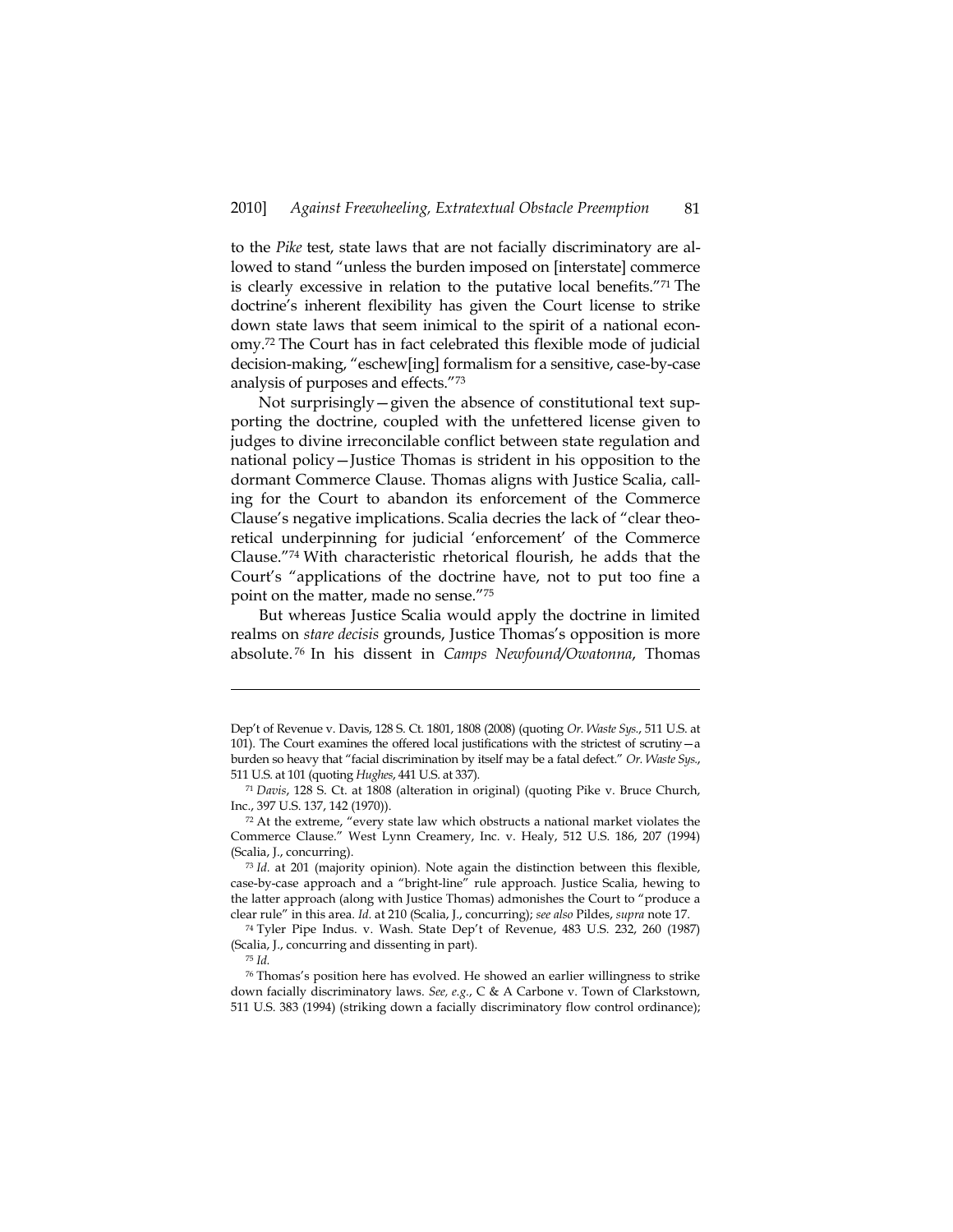to the *Pike* test, state laws that are not facially discriminatory are allowed to stand "unless the burden imposed on [interstate] commerce is clearly excessive in relation to the putative local benefits."[71] The doctrine's inherent flexibility has given the Court license to strike down state laws that seem inimical to the spirit of a national economy.[72] The Court has in fact celebrated this flexible mode of judicial decision-making, "eschew[ing] formalism for a sensitive, case-by-case analysis of purposes and effects."[73]

Not surprisingly—given the absence of constitutional text supporting the doctrine, coupled with the unfettered license given to judges to divine irreconcilable conflict between state regulation and national policy—Justice Thomas is strident in his opposition to the dormant Commerce Clause. Thomas aligns with Justice Scalia, calling for the Court to abandon its enforcement of the Commerce Clause's negative implications. Scalia decries the lack of "clear theoretical underpinning for judicial 'enforcement' of the Commerce Clause."[74] With characteristic rhetorical flourish, he adds that the Court's "applications of the doctrine have, not to put too fine a point on the matter, made no sense."[75]

But whereas Justice Scalia would apply the doctrine in limited realms on *stare decisis* grounds, Justice Thomas's opposition is more absolute.[76] In his dissent in *Camps Newfound/Owatonna*, Thomas

---

Dep't of Revenue v. Davis, 128 S. Ct. 1801, 1808 (2008) (quoting *Or. Waste Sys.*, 511 U.S. at 101). The Court examines the offered local justifications with the strictest of scrutiny—a burden so heavy that "facial discrimination by itself may be a fatal defect." *Or. Waste Sys.*, 511 U.S. at 101 (quoting *Hughes*, 441 U.S. at 337).

[71] *Davis*, 128 S. Ct. at 1808 (alteration in original) (quoting Pike v. Bruce Church, Inc., 397 U.S. 137, 142 (1970)).

[72] At the extreme, "every state law which obstructs a national market violates the Commerce Clause." West Lynn Creamery, Inc. v. Healy, 512 U.S. 186, 207 (1994) (Scalia, J., concurring).

[73] *Id.* at 201 (majority opinion). Note again the distinction between this flexible, case-by-case approach and a "bright-line" rule approach. Justice Scalia, hewing to the latter approach (along with Justice Thomas) admonishes the Court to "produce a clear rule" in this area. *Id.* at 210 (Scalia, J., concurring); *see also* Pildes, *supra* note 17.

[74] Tyler Pipe Indus. v. Wash. State Dep't of Revenue, 483 U.S. 232, 260 (1987) (Scalia, J., concurring and dissenting in part).

[75] *Id.*

[76] Thomas's position here has evolved. He showed an earlier willingness to strike down facially discriminatory laws. *See, e.g.*, C & A Carbone v. Town of Clarkstown, 511 U.S. 383 (1994) (striking down a facially discriminatory flow control ordinance);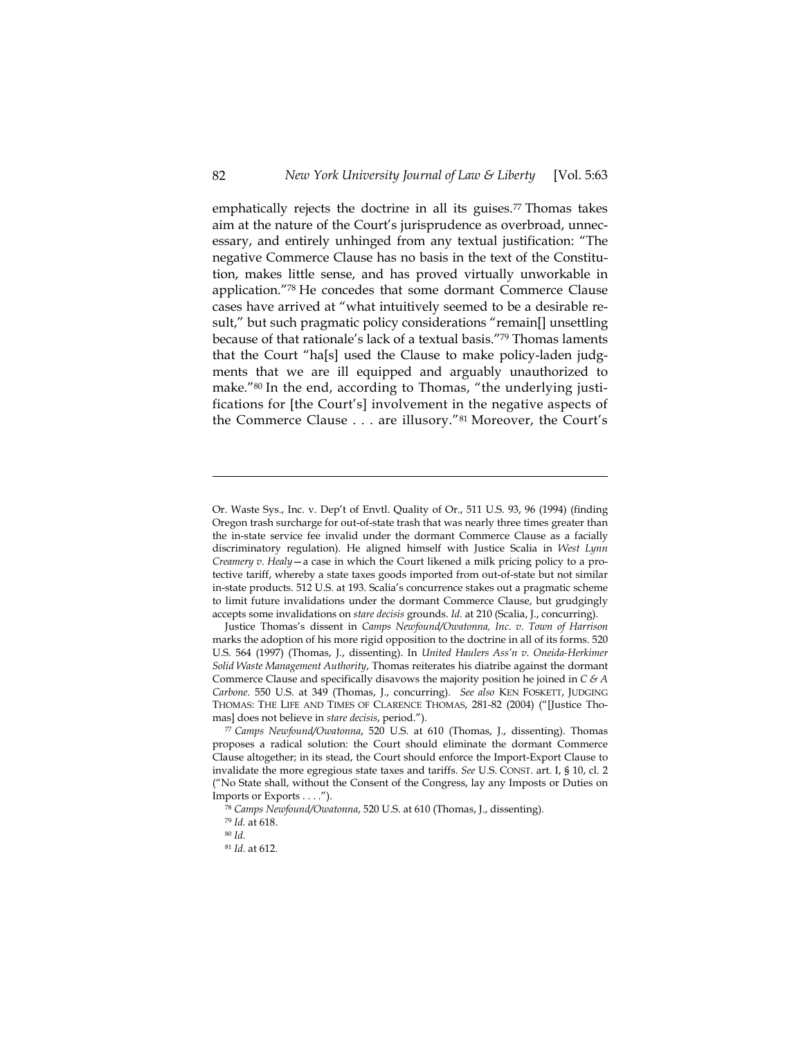emphatically rejects the doctrine in all its guises.[77] Thomas takes aim at the nature of the Court's jurisprudence as overbroad, unnecessary, and entirely unhinged from any textual justification: "The negative Commerce Clause has no basis in the text of the Constitution, makes little sense, and has proved virtually unworkable in application."[78] He concedes that some dormant Commerce Clause cases have arrived at "what intuitively seemed to be a desirable result," but such pragmatic policy considerations "remain[] unsettling because of that rationale's lack of a textual basis."[79] Thomas laments that the Court "ha[s] used the Clause to make policy-laden judgments that we are ill equipped and arguably unauthorized to make."[80] In the end, according to Thomas, "the underlying justifications for [the Court's] involvement in the negative aspects of the Commerce Clause . . . are illusory."[81] Moreover, the Court's

---

Or. Waste Sys., Inc. v. Dep't of Envtl. Quality of Or., 511 U.S. 93, 96 (1994) (finding Oregon trash surcharge for out-of-state trash that was nearly three times greater than the in-state service fee invalid under the dormant Commerce Clause as a facially discriminatory regulation). He aligned himself with Justice Scalia in *West Lynn Creamery v. Healy*—a case in which the Court likened a milk pricing policy to a protective tariff, whereby a state taxes goods imported from out-of-state but not similar in-state products. 512 U.S. at 193. Scalia's concurrence stakes out a pragmatic scheme to limit future invalidations under the dormant Commerce Clause, but grudgingly accepts some invalidations on *stare decisis* grounds. *Id.* at 210 (Scalia, J., concurring).

Justice Thomas's dissent in *Camps Newfound/Owatonna, Inc. v. Town of Harrison* marks the adoption of his more rigid opposition to the doctrine in all of its forms. 520 U.S. 564 (1997) (Thomas, J., dissenting). In *United Haulers Ass'n v. Oneida-Herkimer Solid Waste Management Authority*, Thomas reiterates his diatribe against the dormant Commerce Clause and specifically disavows the majority position he joined in *C & A Carbone*. 550 U.S. at 349 (Thomas, J., concurring). *See also* KEN FOSKETT, JUDGING THOMAS: THE LIFE AND TIMES OF CLARENCE THOMAS, 281-82 (2004) ("[Justice Thomas] does not believe in *stare decisis*, period.").

[77] *Camps Newfound/Owatonna*, 520 U.S. at 610 (Thomas, J., dissenting). Thomas proposes a radical solution: the Court should eliminate the dormant Commerce Clause altogether; in its stead, the Court should enforce the Import-Export Clause to invalidate the more egregious state taxes and tariffs. *See* U.S. CONST. art. I, § 10, cl. 2 ("No State shall, without the Consent of the Congress, lay any Imposts or Duties on Imports or Exports . . . .").

[78] *Camps Newfound/Owatonna*, 520 U.S. at 610 (Thomas, J., dissenting).

[79] *Id.* at 618.

[80] *Id.*

[81] *Id.* at 612.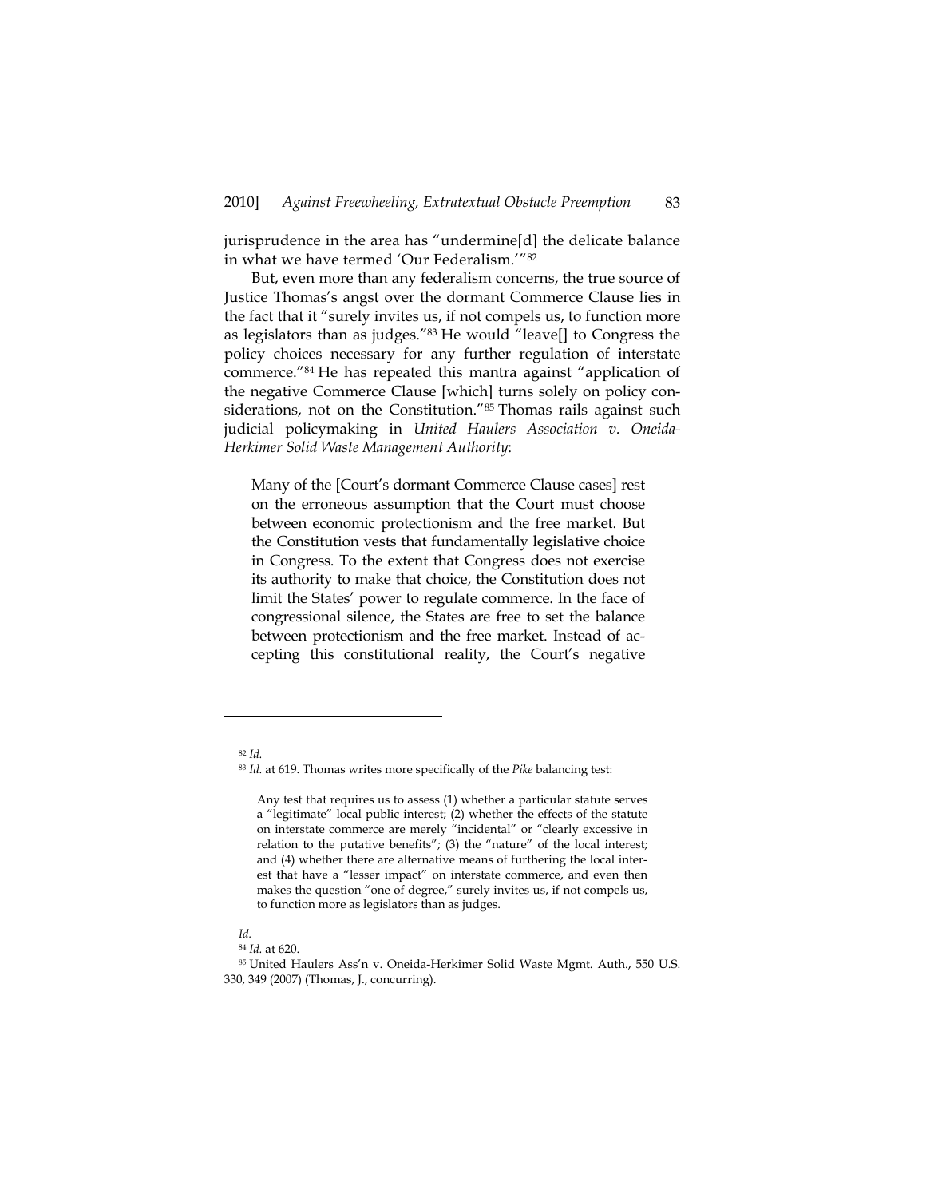jurisprudence in the area has "undermine[d] the delicate balance in what we have termed 'Our Federalism.'"[82]

But, even more than any federalism concerns, the true source of Justice Thomas's angst over the dormant Commerce Clause lies in the fact that it "surely invites us, if not compels us, to function more as legislators than as judges."[83] He would "leave[] to Congress the policy choices necessary for any further regulation of interstate commerce."[84] He has repeated this mantra against "application of the negative Commerce Clause [which] turns solely on policy considerations, not on the Constitution."[85] Thomas rails against such judicial policymaking in *United Haulers Association v. Oneida-Herkimer Solid Waste Management Authority*:

> Many of the [Court's dormant Commerce Clause cases] rest on the erroneous assumption that the Court must choose between economic protectionism and the free market. But the Constitution vests that fundamentally legislative choice in Congress. To the extent that Congress does not exercise its authority to make that choice, the Constitution does not limit the States' power to regulate commerce. In the face of congressional silence, the States are free to set the balance between protectionism and the free market. Instead of accepting this constitutional reality, the Court's negative

---

[82] *Id.*

[83] *Id.* at 619. Thomas writes more specifically of the *Pike* balancing test:

> Any test that requires us to assess (1) whether a particular statute serves a "legitimate" local public interest; (2) whether the effects of the statute on interstate commerce are merely "incidental" or "clearly excessive in relation to the putative benefits"; (3) the "nature" of the local interest; and (4) whether there are alternative means of furthering the local interest that have a "lesser impact" on interstate commerce, and even then makes the question "one of degree," surely invites us, if not compels us, to function more as legislators than as judges.

*Id.*

[84] *Id.* at 620.

[85] United Haulers Ass'n v. Oneida-Herkimer Solid Waste Mgmt. Auth., 550 U.S. 330, 349 (2007) (Thomas, J., concurring).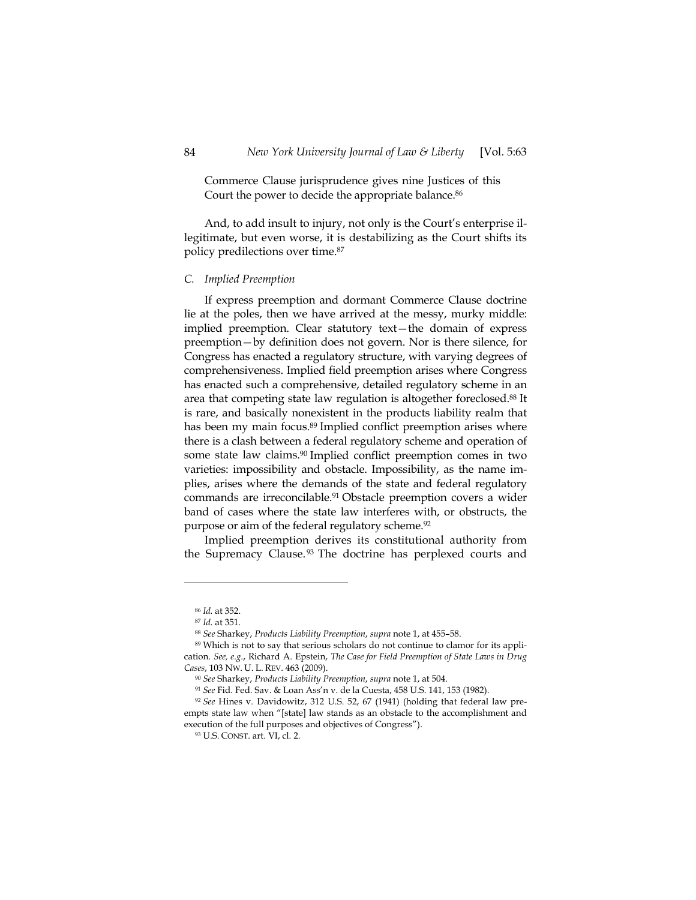> Commerce Clause jurisprudence gives nine Justices of this Court the power to decide the appropriate balance.[86]

And, to add insult to injury, not only is the Court's enterprise illegitimate, but even worse, it is destabilizing as the Court shifts its policy predilections over time.[87]

### *C. Implied Preemption*

If express preemption and dormant Commerce Clause doctrine lie at the poles, then we have arrived at the messy, murky middle: implied preemption. Clear statutory text—the domain of express preemption—by definition does not govern. Nor is there silence, for Congress has enacted a regulatory structure, with varying degrees of comprehensiveness. Implied field preemption arises where Congress has enacted such a comprehensive, detailed regulatory scheme in an area that competing state law regulation is altogether foreclosed.[88] It is rare, and basically nonexistent in the products liability realm that has been my main focus.[89] Implied conflict preemption arises where there is a clash between a federal regulatory scheme and operation of some state law claims.[90] Implied conflict preemption comes in two varieties: impossibility and obstacle. Impossibility, as the name implies, arises where the demands of the state and federal regulatory commands are irreconcilable.[91] Obstacle preemption covers a wider band of cases where the state law interferes with, or obstructs, the purpose or aim of the federal regulatory scheme.[92]

Implied preemption derives its constitutional authority from the Supremacy Clause.[93] The doctrine has perplexed courts and

---

[86] *Id.* at 352.

[87] *Id.* at 351.

[88] *See* Sharkey, *Products Liability Preemption*, *supra* note 1, at 455–58.

[89] Which is not to say that serious scholars do not continue to clamor for its application. *See, e.g.*, Richard A. Epstein, *The Case for Field Preemption of State Laws in Drug Cases*, 103 NW. U. L. REV. 463 (2009).

[90] *See* Sharkey, *Products Liability Preemption*, *supra* note 1, at 504.

[91] *See* Fid. Fed. Sav. & Loan Ass'n v. de la Cuesta, 458 U.S. 141, 153 (1982).

[92] *See* Hines v. Davidowitz, 312 U.S. 52, 67 (1941) (holding that federal law preempts state law when "[state] law stands as an obstacle to the accomplishment and execution of the full purposes and objectives of Congress").

[93] U.S. CONST. art. VI, cl. 2.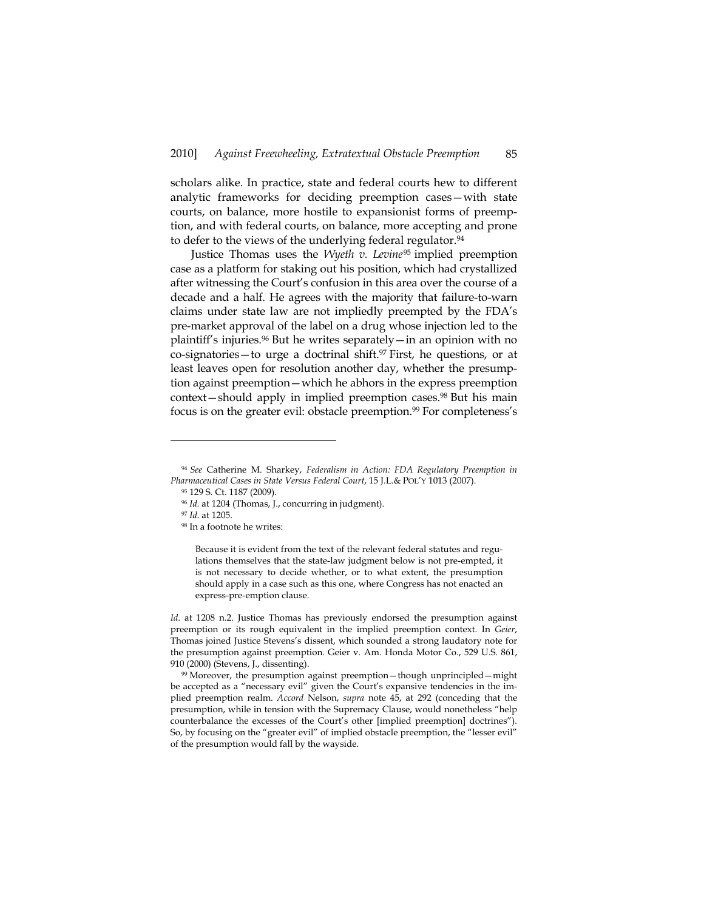scholars alike. In practice, state and federal courts hew to different analytic frameworks for deciding preemption cases—with state courts, on balance, more hostile to expansionist forms of preemption, and with federal courts, on balance, more accepting and prone to defer to the views of the underlying federal regulator.[94]

Justice Thomas uses the *Wyeth v. Levine*[95] implied preemption case as a platform for staking out his position, which had crystallized after witnessing the Court's confusion in this area over the course of a decade and a half. He agrees with the majority that failure-to-warn claims under state law are not impliedly preempted by the FDA's pre-market approval of the label on a drug whose injection led to the plaintiff's injuries.[96] But he writes separately—in an opinion with no co-signatories—to urge a doctrinal shift.[97] First, he questions, or at least leaves open for resolution another day, whether the presumption against preemption—which he abhors in the express preemption context—should apply in implied preemption cases.[98] But his main focus is on the greater evil: obstacle preemption.[99] For completeness's

---

[94] *See* Catherine M. Sharkey, *Federalism in Action: FDA Regulatory Preemption in Pharmaceutical Cases in State Versus Federal Court*, 15 J.L.& POL'Y 1013 (2007).

[95] 129 S. Ct. 1187 (2009).

[96] *Id.* at 1204 (Thomas, J., concurring in judgment).

[97] *Id.* at 1205.

[98] In a footnote he writes:

> Because it is evident from the text of the relevant federal statutes and regulations themselves that the state-law judgment below is not pre-empted, it is not necessary to decide whether, or to what extent, the presumption should apply in a case such as this one, where Congress has not enacted an express-pre-emption clause.

*Id.* at 1208 n.2. Justice Thomas has previously endorsed the presumption against preemption or its rough equivalent in the implied preemption context. In *Geier*, Thomas joined Justice Stevens's dissent, which sounded a strong laudatory note for the presumption against preemption. Geier v. Am. Honda Motor Co., 529 U.S. 861, 910 (2000) (Stevens, J., dissenting).

[99] Moreover, the presumption against preemption—though unprincipled—might be accepted as a "necessary evil" given the Court's expansive tendencies in the implied preemption realm. *Accord* Nelson, *supra* note 45, at 292 (conceding that the presumption, while in tension with the Supremacy Clause, would nonetheless "help counterbalance the excesses of the Court's other [implied preemption] doctrines"). So, by focusing on the "greater evil" of implied obstacle preemption, the "lesser evil" of the presumption would fall by the wayside.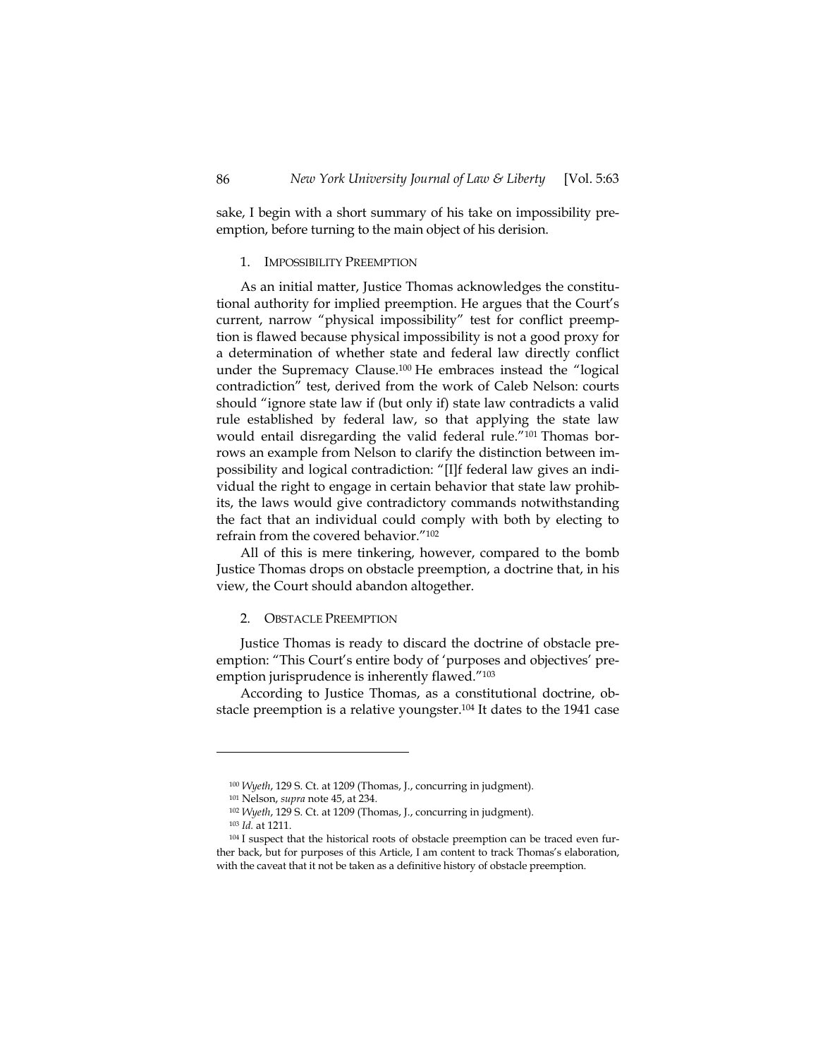sake, I begin with a short summary of his take on impossibility preemption, before turning to the main object of his derision.

### 1. Impossibility Preemption

As an initial matter, Justice Thomas acknowledges the constitutional authority for implied preemption. He argues that the Court's current, narrow "physical impossibility" test for conflict preemption is flawed because physical impossibility is not a good proxy for a determination of whether state and federal law directly conflict under the Supremacy Clause.[100] He embraces instead the "logical contradiction" test, derived from the work of Caleb Nelson: courts should "ignore state law if (but only if) state law contradicts a valid rule established by federal law, so that applying the state law would entail disregarding the valid federal rule."[101] Thomas borrows an example from Nelson to clarify the distinction between impossibility and logical contradiction: "[I]f federal law gives an individual the right to engage in certain behavior that state law prohibits, the laws would give contradictory commands notwithstanding the fact that an individual could comply with both by electing to refrain from the covered behavior."[102]

All of this is mere tinkering, however, compared to the bomb Justice Thomas drops on obstacle preemption, a doctrine that, in his view, the Court should abandon altogether.

### 2. Obstacle Preemption

Justice Thomas is ready to discard the doctrine of obstacle preemption: "This Court's entire body of 'purposes and objectives' preemption jurisprudence is inherently flawed."[103]

According to Justice Thomas, as a constitutional doctrine, obstacle preemption is a relative youngster.[104] It dates to the 1941 case

---

[100] *Wyeth*, 129 S. Ct. at 1209 (Thomas, J., concurring in judgment).

[101] Nelson, *supra* note 45, at 234.

[102] *Wyeth*, 129 S. Ct. at 1209 (Thomas, J., concurring in judgment).

[103] *Id.* at 1211.

[104] I suspect that the historical roots of obstacle preemption can be traced even further back, but for purposes of this Article, I am content to track Thomas's elaboration, with the caveat that it not be taken as a definitive history of obstacle preemption.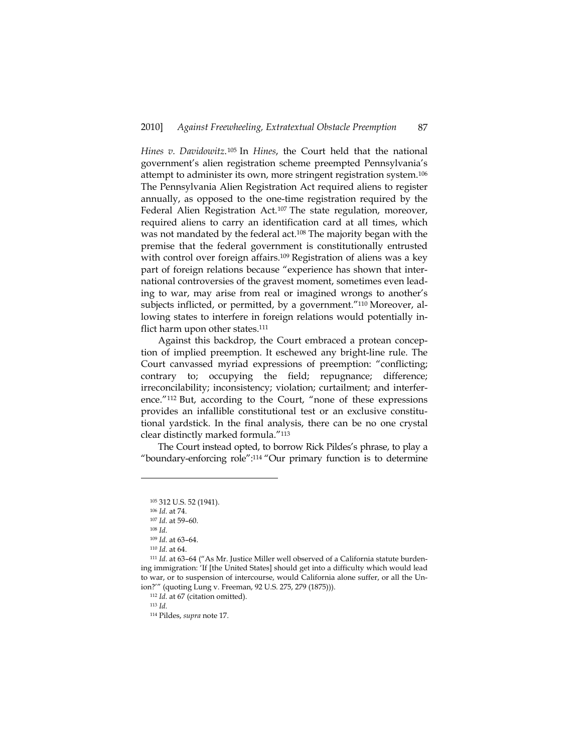*Hines v. Davidowitz*.[105] In *Hines*, the Court held that the national government's alien registration scheme preempted Pennsylvania's attempt to administer its own, more stringent registration system.[106] The Pennsylvania Alien Registration Act required aliens to register annually, as opposed to the one-time registration required by the Federal Alien Registration Act.[107] The state regulation, moreover, required aliens to carry an identification card at all times, which was not mandated by the federal act.[108] The majority began with the premise that the federal government is constitutionally entrusted with control over foreign affairs.[109] Registration of aliens was a key part of foreign relations because "experience has shown that international controversies of the gravest moment, sometimes even leading to war, may arise from real or imagined wrongs to another's subjects inflicted, or permitted, by a government."[110] Moreover, allowing states to interfere in foreign relations would potentially inflict harm upon other states.[111]

Against this backdrop, the Court embraced a protean conception of implied preemption. It eschewed any bright-line rule. The Court canvassed myriad expressions of preemption: "conflicting; contrary to; occupying the field; repugnance; difference; irreconcilability; inconsistency; violation; curtailment; and interference."[112] But, according to the Court, "none of these expressions provides an infallible constitutional test or an exclusive constitutional yardstick. In the final analysis, there can be no one crystal clear distinctly marked formula."[113]

The Court instead opted, to borrow Rick Pildes's phrase, to play a "boundary-enforcing role":[114] "Our primary function is to determine

---

[105] 312 U.S. 52 (1941).

[106] *Id.* at 74.

[107] *Id.* at 59–60.

[108] *Id.*

[109] *Id.* at 63–64.

[110] *Id.* at 64.

[111] *Id.* at 63–64 ("As Mr. Justice Miller well observed of a California statute burdening immigration: 'If [the United States] should get into a difficulty which would lead to war, or to suspension of intercourse, would California alone suffer, or all the Union?'" (quoting Lung v. Freeman, 92 U.S. 275, 279 (1875))).

[112] *Id.* at 67 (citation omitted).

[113] *Id.*

[114] Pildes, *supra* note 17.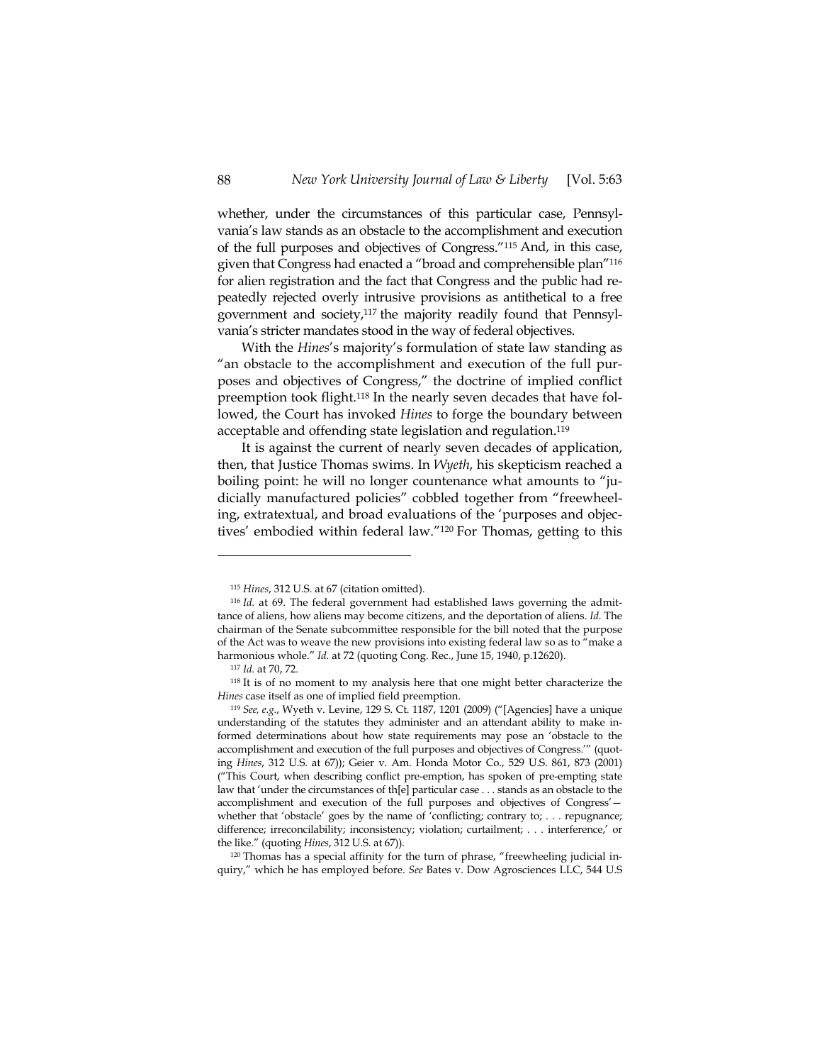whether, under the circumstances of this particular case, Pennsylvania's law stands as an obstacle to the accomplishment and execution of the full purposes and objectives of Congress."[115] And, in this case, given that Congress had enacted a "broad and comprehensible plan"[116] for alien registration and the fact that Congress and the public had repeatedly rejected overly intrusive provisions as antithetical to a free government and society,[117] the majority readily found that Pennsylvania's stricter mandates stood in the way of federal objectives.

With the *Hines*'s majority's formulation of state law standing as "an obstacle to the accomplishment and execution of the full purposes and objectives of Congress," the doctrine of implied conflict preemption took flight.[118] In the nearly seven decades that have followed, the Court has invoked *Hines* to forge the boundary between acceptable and offending state legislation and regulation.[119]

It is against the current of nearly seven decades of application, then, that Justice Thomas swims. In *Wyeth*, his skepticism reached a boiling point: he will no longer countenance what amounts to "judicially manufactured policies" cobbled together from "freewheeling, extratextual, and broad evaluations of the 'purposes and objectives' embodied within federal law."[120] For Thomas, getting to this

---

[115] *Hines*, 312 U.S. at 67 (citation omitted).

[116] *Id.* at 69. The federal government had established laws governing the admittance of aliens, how aliens may become citizens, and the deportation of aliens. *Id.* The chairman of the Senate subcommittee responsible for the bill noted that the purpose of the Act was to weave the new provisions into existing federal law so as to "make a harmonious whole." *Id.* at 72 (quoting Cong. Rec., June 15, 1940, p.12620).

[117] *Id.* at 70, 72.

[118] It is of no moment to my analysis here that one might better characterize the *Hines* case itself as one of implied field preemption.

[119] *See, e.g.*, Wyeth v. Levine, 129 S. Ct. 1187, 1201 (2009) ("[Agencies] have a unique understanding of the statutes they administer and an attendant ability to make informed determinations about how state requirements may pose an 'obstacle to the accomplishment and execution of the full purposes and objectives of Congress.'" (quoting *Hines*, 312 U.S. at 67)); Geier v. Am. Honda Motor Co., 529 U.S. 861, 873 (2001) ("This Court, when describing conflict pre-emption, has spoken of pre-empting state law that 'under the circumstances of th[e] particular case . . . stands as an obstacle to the accomplishment and execution of the full purposes and objectives of Congress'—whether that 'obstacle' goes by the name of 'conflicting; contrary to; . . . repugnance; difference; irreconcilability; inconsistency; violation; curtailment; . . . interference,' or the like." (quoting *Hines*, 312 U.S. at 67)).

[120] Thomas has a special affinity for the turn of phrase, "freewheeling judicial inquiry," which he has employed before. *See* Bates v. Dow Agrosciences LLC, 544 U.S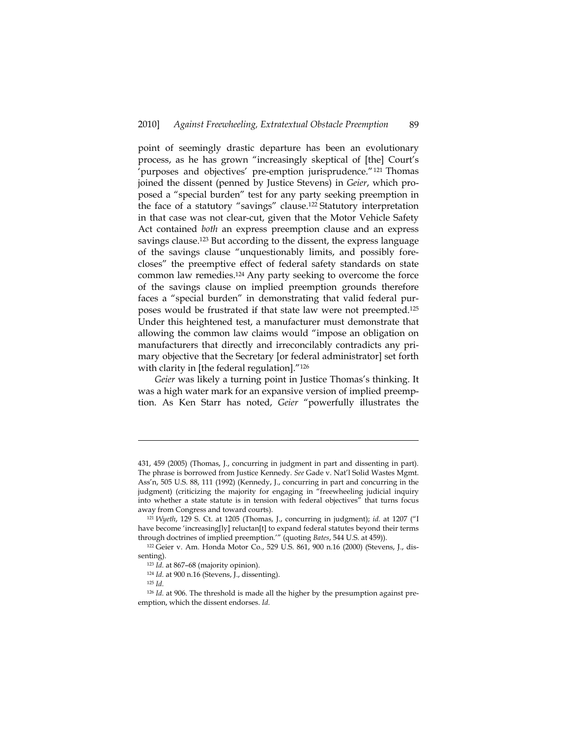point of seemingly drastic departure has been an evolutionary process, as he has grown "increasingly skeptical of [the] Court's 'purposes and objectives' pre-emption jurisprudence."[121] Thomas joined the dissent (penned by Justice Stevens) in *Geier*, which proposed a "special burden" test for any party seeking preemption in the face of a statutory "savings" clause.[122] Statutory interpretation in that case was not clear-cut, given that the Motor Vehicle Safety Act contained *both* an express preemption clause and an express savings clause.[123] But according to the dissent, the express language of the savings clause "unquestionably limits, and possibly forecloses" the preemptive effect of federal safety standards on state common law remedies.[124] Any party seeking to overcome the force of the savings clause on implied preemption grounds therefore faces a "special burden" in demonstrating that valid federal purposes would be frustrated if that state law were not preempted.[125] Under this heightened test, a manufacturer must demonstrate that allowing the common law claims would "impose an obligation on manufacturers that directly and irreconcilably contradicts any primary objective that the Secretary [or federal administrator] set forth with clarity in [the federal regulation]."[126]

*Geier* was likely a turning point in Justice Thomas's thinking. It was a high water mark for an expansive version of implied preemption. As Ken Starr has noted, *Geier* "powerfully illustrates the

---

431, 459 (2005) (Thomas, J., concurring in judgment in part and dissenting in part). The phrase is borrowed from Justice Kennedy. *See* Gade v. Nat'l Solid Wastes Mgmt. Ass'n, 505 U.S. 88, 111 (1992) (Kennedy, J., concurring in part and concurring in the judgment) (criticizing the majority for engaging in "freewheeling judicial inquiry into whether a state statute is in tension with federal objectives" that turns focus away from Congress and toward courts).

[121] *Wyeth*, 129 S. Ct. at 1205 (Thomas, J., concurring in judgment); *id.* at 1207 ("I have become 'increasing[ly] reluctan[t] to expand federal statutes beyond their terms through doctrines of implied preemption.'" (quoting *Bates*, 544 U.S. at 459)).

[122] Geier v. Am. Honda Motor Co., 529 U.S. 861, 900 n.16 (2000) (Stevens, J., dissenting).

[123] *Id.* at 867–68 (majority opinion).

[124] *Id.* at 900 n.16 (Stevens, J., dissenting).

[125] *Id.*

[126] *Id.* at 906. The threshold is made all the higher by the presumption against preemption, which the dissent endorses. *Id.*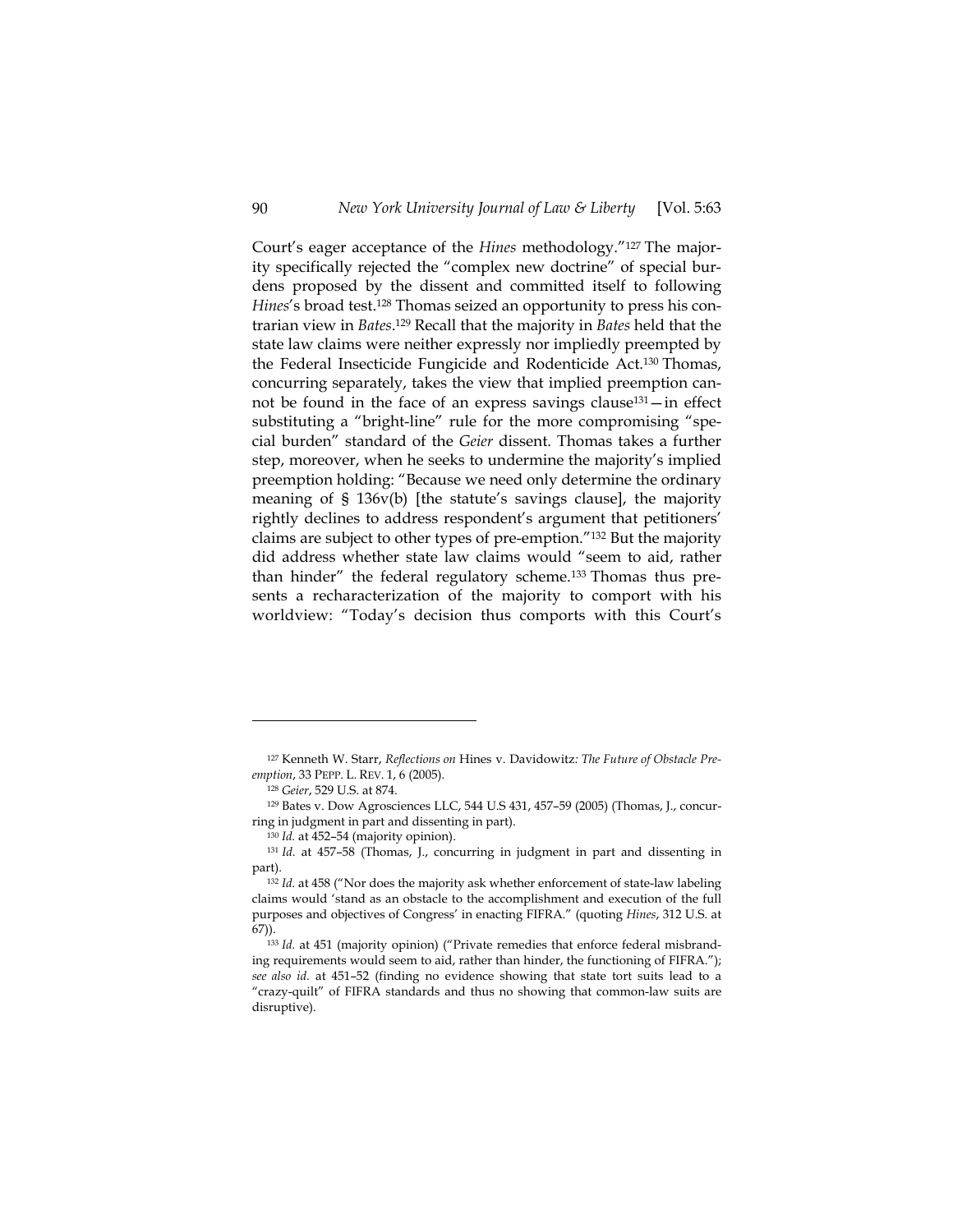Court's eager acceptance of the *Hines* methodology."[127] The majority specifically rejected the "complex new doctrine" of special burdens proposed by the dissent and committed itself to following *Hines*'s broad test.[128] Thomas seized an opportunity to press his contrarian view in *Bates*.[129] Recall that the majority in *Bates* held that the state law claims were neither expressly nor impliedly preempted by the Federal Insecticide Fungicide and Rodenticide Act.[130] Thomas, concurring separately, takes the view that implied preemption cannot be found in the face of an express savings clause[131]—in effect substituting a "bright-line" rule for the more compromising "special burden" standard of the *Geier* dissent. Thomas takes a further step, moreover, when he seeks to undermine the majority's implied preemption holding: "Because we need only determine the ordinary meaning of § 136v(b) [the statute's savings clause], the majority rightly declines to address respondent's argument that petitioners' claims are subject to other types of pre-emption."[132] But the majority did address whether state law claims would "seem to aid, rather than hinder" the federal regulatory scheme.[133] Thomas thus presents a recharacterization of the majority to comport with his worldview: "Today's decision thus comports with this Court's

---

[127] Kenneth W. Starr, *Reflections on* Hines v. Davidowitz*: The Future of Obstacle Preemption*, 33 PEPP. L. REV. 1, 6 (2005).

[128] *Geier*, 529 U.S. at 874.

[129] Bates v. Dow Agrosciences LLC, 544 U.S 431, 457–59 (2005) (Thomas, J., concurring in judgment in part and dissenting in part).

[130] *Id.* at 452–54 (majority opinion).

[131] *Id.* at 457–58 (Thomas, J., concurring in judgment in part and dissenting in part).

[132] *Id.* at 458 ("Nor does the majority ask whether enforcement of state-law labeling claims would 'stand as an obstacle to the accomplishment and execution of the full purposes and objectives of Congress' in enacting FIFRA." (quoting *Hines*, 312 U.S. at 67)).

[133] *Id.* at 451 (majority opinion) ("Private remedies that enforce federal misbranding requirements would seem to aid, rather than hinder, the functioning of FIFRA."); *see also id.* at 451–52 (finding no evidence showing that state tort suits lead to a "crazy-quilt" of FIFRA standards and thus no showing that common-law suits are disruptive).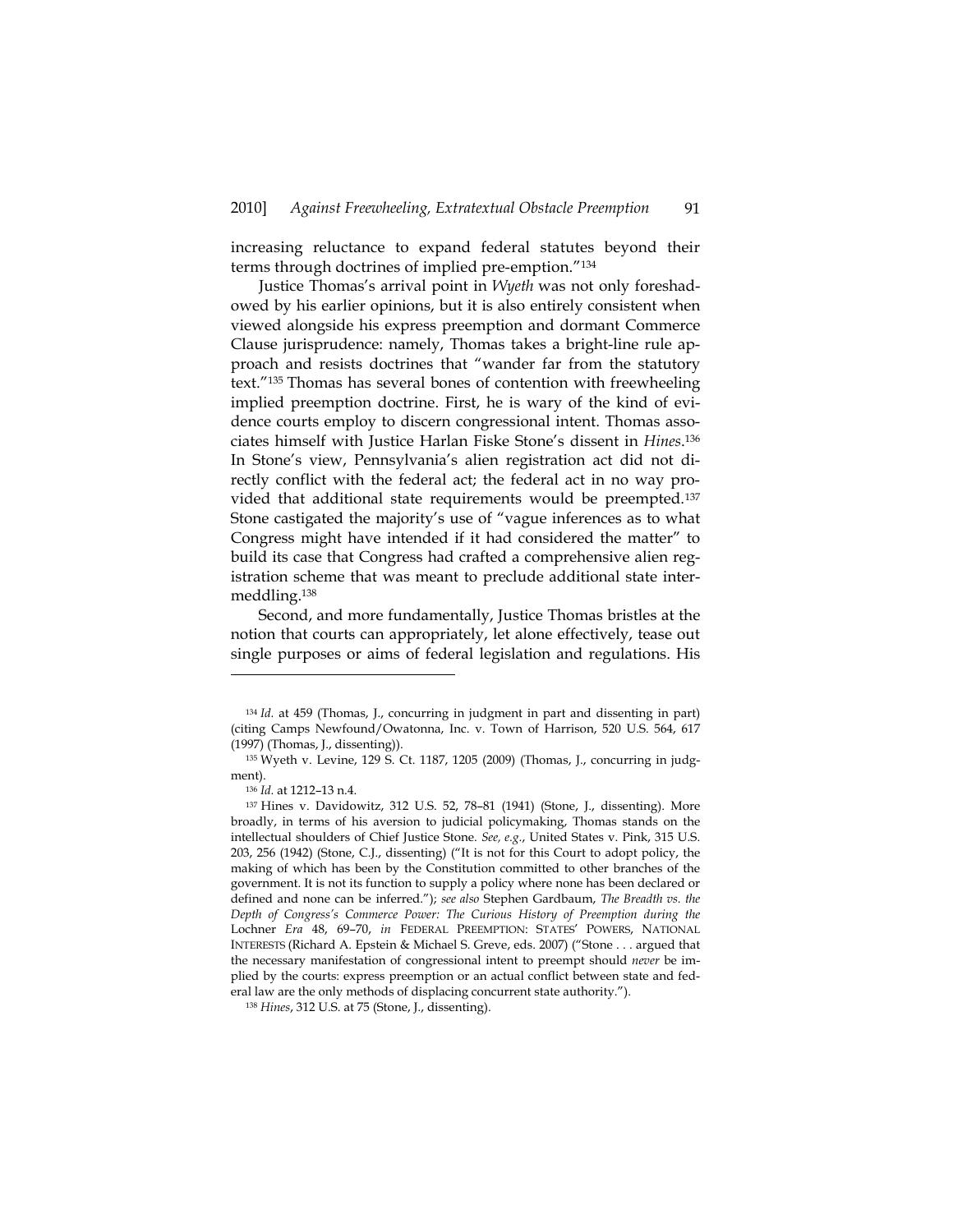increasing reluctance to expand federal statutes beyond their terms through doctrines of implied pre-emption."[134]

Justice Thomas's arrival point in *Wyeth* was not only foreshadowed by his earlier opinions, but it is also entirely consistent when viewed alongside his express preemption and dormant Commerce Clause jurisprudence: namely, Thomas takes a bright-line rule approach and resists doctrines that "wander far from the statutory text."[135] Thomas has several bones of contention with freewheeling implied preemption doctrine. First, he is wary of the kind of evidence courts employ to discern congressional intent. Thomas associates himself with Justice Harlan Fiske Stone's dissent in *Hines*.[136] In Stone's view, Pennsylvania's alien registration act did not directly conflict with the federal act; the federal act in no way provided that additional state requirements would be preempted.[137] Stone castigated the majority's use of "vague inferences as to what Congress might have intended if it had considered the matter" to build its case that Congress had crafted a comprehensive alien registration scheme that was meant to preclude additional state intermeddling.[138]

Second, and more fundamentally, Justice Thomas bristles at the notion that courts can appropriately, let alone effectively, tease out single purposes or aims of federal legislation and regulations. His

---

[134] *Id.* at 459 (Thomas, J., concurring in judgment in part and dissenting in part) (citing Camps Newfound/Owatonna, Inc. v. Town of Harrison, 520 U.S. 564, 617 (1997) (Thomas, J., dissenting)).

[135] Wyeth v. Levine, 129 S. Ct. 1187, 1205 (2009) (Thomas, J., concurring in judgment).

[136] *Id.* at 1212–13 n.4.

[137] Hines v. Davidowitz, 312 U.S. 52, 78–81 (1941) (Stone, J., dissenting). More broadly, in terms of his aversion to judicial policymaking, Thomas stands on the intellectual shoulders of Chief Justice Stone. *See, e.g.*, United States v. Pink, 315 U.S. 203, 256 (1942) (Stone, C.J., dissenting) ("It is not for this Court to adopt policy, the making of which has been by the Constitution committed to other branches of the government. It is not its function to supply a policy where none has been declared or defined and none can be inferred."); *see also* Stephen Gardbaum, *The Breadth vs. the Depth of Congress's Commerce Power: The Curious History of Preemption during the* Lochner *Era* 48, 69–70, *in* FEDERAL PREEMPTION: STATES' POWERS, NATIONAL INTERESTS (Richard A. Epstein & Michael S. Greve, eds. 2007) ("Stone . . . argued that the necessary manifestation of congressional intent to preempt should *never* be implied by the courts: express preemption or an actual conflict between state and federal law are the only methods of displacing concurrent state authority.").

[138] *Hines*, 312 U.S. at 75 (Stone, J., dissenting).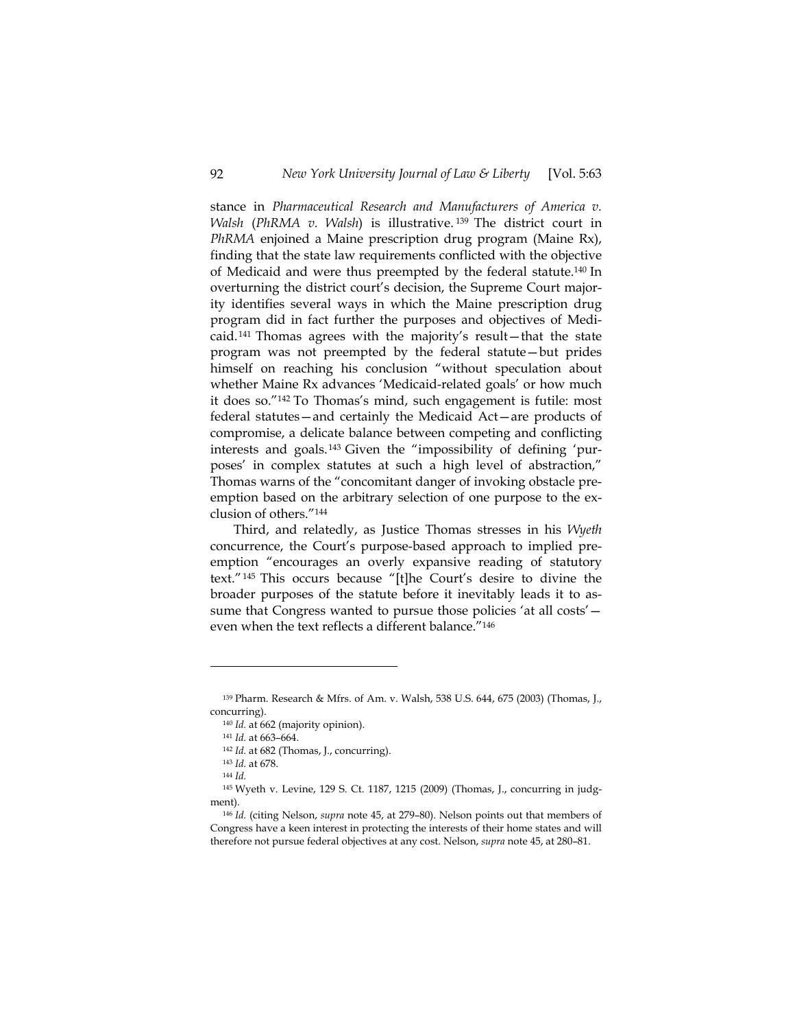stance in *Pharmaceutical Research and Manufacturers of America v. Walsh* (*PhRMA v. Walsh*) is illustrative.[139] The district court in *PhRMA* enjoined a Maine prescription drug program (Maine Rx), finding that the state law requirements conflicted with the objective of Medicaid and were thus preempted by the federal statute.[140] In overturning the district court's decision, the Supreme Court majority identifies several ways in which the Maine prescription drug program did in fact further the purposes and objectives of Medicaid.[141] Thomas agrees with the majority's result—that the state program was not preempted by the federal statute—but prides himself on reaching his conclusion "without speculation about whether Maine Rx advances 'Medicaid-related goals' or how much it does so."[142] To Thomas's mind, such engagement is futile: most federal statutes—and certainly the Medicaid Act—are products of compromise, a delicate balance between competing and conflicting interests and goals.[143] Given the "impossibility of defining 'purposes' in complex statutes at such a high level of abstraction," Thomas warns of the "concomitant danger of invoking obstacle preemption based on the arbitrary selection of one purpose to the exclusion of others."[144]

Third, and relatedly, as Justice Thomas stresses in his *Wyeth* concurrence, the Court's purpose-based approach to implied preemption "encourages an overly expansive reading of statutory text."[145] This occurs because "[t]he Court's desire to divine the broader purposes of the statute before it inevitably leads it to assume that Congress wanted to pursue those policies 'at all costs'—even when the text reflects a different balance."[146]

---

[139] Pharm. Research & Mfrs. of Am. v. Walsh, 538 U.S. 644, 675 (2003) (Thomas, J., concurring).

[140] *Id.* at 662 (majority opinion).

[141] *Id.* at 663–664.

[142] *Id.* at 682 (Thomas, J., concurring).

[143] *Id.* at 678.

[144] *Id.*

[145] Wyeth v. Levine, 129 S. Ct. 1187, 1215 (2009) (Thomas, J., concurring in judgment).

[146] *Id.* (citing Nelson, *supra* note 45, at 279–80). Nelson points out that members of Congress have a keen interest in protecting the interests of their home states and will therefore not pursue federal objectives at any cost. Nelson, *supra* note 45, at 280–81.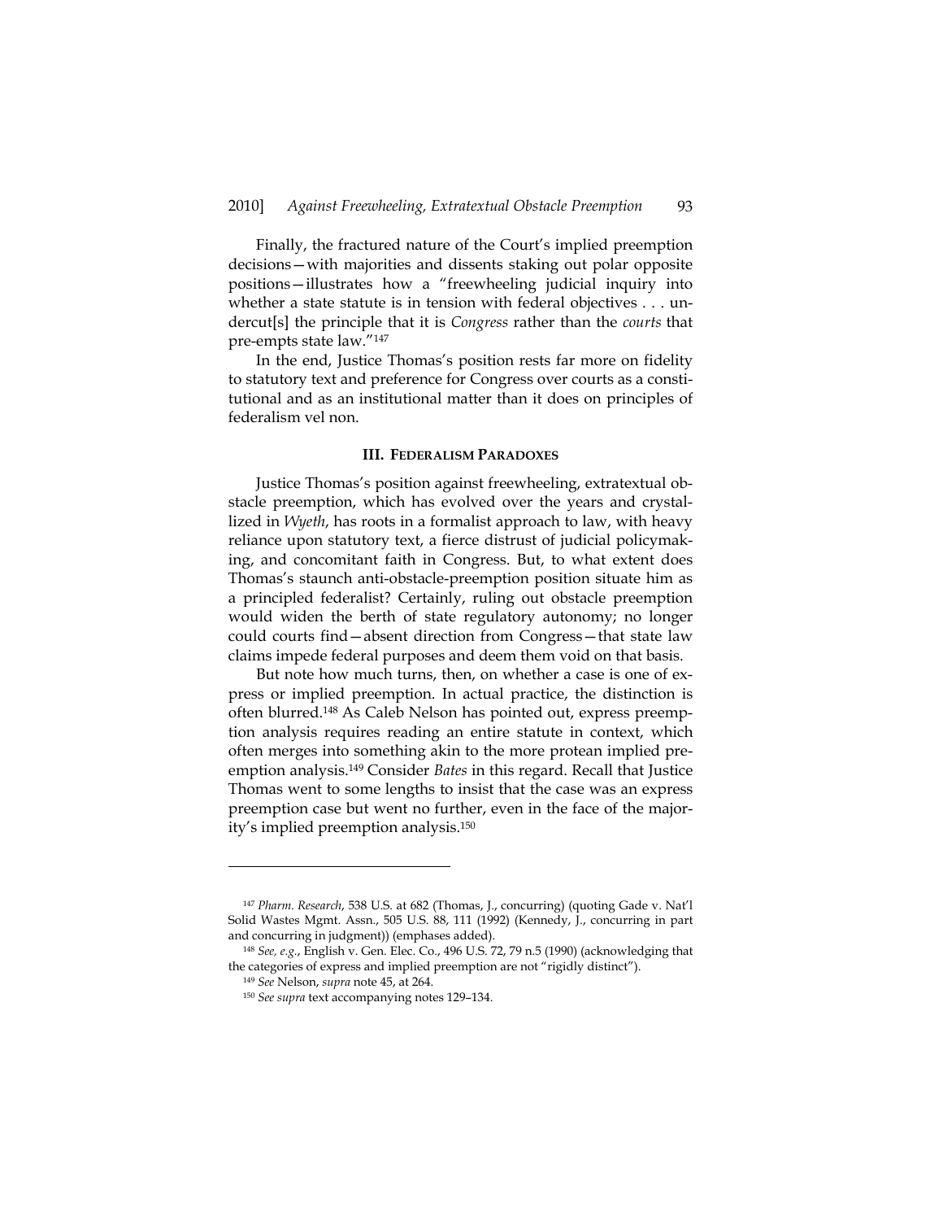Finally, the fractured nature of the Court's implied preemption decisions—with majorities and dissents staking out polar opposite positions—illustrates how a "freewheeling judicial inquiry into whether a state statute is in tension with federal objectives . . . undercut[s] the principle that it is *Congress* rather than the *courts* that pre-empts state law."[147]

In the end, Justice Thomas's position rests far more on fidelity to statutory text and preference for Congress over courts as a constitutional and as an institutional matter than it does on principles of federalism vel non.

### III. FEDERALISM PARADOXES

Justice Thomas's position against freewheeling, extratextual obstacle preemption, which has evolved over the years and crystallized in *Wyeth*, has roots in a formalist approach to law, with heavy reliance upon statutory text, a fierce distrust of judicial policymaking, and concomitant faith in Congress. But, to what extent does Thomas's staunch anti-obstacle-preemption position situate him as a principled federalist? Certainly, ruling out obstacle preemption would widen the berth of state regulatory autonomy; no longer could courts find—absent direction from Congress—that state law claims impede federal purposes and deem them void on that basis.

But note how much turns, then, on whether a case is one of express or implied preemption. In actual practice, the distinction is often blurred.[148] As Caleb Nelson has pointed out, express preemption analysis requires reading an entire statute in context, which often merges into something akin to the more protean implied preemption analysis.[149] Consider *Bates* in this regard. Recall that Justice Thomas went to some lengths to insist that the case was an express preemption case but went no further, even in the face of the majority's implied preemption analysis.[150]

---

[147] *Pharm. Research*, 538 U.S. at 682 (Thomas, J., concurring) (quoting Gade v. Nat'l Solid Wastes Mgmt. Assn., 505 U.S. 88, 111 (1992) (Kennedy, J., concurring in part and concurring in judgment)) (emphases added).

[148] *See, e.g.*, English v. Gen. Elec. Co., 496 U.S. 72, 79 n.5 (1990) (acknowledging that the categories of express and implied preemption are not "rigidly distinct").

[149] *See* Nelson, *supra* note 45, at 264.

[150] *See supra* text accompanying notes 129–134.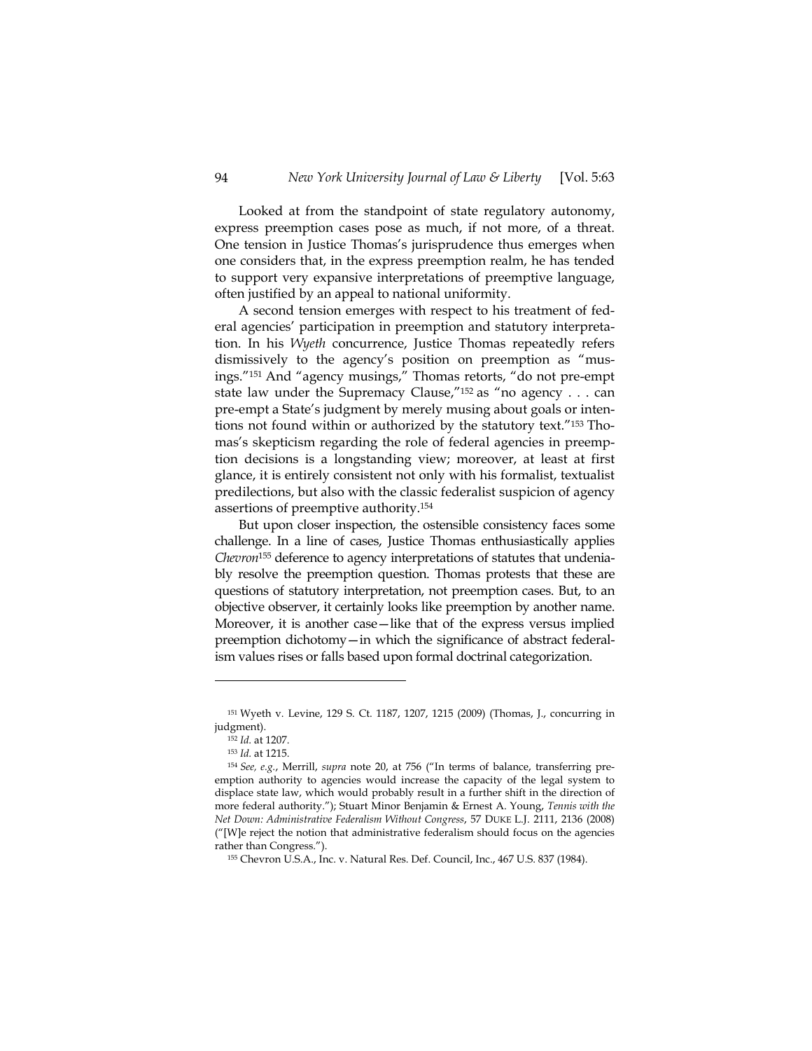Looked at from the standpoint of state regulatory autonomy, express preemption cases pose as much, if not more, of a threat. One tension in Justice Thomas's jurisprudence thus emerges when one considers that, in the express preemption realm, he has tended to support very expansive interpretations of preemptive language, often justified by an appeal to national uniformity.

A second tension emerges with respect to his treatment of federal agencies' participation in preemption and statutory interpretation. In his *Wyeth* concurrence, Justice Thomas repeatedly refers dismissively to the agency's position on preemption as "musings."[151] And "agency musings," Thomas retorts, "do not pre-empt state law under the Supremacy Clause,"[152] as "no agency . . . can pre-empt a State's judgment by merely musing about goals or intentions not found within or authorized by the statutory text."[153] Thomas's skepticism regarding the role of federal agencies in preemption decisions is a longstanding view; moreover, at least at first glance, it is entirely consistent not only with his formalist, textualist predilections, but also with the classic federalist suspicion of agency assertions of preemptive authority.[154]

But upon closer inspection, the ostensible consistency faces some challenge. In a line of cases, Justice Thomas enthusiastically applies *Chevron*[155] deference to agency interpretations of statutes that undeniably resolve the preemption question. Thomas protests that these are questions of statutory interpretation, not preemption cases. But, to an objective observer, it certainly looks like preemption by another name. Moreover, it is another case—like that of the express versus implied preemption dichotomy—in which the significance of abstract federalism values rises or falls based upon formal doctrinal categorization.

---

[151] Wyeth v. Levine, 129 S. Ct. 1187, 1207, 1215 (2009) (Thomas, J., concurring in judgment).

[152] *Id.* at 1207.

[153] *Id.* at 1215.

[154] *See, e.g.*, Merrill, *supra* note 20, at 756 ("In terms of balance, transferring preemption authority to agencies would increase the capacity of the legal system to displace state law, which would probably result in a further shift in the direction of more federal authority."); Stuart Minor Benjamin & Ernest A. Young, *Tennis with the Net Down: Administrative Federalism Without Congress*, 57 DUKE L.J. 2111, 2136 (2008) ("[W]e reject the notion that administrative federalism should focus on the agencies rather than Congress.").

[155] Chevron U.S.A., Inc. v. Natural Res. Def. Council, Inc., 467 U.S. 837 (1984).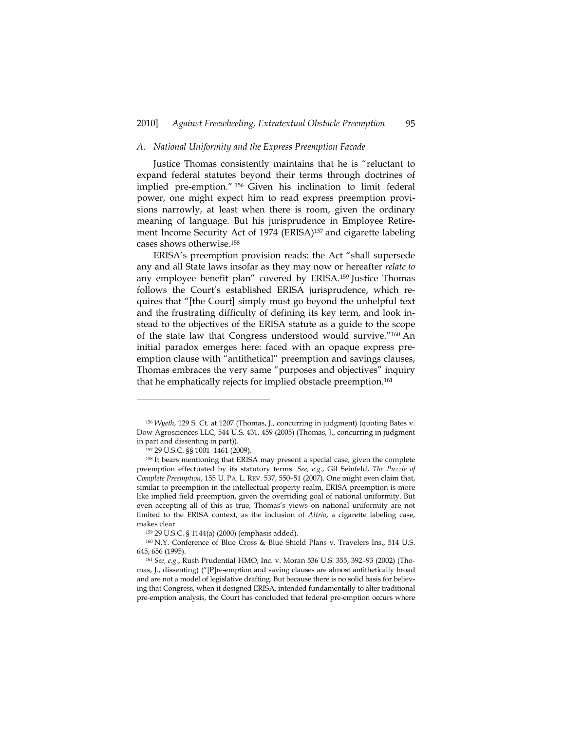### *A. National Uniformity and the Express Preemption Facade*

Justice Thomas consistently maintains that he is "reluctant to expand federal statutes beyond their terms through doctrines of implied pre-emption."[156] Given his inclination to limit federal power, one might expect him to read express preemption provisions narrowly, at least when there is room, given the ordinary meaning of language. But his jurisprudence in Employee Retirement Income Security Act of 1974 (ERISA)[157] and cigarette labeling cases shows otherwise.[158]

ERISA's preemption provision reads: the Act "shall supersede any and all State laws insofar as they may now or hereafter *relate to* any employee benefit plan" covered by ERISA.[159] Justice Thomas follows the Court's established ERISA jurisprudence, which requires that "[the Court] simply must go beyond the unhelpful text and the frustrating difficulty of defining its key term, and look instead to the objectives of the ERISA statute as a guide to the scope of the state law that Congress understood would survive."[160] An initial paradox emerges here: faced with an opaque express preemption clause with "antithetical" preemption and savings clauses, Thomas embraces the very same "purposes and objectives" inquiry that he emphatically rejects for implied obstacle preemption.[161]

---

[156] *Wyeth*, 129 S. Ct. at 1207 (Thomas, J., concurring in judgment) (quoting Bates v. Dow Agrosciences LLC, 544 U.S. 431, 459 (2005) (Thomas, J., concurring in judgment in part and dissenting in part)).

[157] 29 U.S.C. §§ 1001–1461 (2009).

[158] It bears mentioning that ERISA may present a special case, given the complete preemption effectuated by its statutory terms. *See, e.g.*, Gil Seinfeld, *The Puzzle of Complete Preemption*, 155 U. PA. L. REV. 537, 550–51 (2007). One might even claim that, similar to preemption in the intellectual property realm, ERISA preemption is more like implied field preemption, given the overriding goal of national uniformity. But even accepting all of this as true, Thomas's views on national uniformity are not limited to the ERISA context, as the inclusion of *Altria*, a cigarette labeling case, makes clear.

[159] 29 U.S.C. § 1144(a) (2000) (emphasis added).

[160] N.Y. Conference of Blue Cross & Blue Shield Plans v. Travelers Ins., 514 U.S. 645, 656 (1995).

[161] *See, e.g.*, Rush Prudential HMO, Inc. v. Moran 536 U.S. 355, 392–93 (2002) (Thomas, J., dissenting) ("[P]re-emption and saving clauses are almost antithetically broad and are not a model of legislative drafting. But because there is no solid basis for believing that Congress, when it designed ERISA, intended fundamentally to alter traditional pre-emption analysis, the Court has concluded that federal pre-emption occurs where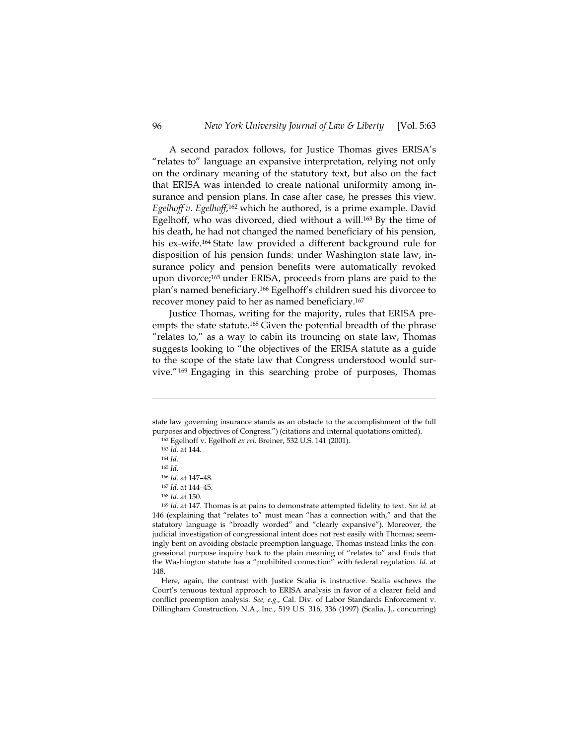A second paradox follows, for Justice Thomas gives ERISA's "relates to" language an expansive interpretation, relying not only on the ordinary meaning of the statutory text, but also on the fact that ERISA was intended to create national uniformity among insurance and pension plans. In case after case, he presses this view. *Egelhoff v. Egelhoff*,[162] which he authored, is a prime example. David Egelhoff, who was divorced, died without a will.[163] By the time of his death, he had not changed the named beneficiary of his pension, his ex-wife.[164] State law provided a different background rule for disposition of his pension funds: under Washington state law, insurance policy and pension benefits were automatically revoked upon divorce;[165] under ERISA, proceeds from plans are paid to the plan's named beneficiary.[166] Egelhoff's children sued his divorcee to recover money paid to her as named beneficiary.[167]

Justice Thomas, writing for the majority, rules that ERISA preempts the state statute.[168] Given the potential breadth of the phrase "relates to," as a way to cabin its trouncing on state law, Thomas suggests looking to "the objectives of the ERISA statute as a guide to the scope of the state law that Congress understood would survive."[169] Engaging in this searching probe of purposes, Thomas

---

state law governing insurance stands as an obstacle to the accomplishment of the full purposes and objectives of Congress.") (citations and internal quotations omitted).

[162] Egelhoff v. Egelhoff *ex rel.* Breiner, 532 U.S. 141 (2001).

[163] *Id.* at 144.

[164] *Id.*

[165] *Id.*

[166] *Id.* at 147–48.

[167] *Id.* at 144–45.

[168] *Id.* at 150.

[169] *Id.* at 147. Thomas is at pains to demonstrate attempted fidelity to text. *See id.* at 146 (explaining that "relates to" must mean "has a connection with," and that the statutory language is "broadly worded" and "clearly expansive"). Moreover, the judicial investigation of congressional intent does not rest easily with Thomas; seemingly bent on avoiding obstacle preemption language, Thomas instead links the congressional purpose inquiry back to the plain meaning of "relates to" and finds that the Washington statute has a "prohibited connection" with federal regulation. *Id.* at 148.

Here, again, the contrast with Justice Scalia is instructive. Scalia eschews the Court's tenuous textual approach to ERISA analysis in favor of a clearer field and conflict preemption analysis. *See, e.g.*, Cal. Div. of Labor Standards Enforcement v. Dillingham Construction, N.A., Inc., 519 U.S. 316, 336 (1997) (Scalia, J., concurring)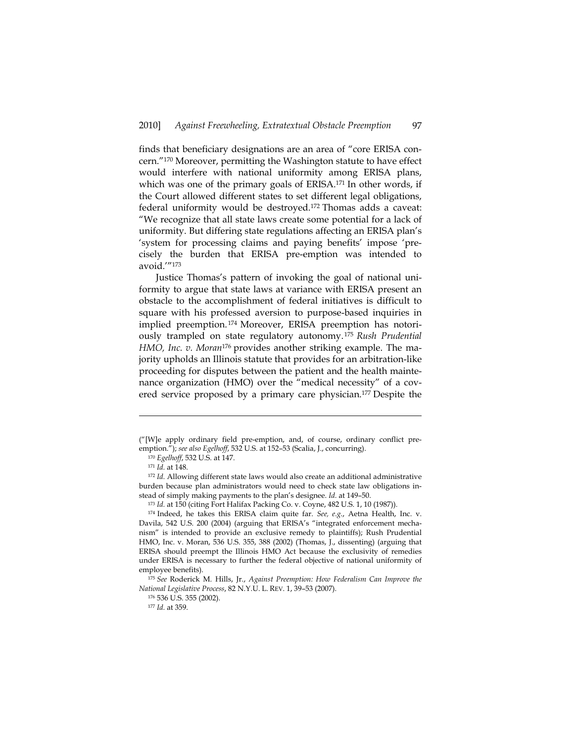finds that beneficiary designations are an area of "core ERISA concern."[170] Moreover, permitting the Washington statute to have effect would interfere with national uniformity among ERISA plans, which was one of the primary goals of ERISA.[171] In other words, if the Court allowed different states to set different legal obligations, federal uniformity would be destroyed.[172] Thomas adds a caveat: "We recognize that all state laws create some potential for a lack of uniformity. But differing state regulations affecting an ERISA plan's 'system for processing claims and paying benefits' impose 'precisely the burden that ERISA pre-emption was intended to avoid.'"[173]

Justice Thomas's pattern of invoking the goal of national uniformity to argue that state laws at variance with ERISA present an obstacle to the accomplishment of federal initiatives is difficult to square with his professed aversion to purpose-based inquiries in implied preemption.[174] Moreover, ERISA preemption has notoriously trampled on state regulatory autonomy.[175] *Rush Prudential HMO, Inc. v. Moran*[176] provides another striking example. The majority upholds an Illinois statute that provides for an arbitration-like proceeding for disputes between the patient and the health maintenance organization (HMO) over the "medical necessity" of a covered service proposed by a primary care physician.[177] Despite the

---

("[W]e apply ordinary field pre-emption, and, of course, ordinary conflict pre-emption."); *see also Egelhoff*, 532 U.S. at 152–53 (Scalia, J., concurring).

[170] *Egelhoff*, 532 U.S. at 147.

[171] *Id.* at 148.

[172] *Id.* Allowing different state laws would also create an additional administrative burden because plan administrators would need to check state law obligations instead of simply making payments to the plan's designee. *Id.* at 149–50.

[173] *Id.* at 150 (citing Fort Halifax Packing Co. v. Coyne, 482 U.S. 1, 10 (1987)).

[174] Indeed, he takes this ERISA claim quite far. *See, e.g.*, Aetna Health, Inc. v. Davila, 542 U.S. 200 (2004) (arguing that ERISA's "integrated enforcement mechanism" is intended to provide an exclusive remedy to plaintiffs); Rush Prudential HMO, Inc. v. Moran, 536 U.S. 355, 388 (2002) (Thomas, J., dissenting) (arguing that ERISA should preempt the Illinois HMO Act because the exclusivity of remedies under ERISA is necessary to further the federal objective of national uniformity of employee benefits).

[175] *See* Roderick M. Hills, Jr., *Against Preemption: How Federalism Can Improve the National Legislative Process*, 82 N.Y.U. L. REV. 1, 39–53 (2007).

[176] 536 U.S. 355 (2002).

[177] *Id.* at 359.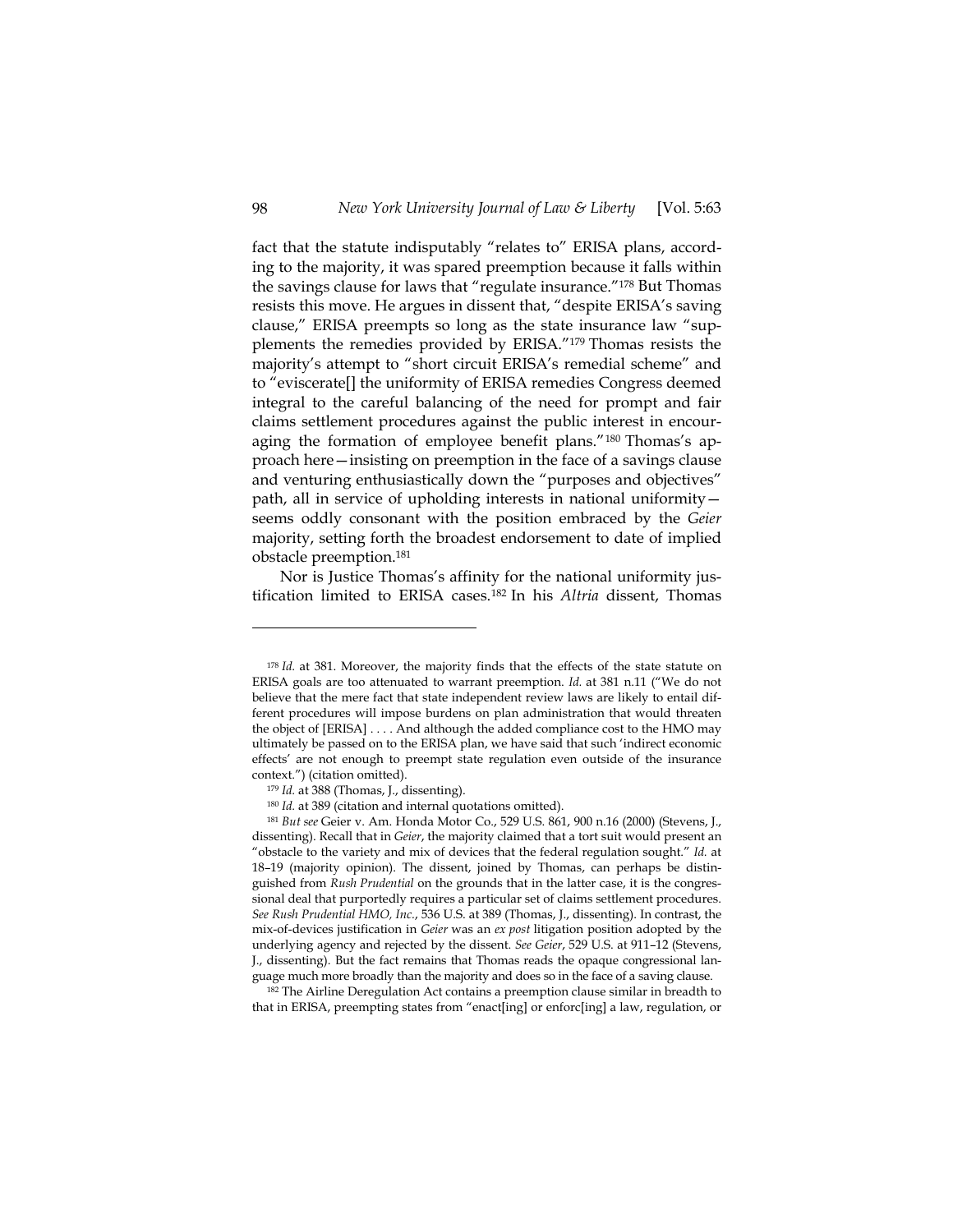fact that the statute indisputably "relates to" ERISA plans, according to the majority, it was spared preemption because it falls within the savings clause for laws that "regulate insurance."[178] But Thomas resists this move. He argues in dissent that, "despite ERISA's saving clause," ERISA preempts so long as the state insurance law "supplements the remedies provided by ERISA."[179] Thomas resists the majority's attempt to "short circuit ERISA's remedial scheme" and to "eviscerate[] the uniformity of ERISA remedies Congress deemed integral to the careful balancing of the need for prompt and fair claims settlement procedures against the public interest in encouraging the formation of employee benefit plans."[180] Thomas's approach here—insisting on preemption in the face of a savings clause and venturing enthusiastically down the "purposes and objectives" path, all in service of upholding interests in national uniformity—seems oddly consonant with the position embraced by the *Geier* majority, setting forth the broadest endorsement to date of implied obstacle preemption.[181]

Nor is Justice Thomas's affinity for the national uniformity justification limited to ERISA cases.[182] In his *Altria* dissent, Thomas

---

[178] *Id.* at 381. Moreover, the majority finds that the effects of the state statute on ERISA goals are too attenuated to warrant preemption. *Id.* at 381 n.11 ("We do not believe that the mere fact that state independent review laws are likely to entail different procedures will impose burdens on plan administration that would threaten the object of [ERISA] . . . . And although the added compliance cost to the HMO may ultimately be passed on to the ERISA plan, we have said that such 'indirect economic effects' are not enough to preempt state regulation even outside of the insurance context.") (citation omitted).

[179] *Id.* at 388 (Thomas, J., dissenting).

[180] *Id.* at 389 (citation and internal quotations omitted).

[181] *But see* Geier v. Am. Honda Motor Co., 529 U.S. 861, 900 n.16 (2000) (Stevens, J., dissenting). Recall that in *Geier*, the majority claimed that a tort suit would present an "obstacle to the variety and mix of devices that the federal regulation sought." *Id.* at 18–19 (majority opinion). The dissent, joined by Thomas, can perhaps be distinguished from *Rush Prudential* on the grounds that in the latter case, it is the congressional deal that purportedly requires a particular set of claims settlement procedures. *See Rush Prudential HMO, Inc.*, 536 U.S. at 389 (Thomas, J., dissenting). In contrast, the mix-of-devices justification in *Geier* was an *ex post* litigation position adopted by the underlying agency and rejected by the dissent. *See Geier*, 529 U.S. at 911–12 (Stevens, J., dissenting). But the fact remains that Thomas reads the opaque congressional language much more broadly than the majority and does so in the face of a saving clause.

[182] The Airline Deregulation Act contains a preemption clause similar in breadth to that in ERISA, preempting states from "enact[ing] or enforc[ing] a law, regulation, or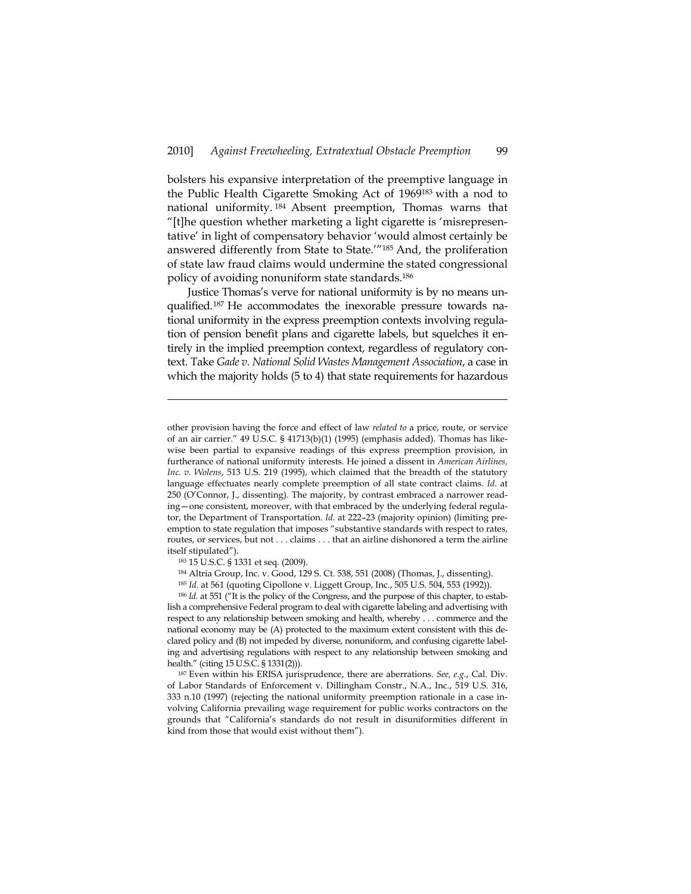bolsters his expansive interpretation of the preemptive language in the Public Health Cigarette Smoking Act of 1969[183] with a nod to national uniformity.[184] Absent preemption, Thomas warns that "[t]he question whether marketing a light cigarette is 'misrepresentative' in light of compensatory behavior 'would almost certainly be answered differently from State to State.'"[185] And, the proliferation of state law fraud claims would undermine the stated congressional policy of avoiding nonuniform state standards.[186]

Justice Thomas's verve for national uniformity is by no means unqualified.[187] He accommodates the inexorable pressure towards national uniformity in the express preemption contexts involving regulation of pension benefit plans and cigarette labels, but squelches it entirely in the implied preemption context, regardless of regulatory context. Take *Gade v. National Solid Wastes Management Association*, a case in which the majority holds (5 to 4) that state requirements for hazardous

---

other provision having the force and effect of law *related to* a price, route, or service of an air carrier." 49 U.S.C. § 41713(b)(1) (1995) (emphasis added). Thomas has likewise been partial to expansive readings of this express preemption provision, in furtherance of national uniformity interests. He joined a dissent in *American Airlines, Inc. v. Wolens*, 513 U.S. 219 (1995), which claimed that the breadth of the statutory language effectuates nearly complete preemption of all state contract claims. *Id.* at 250 (O'Connor, J., dissenting). The majority, by contrast embraced a narrower reading—one consistent, moreover, with that embraced by the underlying federal regulator, the Department of Transportation. *Id.* at 222–23 (majority opinion) (limiting preemption to state regulation that imposes "substantive standards with respect to rates, routes, or services, but not . . . claims . . . that an airline dishonored a term the airline itself stipulated").

[183] 15 U.S.C. § 1331 et seq. (2009).

[184] Altria Group, Inc. v. Good, 129 S. Ct. 538, 551 (2008) (Thomas, J., dissenting).

[185] *Id.* at 561 (quoting Cipollone v. Liggett Group, Inc., 505 U.S. 504, 553 (1992)).

[186] *Id.* at 551 ("It is the policy of the Congress, and the purpose of this chapter, to establish a comprehensive Federal program to deal with cigarette labeling and advertising with respect to any relationship between smoking and health, whereby . . . commerce and the national economy may be (A) protected to the maximum extent consistent with this declared policy and (B) not impeded by diverse, nonuniform, and confusing cigarette labeling and advertising regulations with respect to any relationship between smoking and health." (citing 15 U.S.C. § 1331(2))).

[187] Even within his ERISA jurisprudence, there are aberrations. *See, e.g.*, Cal. Div. of Labor Standards of Enforcement v. Dillingham Constr., N.A., Inc., 519 U.S. 316, 333 n.10 (1997) (rejecting the national uniformity preemption rationale in a case involving California prevailing wage requirement for public works contractors on the grounds that "California's standards do not result in disuniformities different in kind from those that would exist without them").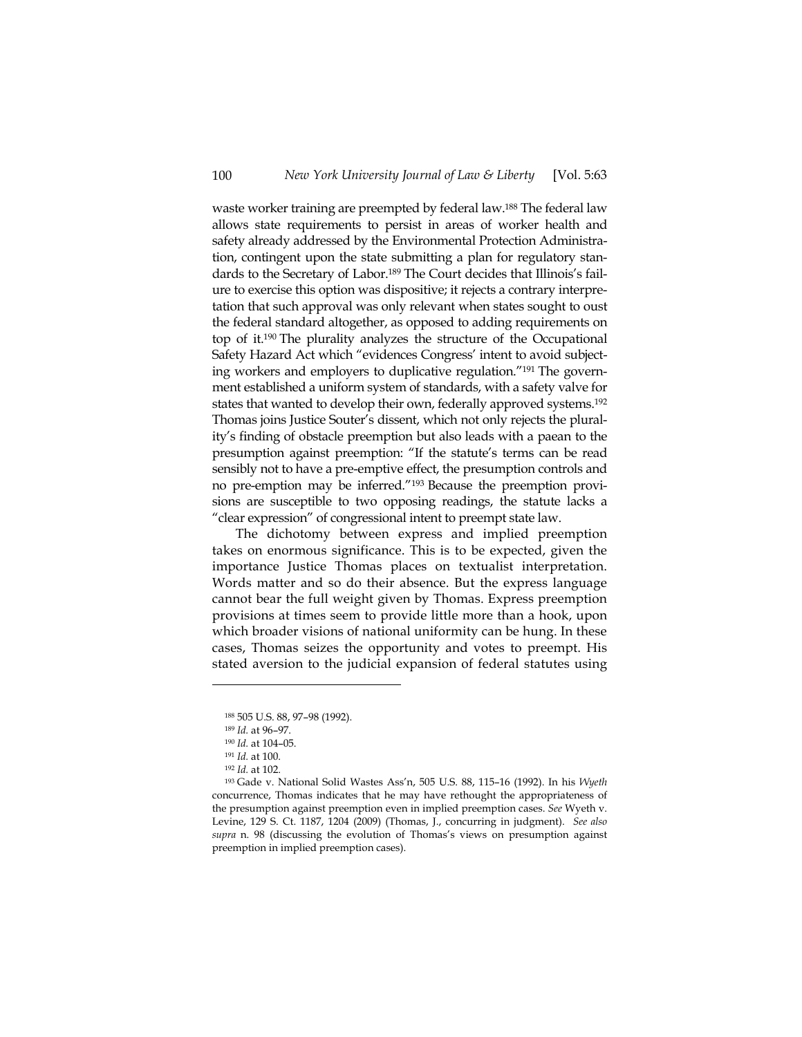waste worker training are preempted by federal law.[188] The federal law allows state requirements to persist in areas of worker health and safety already addressed by the Environmental Protection Administration, contingent upon the state submitting a plan for regulatory standards to the Secretary of Labor.[189] The Court decides that Illinois's failure to exercise this option was dispositive; it rejects a contrary interpretation that such approval was only relevant when states sought to oust the federal standard altogether, as opposed to adding requirements on top of it.[190] The plurality analyzes the structure of the Occupational Safety Hazard Act which "evidences Congress' intent to avoid subjecting workers and employers to duplicative regulation."[191] The government established a uniform system of standards, with a safety valve for states that wanted to develop their own, federally approved systems.[192] Thomas joins Justice Souter's dissent, which not only rejects the plurality's finding of obstacle preemption but also leads with a paean to the presumption against preemption: "If the statute's terms can be read sensibly not to have a pre-emptive effect, the presumption controls and no pre-emption may be inferred."[193] Because the preemption provisions are susceptible to two opposing readings, the statute lacks a "clear expression" of congressional intent to preempt state law.

The dichotomy between express and implied preemption takes on enormous significance. This is to be expected, given the importance Justice Thomas places on textualist interpretation. Words matter and so do their absence. But the express language cannot bear the full weight given by Thomas. Express preemption provisions at times seem to provide little more than a hook, upon which broader visions of national uniformity can be hung. In these cases, Thomas seizes the opportunity and votes to preempt. His stated aversion to the judicial expansion of federal statutes using

---

[188] 505 U.S. 88, 97–98 (1992).

[189] *Id.* at 96–97.

[190] *Id.* at 104–05.

[191] *Id.* at 100.

[192] *Id.* at 102.

[193] Gade v. National Solid Wastes Ass'n, 505 U.S. 88, 115–16 (1992). In his *Wyeth* concurrence, Thomas indicates that he may have rethought the appropriateness of the presumption against preemption even in implied preemption cases. *See* Wyeth v. Levine, 129 S. Ct. 1187, 1204 (2009) (Thomas, J., concurring in judgment). *See also supra* n. 98 (discussing the evolution of Thomas's views on presumption against preemption in implied preemption cases).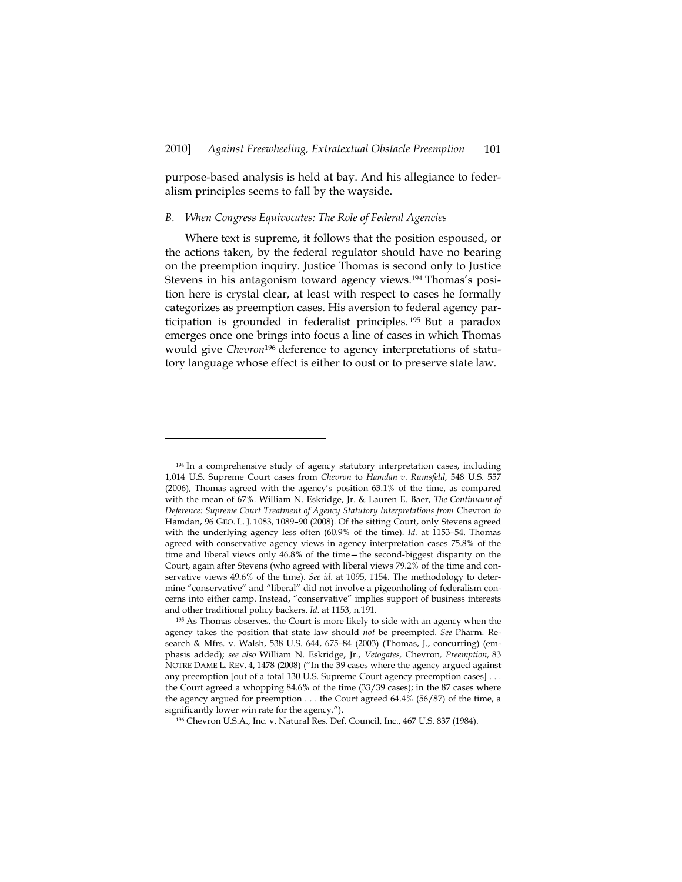purpose-based analysis is held at bay. And his allegiance to federalism principles seems to fall by the wayside.

### *B. When Congress Equivocates: The Role of Federal Agencies*

Where text is supreme, it follows that the position espoused, or the actions taken, by the federal regulator should have no bearing on the preemption inquiry. Justice Thomas is second only to Justice Stevens in his antagonism toward agency views.[194] Thomas's position here is crystal clear, at least with respect to cases he formally categorizes as preemption cases. His aversion to federal agency participation is grounded in federalist principles.[195] But a paradox emerges once one brings into focus a line of cases in which Thomas would give *Chevron*[196] deference to agency interpretations of statutory language whose effect is either to oust or to preserve state law.

---

[194] In a comprehensive study of agency statutory interpretation cases, including 1,014 U.S. Supreme Court cases from *Chevron* to *Hamdan v. Rumsfeld*, 548 U.S. 557 (2006), Thomas agreed with the agency's position 63.1% of the time, as compared with the mean of 67%. William N. Eskridge, Jr. & Lauren E. Baer, *The Continuum of Deference: Supreme Court Treatment of Agency Statutory Interpretations from* Chevron *to* Hamdan, 96 GEO. L. J. 1083, 1089–90 (2008). Of the sitting Court, only Stevens agreed with the underlying agency less often (60.9% of the time). *Id.* at 1153–54. Thomas agreed with conservative agency views in agency interpretation cases 75.8% of the time and liberal views only 46.8% of the time—the second-biggest disparity on the Court, again after Stevens (who agreed with liberal views 79.2% of the time and conservative views 49.6% of the time). *See id.* at 1095, 1154. The methodology to determine "conservative" and "liberal" did not involve a pigeonholing of federalism concerns into either camp. Instead, "conservative" implies support of business interests and other traditional policy backers. *Id.* at 1153, n.191.

[195] As Thomas observes, the Court is more likely to side with an agency when the agency takes the position that state law should *not* be preempted. *See* Pharm. Research & Mfrs. v. Walsh, 538 U.S. 644, 675–84 (2003) (Thomas, J., concurring) (emphasis added); *see also* William N. Eskridge, Jr., *Vetogates,* Chevron*, Preemption,* 83 NOTRE DAME L. REV. 4, 1478 (2008) ("In the 39 cases where the agency argued against any preemption [out of a total 130 U.S. Supreme Court agency preemption cases] . . . the Court agreed a whopping 84.6% of the time (33/39 cases); in the 87 cases where the agency argued for preemption . . . the Court agreed 64.4% (56/87) of the time, a significantly lower win rate for the agency.").

[196] Chevron U.S.A., Inc. v. Natural Res. Def. Council, Inc., 467 U.S. 837 (1984).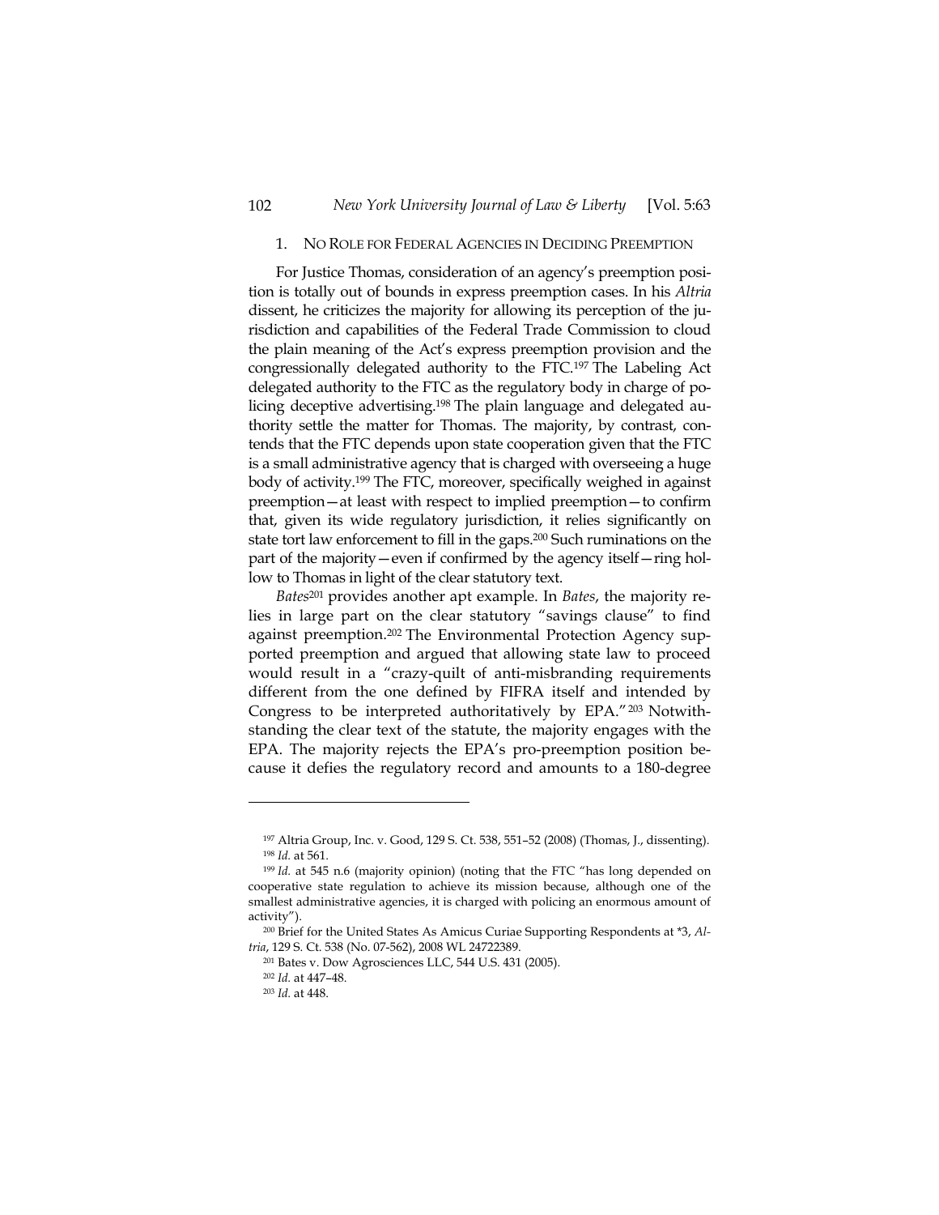### 1. No Role for Federal Agencies in Deciding Preemption

For Justice Thomas, consideration of an agency's preemption position is totally out of bounds in express preemption cases. In his *Altria* dissent, he criticizes the majority for allowing its perception of the jurisdiction and capabilities of the Federal Trade Commission to cloud the plain meaning of the Act's express preemption provision and the congressionally delegated authority to the FTC.[197] The Labeling Act delegated authority to the FTC as the regulatory body in charge of policing deceptive advertising.[198] The plain language and delegated authority settle the matter for Thomas. The majority, by contrast, contends that the FTC depends upon state cooperation given that the FTC is a small administrative agency that is charged with overseeing a huge body of activity.[199] The FTC, moreover, specifically weighed in against preemption—at least with respect to implied preemption—to confirm that, given its wide regulatory jurisdiction, it relies significantly on state tort law enforcement to fill in the gaps.[200] Such ruminations on the part of the majority—even if confirmed by the agency itself—ring hollow to Thomas in light of the clear statutory text.

*Bates*[201] provides another apt example. In *Bates*, the majority relies in large part on the clear statutory "savings clause" to find against preemption.[202] The Environmental Protection Agency supported preemption and argued that allowing state law to proceed would result in a "crazy-quilt of anti-misbranding requirements different from the one defined by FIFRA itself and intended by Congress to be interpreted authoritatively by EPA."[203] Notwithstanding the clear text of the statute, the majority engages with the EPA. The majority rejects the EPA's pro-preemption position because it defies the regulatory record and amounts to a 180-degree

---

[197] Altria Group, Inc. v. Good, 129 S. Ct. 538, 551–52 (2008) (Thomas, J., dissenting).

[198] *Id.* at 561.

[199] *Id.* at 545 n.6 (majority opinion) (noting that the FTC "has long depended on cooperative state regulation to achieve its mission because, although one of the smallest administrative agencies, it is charged with policing an enormous amount of activity").

[200] Brief for the United States As Amicus Curiae Supporting Respondents at *3, *Altria*, 129 S. Ct. 538 (No. 07-562), 2008 WL 24722389.

[201] Bates v. Dow Agrosciences LLC, 544 U.S. 431 (2005).

[202] *Id.* at 447–48.

[203] *Id.* at 448.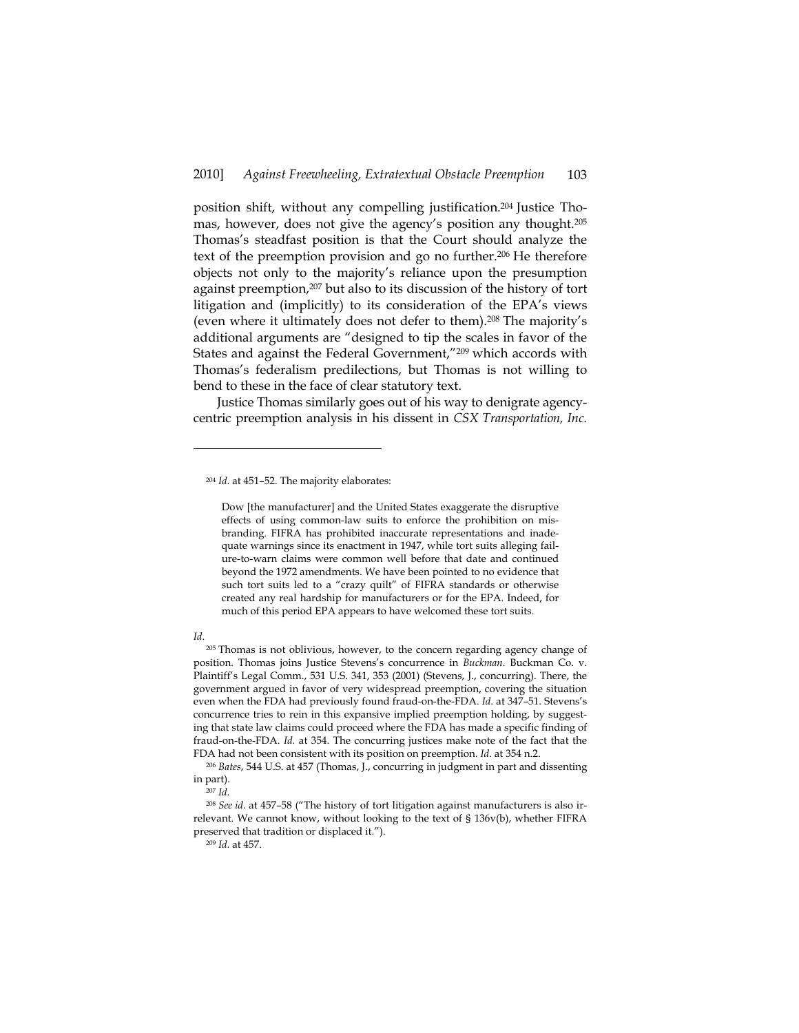position shift, without any compelling justification.[204] Justice Thomas, however, does not give the agency's position any thought.[205] Thomas's steadfast position is that the Court should analyze the text of the preemption provision and go no further.[206] He therefore objects not only to the majority's reliance upon the presumption against preemption,[207] but also to its discussion of the history of tort litigation and (implicitly) to its consideration of the EPA's views (even where it ultimately does not defer to them).[208] The majority's additional arguments are "designed to tip the scales in favor of the States and against the Federal Government,"[209] which accords with Thomas's federalism predilections, but Thomas is not willing to bend to these in the face of clear statutory text.

Justice Thomas similarly goes out of his way to denigrate agency-centric preemption analysis in his dissent in *CSX Transportation, Inc.*

---

[204] *Id.* at 451–52. The majority elaborates:

> Dow [the manufacturer] and the United States exaggerate the disruptive effects of using common-law suits to enforce the prohibition on misbranding. FIFRA has prohibited inaccurate representations and inadequate warnings since its enactment in 1947, while tort suits alleging failure-to-warn claims were common well before that date and continued beyond the 1972 amendments. We have been pointed to no evidence that such tort suits led to a "crazy quilt" of FIFRA standards or otherwise created any real hardship for manufacturers or for the EPA. Indeed, for much of this period EPA appears to have welcomed these tort suits.

*Id.*

[205] Thomas is not oblivious, however, to the concern regarding agency change of position. Thomas joins Justice Stevens's concurrence in *Buckman*. Buckman Co. v. Plaintiff's Legal Comm., 531 U.S. 341, 353 (2001) (Stevens, J., concurring). There, the government argued in favor of very widespread preemption, covering the situation even when the FDA had previously found fraud-on-the-FDA. *Id.* at 347–51. Stevens's concurrence tries to rein in this expansive implied preemption holding, by suggesting that state law claims could proceed where the FDA has made a specific finding of fraud-on-the-FDA. *Id.* at 354. The concurring justices make note of the fact that the FDA had not been consistent with its position on preemption. *Id.* at 354 n.2.

[206] *Bates*, 544 U.S. at 457 (Thomas, J., concurring in judgment in part and dissenting in part).

[207] *Id.*

[208] *See id.* at 457–58 ("The history of tort litigation against manufacturers is also irrelevant. We cannot know, without looking to the text of § 136v(b), whether FIFRA preserved that tradition or displaced it.").

[209] *Id.* at 457.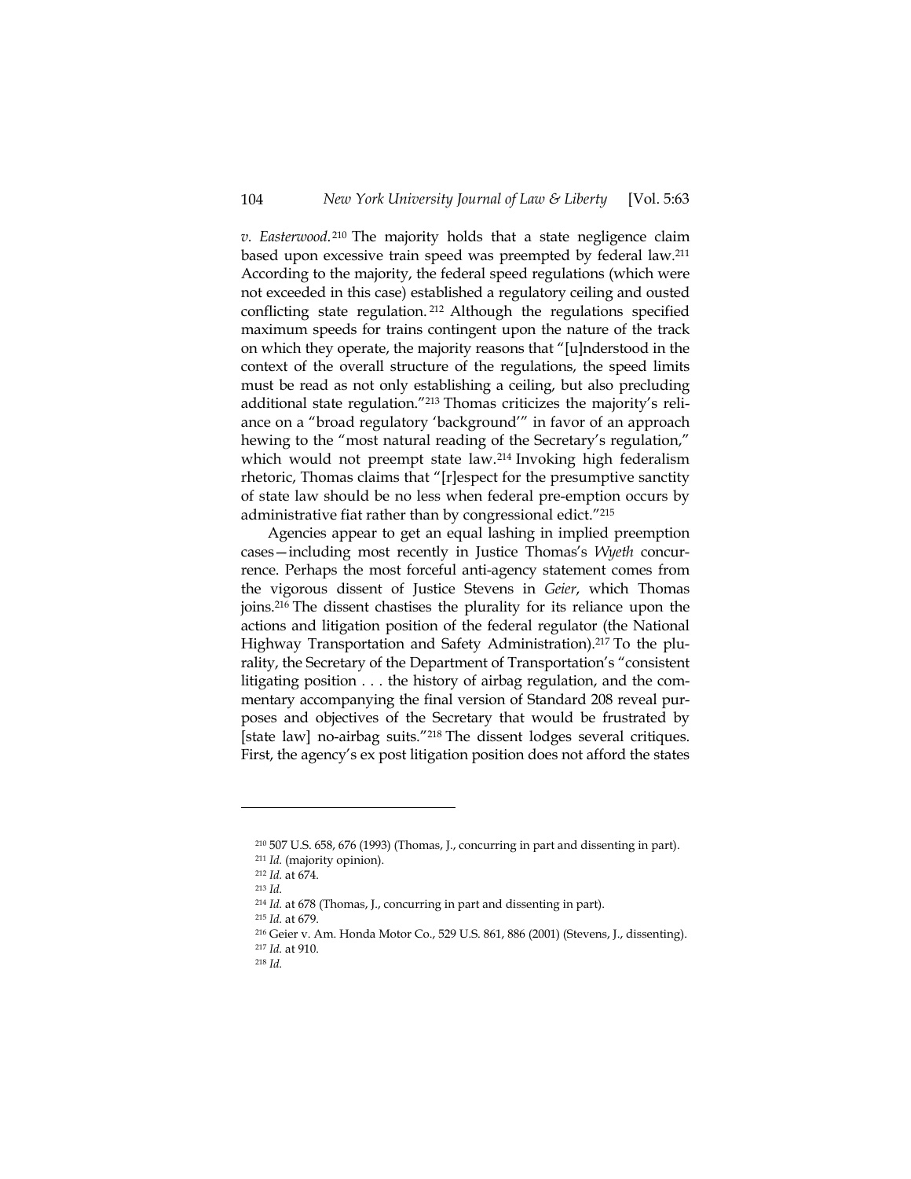*v. Easterwood.*[210] The majority holds that a state negligence claim based upon excessive train speed was preempted by federal law.[211] According to the majority, the federal speed regulations (which were not exceeded in this case) established a regulatory ceiling and ousted conflicting state regulation.[212] Although the regulations specified maximum speeds for trains contingent upon the nature of the track on which they operate, the majority reasons that "[u]nderstood in the context of the overall structure of the regulations, the speed limits must be read as not only establishing a ceiling, but also precluding additional state regulation."[213] Thomas criticizes the majority's reliance on a "broad regulatory 'background'" in favor of an approach hewing to the "most natural reading of the Secretary's regulation," which would not preempt state law.[214] Invoking high federalism rhetoric, Thomas claims that "[r]espect for the presumptive sanctity of state law should be no less when federal pre-emption occurs by administrative fiat rather than by congressional edict."[215]

Agencies appear to get an equal lashing in implied preemption cases—including most recently in Justice Thomas's *Wyeth* concurrence. Perhaps the most forceful anti-agency statement comes from the vigorous dissent of Justice Stevens in *Geier*, which Thomas joins.[216] The dissent chastises the plurality for its reliance upon the actions and litigation position of the federal regulator (the National Highway Transportation and Safety Administration).[217] To the plurality, the Secretary of the Department of Transportation's "consistent litigating position . . . the history of airbag regulation, and the commentary accompanying the final version of Standard 208 reveal purposes and objectives of the Secretary that would be frustrated by [state law] no-airbag suits."[218] The dissent lodges several critiques. First, the agency's ex post litigation position does not afford the states

---

[210] 507 U.S. 658, 676 (1993) (Thomas, J., concurring in part and dissenting in part).

[211] *Id.* (majority opinion).

[212] *Id.* at 674.

[213] *Id.*

[214] *Id.* at 678 (Thomas, J., concurring in part and dissenting in part).

[215] *Id.* at 679.

[216] Geier v. Am. Honda Motor Co., 529 U.S. 861, 886 (2001) (Stevens, J., dissenting).

[217] *Id.* at 910.

[218] *Id.*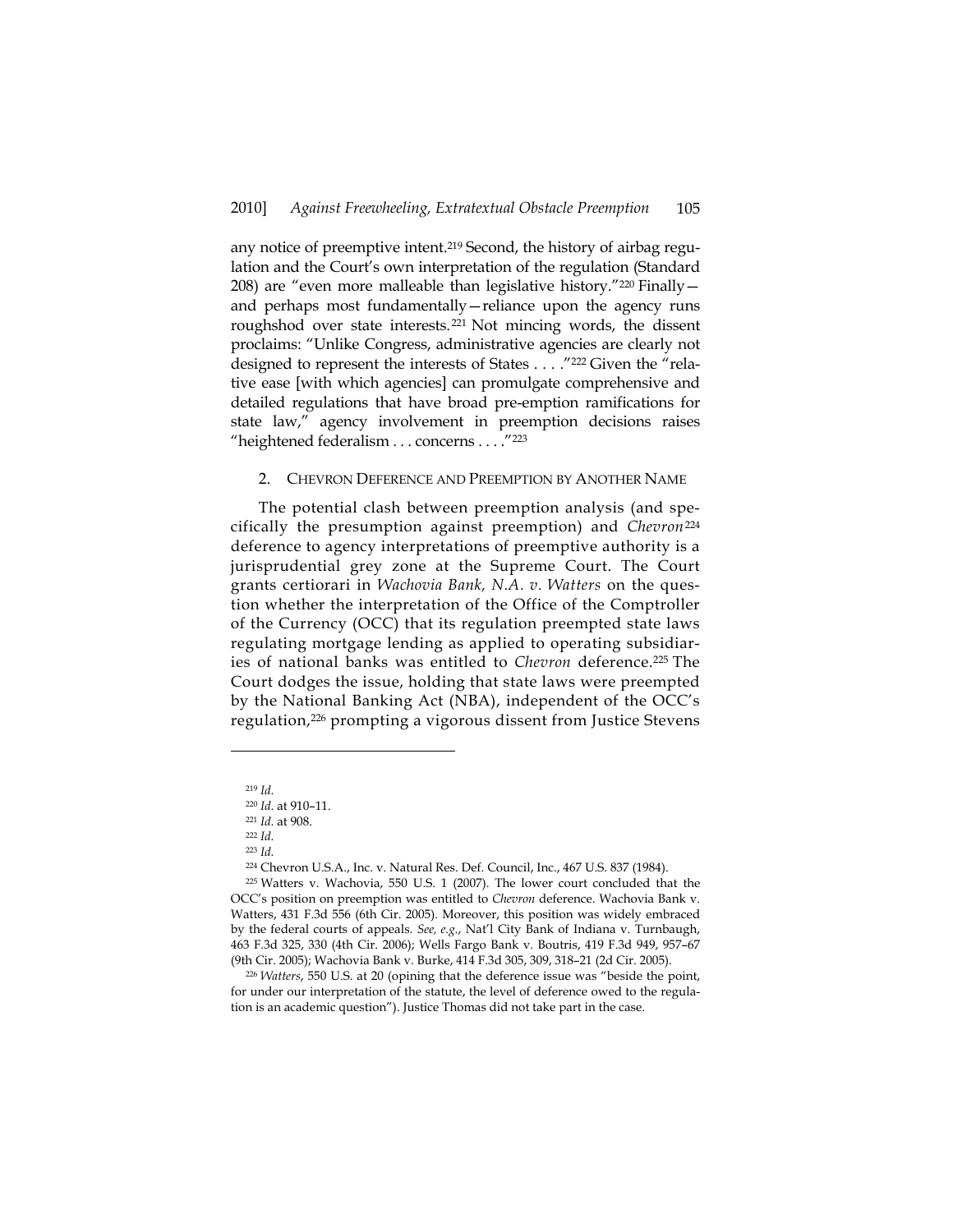any notice of preemptive intent.[219] Second, the history of airbag regulation and the Court's own interpretation of the regulation (Standard 208) are "even more malleable than legislative history."[220] Finally—and perhaps most fundamentally—reliance upon the agency runs roughshod over state interests.[221] Not mincing words, the dissent proclaims: "Unlike Congress, administrative agencies are clearly not designed to represent the interests of States . . . ."[222] Given the "relative ease [with which agencies] can promulgate comprehensive and detailed regulations that have broad pre-emption ramifications for state law," agency involvement in preemption decisions raises "heightened federalism . . . concerns . . . ."[223]

### 2. CHEVRON DEFERENCE AND PREEMPTION BY ANOTHER NAME

The potential clash between preemption analysis (and specifically the presumption against preemption) and *Chevron*[224] deference to agency interpretations of preemptive authority is a jurisprudential grey zone at the Supreme Court. The Court grants certiorari in *Wachovia Bank, N.A. v. Watters* on the question whether the interpretation of the Office of the Comptroller of the Currency (OCC) that its regulation preempted state laws regulating mortgage lending as applied to operating subsidiaries of national banks was entitled to *Chevron* deference.[225] The Court dodges the issue, holding that state laws were preempted by the National Banking Act (NBA), independent of the OCC's regulation,[226] prompting a vigorous dissent from Justice Stevens

---

[219] *Id.*

[220] *Id.* at 910–11.

[221] *Id.* at 908.

[222] *Id.*

[223] *Id.*

[224] Chevron U.S.A., Inc. v. Natural Res. Def. Council, Inc., 467 U.S. 837 (1984).

[225] Watters v. Wachovia, 550 U.S. 1 (2007). The lower court concluded that the OCC's position on preemption was entitled to *Chevron* deference. Wachovia Bank v. Watters, 431 F.3d 556 (6th Cir. 2005). Moreover, this position was widely embraced by the federal courts of appeals. *See, e.g.*, Nat'l City Bank of Indiana v. Turnbaugh, 463 F.3d 325, 330 (4th Cir. 2006); Wells Fargo Bank v. Boutris, 419 F.3d 949, 957–67 (9th Cir. 2005); Wachovia Bank v. Burke, 414 F.3d 305, 309, 318–21 (2d Cir. 2005).

[226] *Watters*, 550 U.S. at 20 (opining that the deference issue was "beside the point, for under our interpretation of the statute, the level of deference owed to the regulation is an academic question"). Justice Thomas did not take part in the case.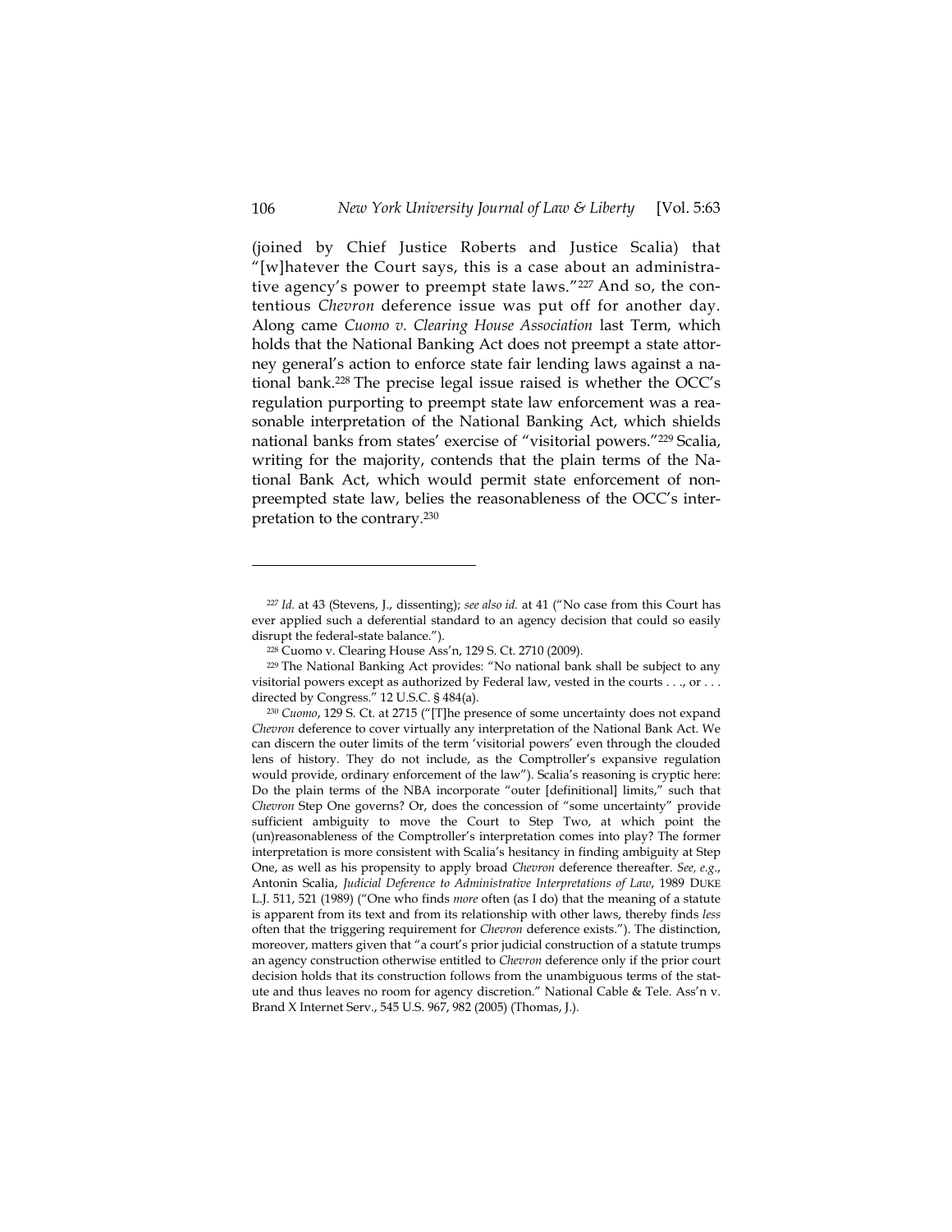(joined by Chief Justice Roberts and Justice Scalia) that "[w]hatever the Court says, this is a case about an administrative agency's power to preempt state laws."[227] And so, the contentious *Chevron* deference issue was put off for another day. Along came *Cuomo v. Clearing House Association* last Term, which holds that the National Banking Act does not preempt a state attorney general's action to enforce state fair lending laws against a national bank.[228] The precise legal issue raised is whether the OCC's regulation purporting to preempt state law enforcement was a reasonable interpretation of the National Banking Act, which shields national banks from states' exercise of "visitorial powers."[229] Scalia, writing for the majority, contends that the plain terms of the National Bank Act, which would permit state enforcement of non-preempted state law, belies the reasonableness of the OCC's interpretation to the contrary.[230]

---

[227] *Id.* at 43 (Stevens, J., dissenting); *see also id.* at 41 ("No case from this Court has ever applied such a deferential standard to an agency decision that could so easily disrupt the federal-state balance.").

[228] Cuomo v. Clearing House Ass'n, 129 S. Ct. 2710 (2009).

[229] The National Banking Act provides: "No national bank shall be subject to any visitorial powers except as authorized by Federal law, vested in the courts . . ., or . . . directed by Congress." 12 U.S.C. § 484(a).

[230] *Cuomo*, 129 S. Ct. at 2715 ("[T]he presence of some uncertainty does not expand *Chevron* deference to cover virtually any interpretation of the National Bank Act. We can discern the outer limits of the term 'visitorial powers' even through the clouded lens of history. They do not include, as the Comptroller's expansive regulation would provide, ordinary enforcement of the law"). Scalia's reasoning is cryptic here: Do the plain terms of the NBA incorporate "outer [definitional] limits," such that *Chevron* Step One governs? Or, does the concession of "some uncertainty" provide sufficient ambiguity to move the Court to Step Two, at which point the (un)reasonableness of the Comptroller's interpretation comes into play? The former interpretation is more consistent with Scalia's hesitancy in finding ambiguity at Step One, as well as his propensity to apply broad *Chevron* deference thereafter. *See, e.g.*, Antonin Scalia, *Judicial Deference to Administrative Interpretations of Law*, 1989 DUKE L.J. 511, 521 (1989) ("One who finds *more* often (as I do) that the meaning of a statute is apparent from its text and from its relationship with other laws, thereby finds *less* often that the triggering requirement for *Chevron* deference exists."). The distinction, moreover, matters given that "a court's prior judicial construction of a statute trumps an agency construction otherwise entitled to *Chevron* deference only if the prior court decision holds that its construction follows from the unambiguous terms of the statute and thus leaves no room for agency discretion." National Cable & Tele. Ass'n v. Brand X Internet Serv., 545 U.S. 967, 982 (2005) (Thomas, J.).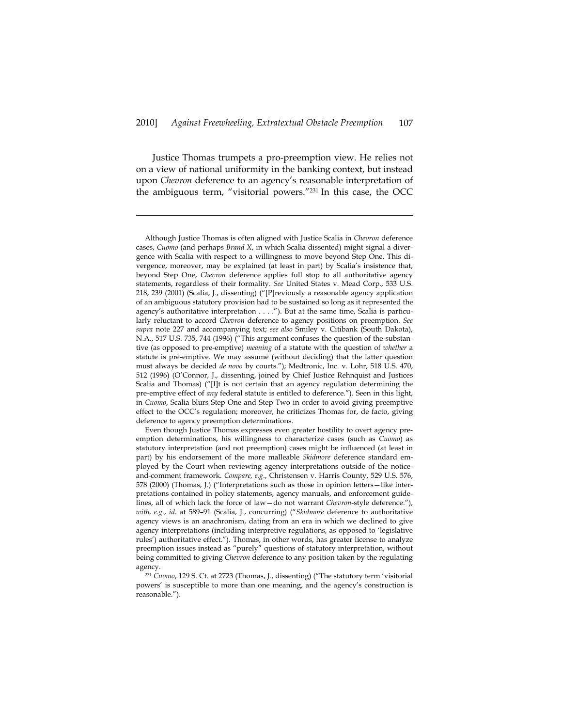Justice Thomas trumpets a pro-preemption view. He relies not on a view of national uniformity in the banking context, but instead upon *Chevron* deference to an agency's reasonable interpretation of the ambiguous term, "visitorial powers."[231] In this case, the OCC

---

Although Justice Thomas is often aligned with Justice Scalia in *Chevron* deference cases, *Cuomo* (and perhaps *Brand X*, in which Scalia dissented) might signal a divergence with Scalia with respect to a willingness to move beyond Step One. This divergence, moreover, may be explained (at least in part) by Scalia's insistence that, beyond Step One, *Chevron* deference applies full stop to all authoritative agency statements, regardless of their formality. *See* United States v. Mead Corp., 533 U.S. 218, 239 (2001) (Scalia, J., dissenting) ("[P]reviously a reasonable agency application of an ambiguous statutory provision had to be sustained so long as it represented the agency's authoritative interpretation . . . ."). But at the same time, Scalia is particularly reluctant to accord *Chevron* deference to agency positions on preemption. *See supra* note 227 and accompanying text; *see also* Smiley v. Citibank (South Dakota), N.A., 517 U.S. 735, 744 (1996) ("This argument confuses the question of the substantive (as opposed to pre-emptive) *meaning* of a statute with the question of *whether* a statute is pre-emptive. We may assume (without deciding) that the latter question must always be decided *de novo* by courts."); Medtronic, Inc. v. Lohr, 518 U.S. 470, 512 (1996) (O'Connor, J., dissenting, joined by Chief Justice Rehnquist and Justices Scalia and Thomas) ("[I]t is not certain that an agency regulation determining the pre-emptive effect of *any* federal statute is entitled to deference."). Seen in this light, in *Cuomo*, Scalia blurs Step One and Step Two in order to avoid giving preemptive effect to the OCC's regulation; moreover, he criticizes Thomas for, de facto, giving deference to agency preemption determinations.

Even though Justice Thomas expresses even greater hostility to overt agency preemption determinations, his willingness to characterize cases (such as *Cuomo*) as statutory interpretation (and not preemption) cases might be influenced (at least in part) by his endorsement of the more malleable *Skidmore* deference standard employed by the Court when reviewing agency interpretations outside of the notice-and-comment framework. *Compare, e.g.*, Christensen v. Harris County, 529 U.S. 576, 578 (2000) (Thomas, J.) ("Interpretations such as those in opinion letters—like interpretations contained in policy statements, agency manuals, and enforcement guidelines, all of which lack the force of law—do not warrant *Chevron*-style deference."), *with, e.g.*, *id.* at 589–91 (Scalia, J., concurring) ("*Skidmore* deference to authoritative agency views is an anachronism, dating from an era in which we declined to give agency interpretations (including interpretive regulations, as opposed to 'legislative rules') authoritative effect."). Thomas, in other words, has greater license to analyze preemption issues instead as "purely" questions of statutory interpretation, without being committed to giving *Chevron* deference to any position taken by the regulating agency.

[231] *Cuomo*, 129 S. Ct. at 2723 (Thomas, J., dissenting) ("The statutory term 'visitorial powers' is susceptible to more than one meaning, and the agency's construction is reasonable.").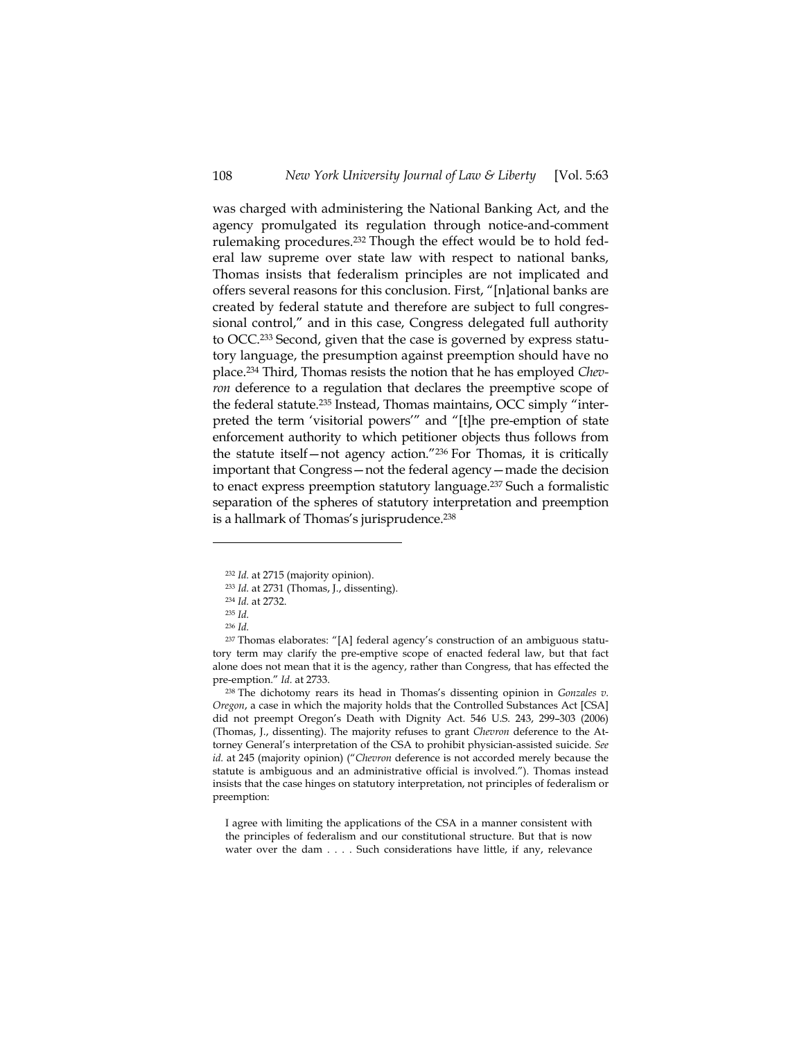was charged with administering the National Banking Act, and the agency promulgated its regulation through notice-and-comment rulemaking procedures.[232] Though the effect would be to hold federal law supreme over state law with respect to national banks, Thomas insists that federalism principles are not implicated and offers several reasons for this conclusion. First, "[n]ational banks are created by federal statute and therefore are subject to full congressional control," and in this case, Congress delegated full authority to OCC.[233] Second, given that the case is governed by express statutory language, the presumption against preemption should have no place.[234] Third, Thomas resists the notion that he has employed *Chevron* deference to a regulation that declares the preemptive scope of the federal statute.[235] Instead, Thomas maintains, OCC simply "interpreted the term 'visitorial powers'" and "[t]he pre-emption of state enforcement authority to which petitioner objects thus follows from the statute itself—not agency action."[236] For Thomas, it is critically important that Congress—not the federal agency—made the decision to enact express preemption statutory language.[237] Such a formalistic separation of the spheres of statutory interpretation and preemption is a hallmark of Thomas's jurisprudence.[238]

---

[232] *Id.* at 2715 (majority opinion).

[233] *Id.* at 2731 (Thomas, J., dissenting).

[234] *Id.* at 2732.

[235] *Id.*

[236] *Id.*

[237] Thomas elaborates: "[A] federal agency's construction of an ambiguous statutory term may clarify the pre-emptive scope of enacted federal law, but that fact alone does not mean that it is the agency, rather than Congress, that has effected the pre-emption." *Id.* at 2733.

[238] The dichotomy rears its head in Thomas's dissenting opinion in *Gonzales v. Oregon*, a case in which the majority holds that the Controlled Substances Act [CSA] did not preempt Oregon's Death with Dignity Act. 546 U.S. 243, 299–303 (2006) (Thomas, J., dissenting). The majority refuses to grant *Chevron* deference to the Attorney General's interpretation of the CSA to prohibit physician-assisted suicide. *See id.* at 245 (majority opinion) ("*Chevron* deference is not accorded merely because the statute is ambiguous and an administrative official is involved."). Thomas instead insists that the case hinges on statutory interpretation, not principles of federalism or preemption:

> I agree with limiting the applications of the CSA in a manner consistent with the principles of federalism and our constitutional structure. But that is now water over the dam . . . . Such considerations have little, if any, relevance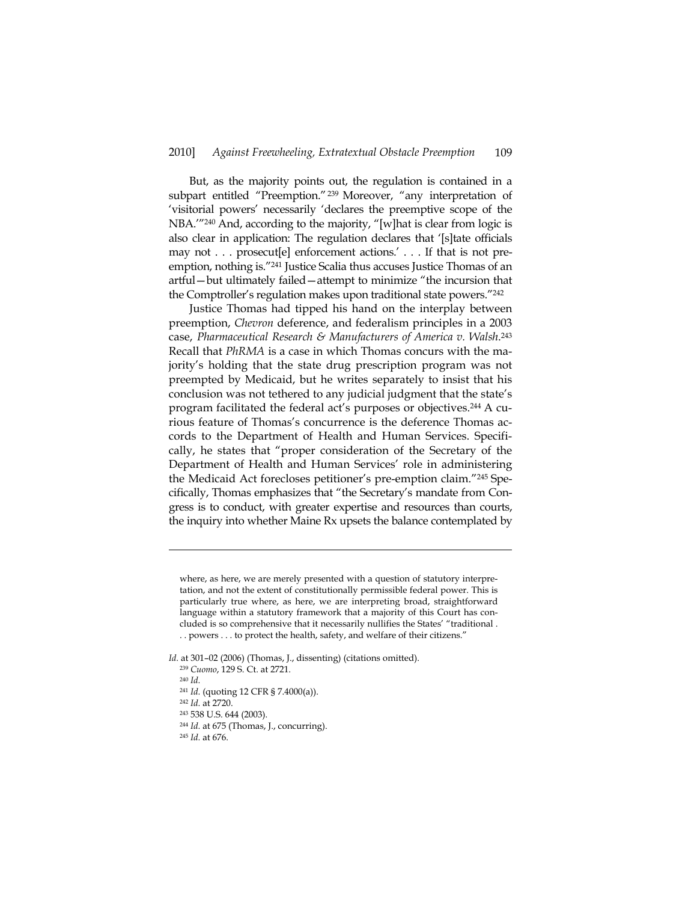But, as the majority points out, the regulation is contained in a subpart entitled "Preemption."[239] Moreover, "any interpretation of 'visitorial powers' necessarily 'declares the preemptive scope of the NBA.'"[240] And, according to the majority, "[w]hat is clear from logic is also clear in application: The regulation declares that '[s]tate officials may not . . . prosecut[e] enforcement actions.' . . . If that is not preemption, nothing is."[241] Justice Scalia thus accuses Justice Thomas of an artful—but ultimately failed—attempt to minimize "the incursion that the Comptroller's regulation makes upon traditional state powers."[242]

Justice Thomas had tipped his hand on the interplay between preemption, *Chevron* deference, and federalism principles in a 2003 case, *Pharmaceutical Research & Manufacturers of America v. Walsh*.[243] Recall that *PhRMA* is a case in which Thomas concurs with the majority's holding that the state drug prescription program was not preempted by Medicaid, but he writes separately to insist that his conclusion was not tethered to any judicial judgment that the state's program facilitated the federal act's purposes or objectives.[244] A curious feature of Thomas's concurrence is the deference Thomas accords to the Department of Health and Human Services. Specifically, he states that "proper consideration of the Secretary of the Department of Health and Human Services' role in administering the Medicaid Act forecloses petitioner's pre-emption claim."[245] Specifically, Thomas emphasizes that "the Secretary's mandate from Congress is to conduct, with greater expertise and resources than courts, the inquiry into whether Maine Rx upsets the balance contemplated by

---

> where, as here, we are merely presented with a question of statutory interpretation, and not the extent of constitutionally permissible federal power. This is particularly true where, as here, we are interpreting broad, straightforward language within a statutory framework that a majority of this Court has concluded is so comprehensive that it necessarily nullifies the States' "traditional . . . powers . . . to protect the health, safety, and welfare of their citizens."

*Id.* at 301–02 (2006) (Thomas, J., dissenting) (citations omitted).

[239] *Cuomo*, 129 S. Ct. at 2721.

[240] *Id.*

[241] *Id.* (quoting 12 CFR § 7.4000(a)).

[242] *Id.* at 2720.

[243] 538 U.S. 644 (2003).

[244] *Id.* at 675 (Thomas, J., concurring).

[245] *Id.* at 676.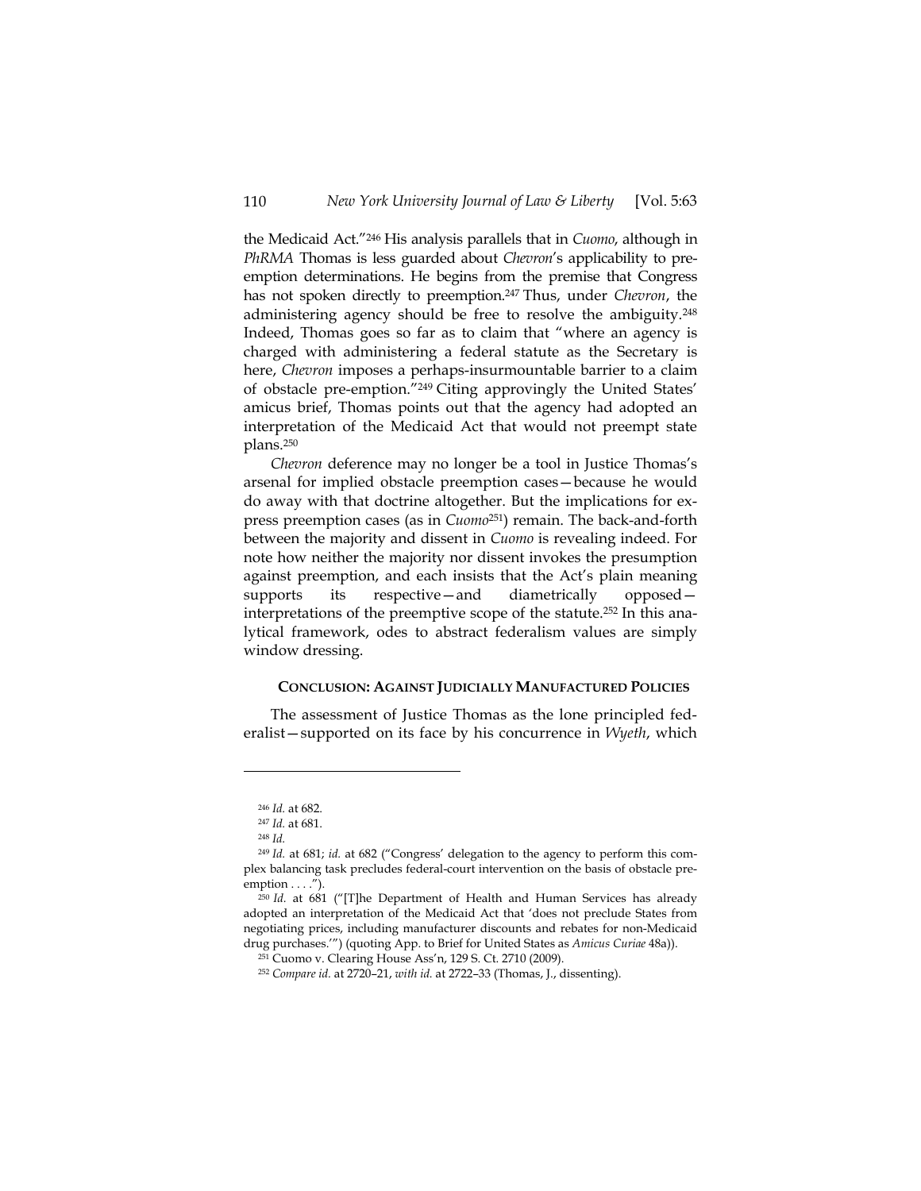the Medicaid Act."[246] His analysis parallels that in *Cuomo*, although in *PhRMA* Thomas is less guarded about *Chevron*'s applicability to preemption determinations. He begins from the premise that Congress has not spoken directly to preemption.[247] Thus, under *Chevron*, the administering agency should be free to resolve the ambiguity.[248] Indeed, Thomas goes so far as to claim that "where an agency is charged with administering a federal statute as the Secretary is here, *Chevron* imposes a perhaps-insurmountable barrier to a claim of obstacle pre-emption."[249] Citing approvingly the United States' amicus brief, Thomas points out that the agency had adopted an interpretation of the Medicaid Act that would not preempt state plans.[250]

*Chevron* deference may no longer be a tool in Justice Thomas's arsenal for implied obstacle preemption cases—because he would do away with that doctrine altogether. But the implications for express preemption cases (as in *Cuomo*[251]) remain. The back-and-forth between the majority and dissent in *Cuomo* is revealing indeed. For note how neither the majority nor dissent invokes the presumption against preemption, and each insists that the Act's plain meaning supports its respective—and diametrically opposed—interpretations of the preemptive scope of the statute.[252] In this analytical framework, odes to abstract federalism values are simply window dressing.

## CONCLUSION: AGAINST JUDICIALLY MANUFACTURED POLICIES

The assessment of Justice Thomas as the lone principled federalist—supported on its face by his concurrence in *Wyeth*, which

---

[246] *Id.* at 682.

[247] *Id.* at 681.

[248] *Id.*

[249] *Id.* at 681; *id.* at 682 ("Congress' delegation to the agency to perform this complex balancing task precludes federal-court intervention on the basis of obstacle preemption . . . .").

[250] *Id.* at 681 ("[T]he Department of Health and Human Services has already adopted an interpretation of the Medicaid Act that 'does not preclude States from negotiating prices, including manufacturer discounts and rebates for non-Medicaid drug purchases.'") (quoting App. to Brief for United States as *Amicus Curiae* 48a)).

[251] Cuomo v. Clearing House Ass'n, 129 S. Ct. 2710 (2009).

[252] *Compare id.* at 2720–21, *with id.* at 2722–33 (Thomas, J., dissenting).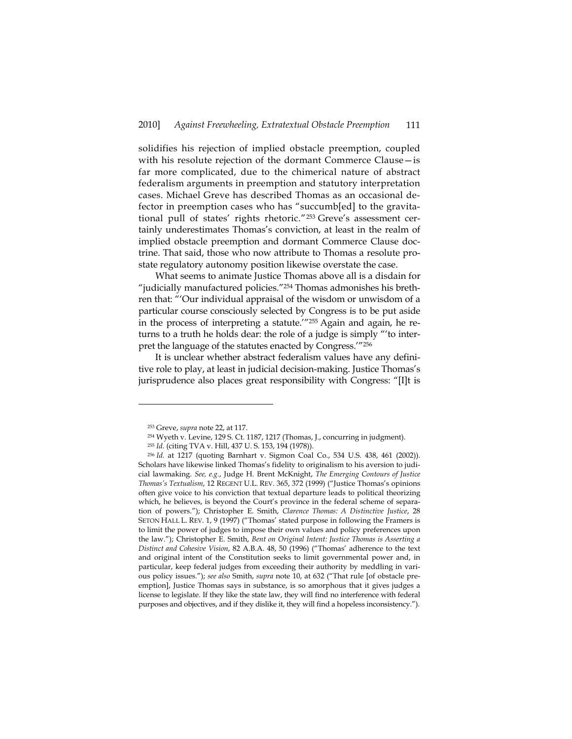solidifies his rejection of implied obstacle preemption, coupled with his resolute rejection of the dormant Commerce Clause—is far more complicated, due to the chimerical nature of abstract federalism arguments in preemption and statutory interpretation cases. Michael Greve has described Thomas as an occasional defector in preemption cases who has "succumb[ed] to the gravitational pull of states' rights rhetoric."[253] Greve's assessment certainly underestimates Thomas's conviction, at least in the realm of implied obstacle preemption and dormant Commerce Clause doctrine. That said, those who now attribute to Thomas a resolute pro-state regulatory autonomy position likewise overstate the case.

What seems to animate Justice Thomas above all is a disdain for "judicially manufactured policies."[254] Thomas admonishes his brethren that: "'Our individual appraisal of the wisdom or unwisdom of a particular course consciously selected by Congress is to be put aside in the process of interpreting a statute.'"[255] Again and again, he returns to a truth he holds dear: the role of a judge is simply "'to interpret the language of the statutes enacted by Congress.'"[256]

It is unclear whether abstract federalism values have any definitive role to play, at least in judicial decision-making. Justice Thomas's jurisprudence also places great responsibility with Congress: "[I]t is

---

[253] Greve, *supra* note 22, at 117.

[254] Wyeth v. Levine, 129 S. Ct. 1187, 1217 (Thomas, J., concurring in judgment).

[255] *Id.* (citing TVA v. Hill, 437 U. S. 153, 194 (1978)).

[256] *Id.* at 1217 (quoting Barnhart v. Sigmon Coal Co., 534 U.S. 438, 461 (2002)). Scholars have likewise linked Thomas's fidelity to originalism to his aversion to judicial lawmaking. *See, e.g.*, Judge H. Brent McKnight, *The Emerging Contours of Justice Thomas's Textualism*, 12 REGENT U.L. REV. 365, 372 (1999) ("Justice Thomas's opinions often give voice to his conviction that textual departure leads to political theorizing which, he believes, is beyond the Court's province in the federal scheme of separation of powers."); Christopher E. Smith, *Clarence Thomas: A Distinctive Justice*, 28 SETON HALL L. REV. 1, 9 (1997) ("Thomas' stated purpose in following the Framers is to limit the power of judges to impose their own values and policy preferences upon the law."); Christopher E. Smith, *Bent on Original Intent: Justice Thomas is Asserting a Distinct and Cohesive Vision*, 82 A.B.A. 48, 50 (1996) ("Thomas' adherence to the text and original intent of the Constitution seeks to limit governmental power and, in particular, keep federal judges from exceeding their authority by meddling in various policy issues."); *see also* Smith, *supra* note 10, at 632 ("That rule [of obstacle preemption], Justice Thomas says in substance, is so amorphous that it gives judges a license to legislate. If they like the state law, they will find no interference with federal purposes and objectives, and if they dislike it, they will find a hopeless inconsistency.").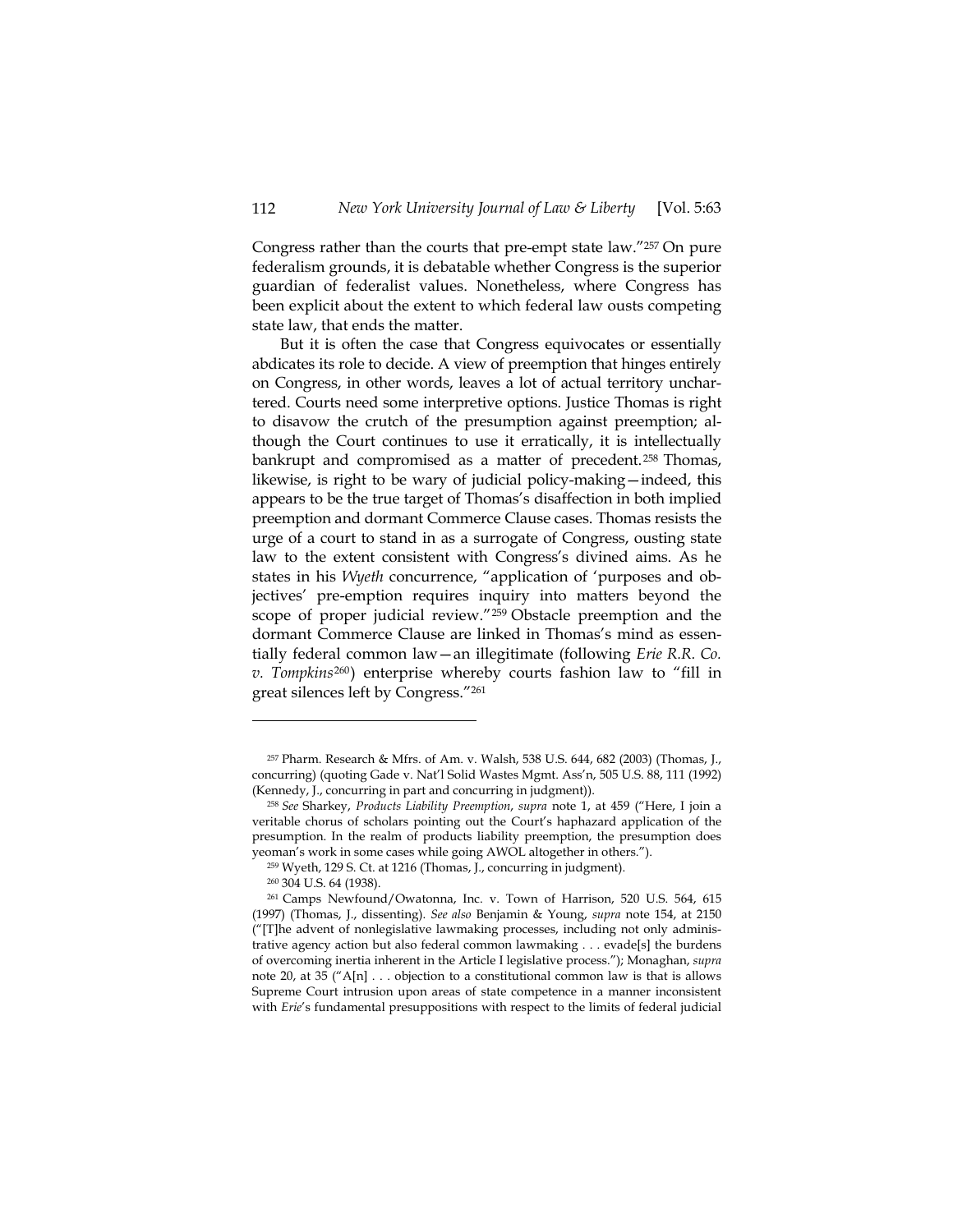Congress rather than the courts that pre-empt state law."[257] On pure federalism grounds, it is debatable whether Congress is the superior guardian of federalist values. Nonetheless, where Congress has been explicit about the extent to which federal law ousts competing state law, that ends the matter.

But it is often the case that Congress equivocates or essentially abdicates its role to decide. A view of preemption that hinges entirely on Congress, in other words, leaves a lot of actual territory unchartered. Courts need some interpretive options. Justice Thomas is right to disavow the crutch of the presumption against preemption; although the Court continues to use it erratically, it is intellectually bankrupt and compromised as a matter of precedent.[258] Thomas, likewise, is right to be wary of judicial policy-making—indeed, this appears to be the true target of Thomas's disaffection in both implied preemption and dormant Commerce Clause cases. Thomas resists the urge of a court to stand in as a surrogate of Congress, ousting state law to the extent consistent with Congress's divined aims. As he states in his *Wyeth* concurrence, "application of 'purposes and objectives' pre-emption requires inquiry into matters beyond the scope of proper judicial review."[259] Obstacle preemption and the dormant Commerce Clause are linked in Thomas's mind as essentially federal common law—an illegitimate (following *Erie R.R. Co. v. Tompkins*[260]) enterprise whereby courts fashion law to "fill in great silences left by Congress."[261]

---

[257] Pharm. Research & Mfrs. of Am. v. Walsh, 538 U.S. 644, 682 (2003) (Thomas, J., concurring) (quoting Gade v. Nat'l Solid Wastes Mgmt. Ass'n, 505 U.S. 88, 111 (1992) (Kennedy, J., concurring in part and concurring in judgment)).

[258] *See* Sharkey, *Products Liability Preemption*, *supra* note 1, at 459 ("Here, I join a veritable chorus of scholars pointing out the Court's haphazard application of the presumption. In the realm of products liability preemption, the presumption does yeoman's work in some cases while going AWOL altogether in others.").

[259] Wyeth, 129 S. Ct. at 1216 (Thomas, J., concurring in judgment).

[260] 304 U.S. 64 (1938).

[261] Camps Newfound/Owatonna, Inc. v. Town of Harrison, 520 U.S. 564, 615 (1997) (Thomas, J., dissenting). *See also* Benjamin & Young, *supra* note 154, at 2150 ("[T]he advent of nonlegislative lawmaking processes, including not only administrative agency action but also federal common lawmaking . . . evade[s] the burdens of overcoming inertia inherent in the Article I legislative process."); Monaghan, *supra* note 20, at 35 ("A[n] . . . objection to a constitutional common law is that is allows Supreme Court intrusion upon areas of state competence in a manner inconsistent with *Erie*'s fundamental presuppositions with respect to the limits of federal judicial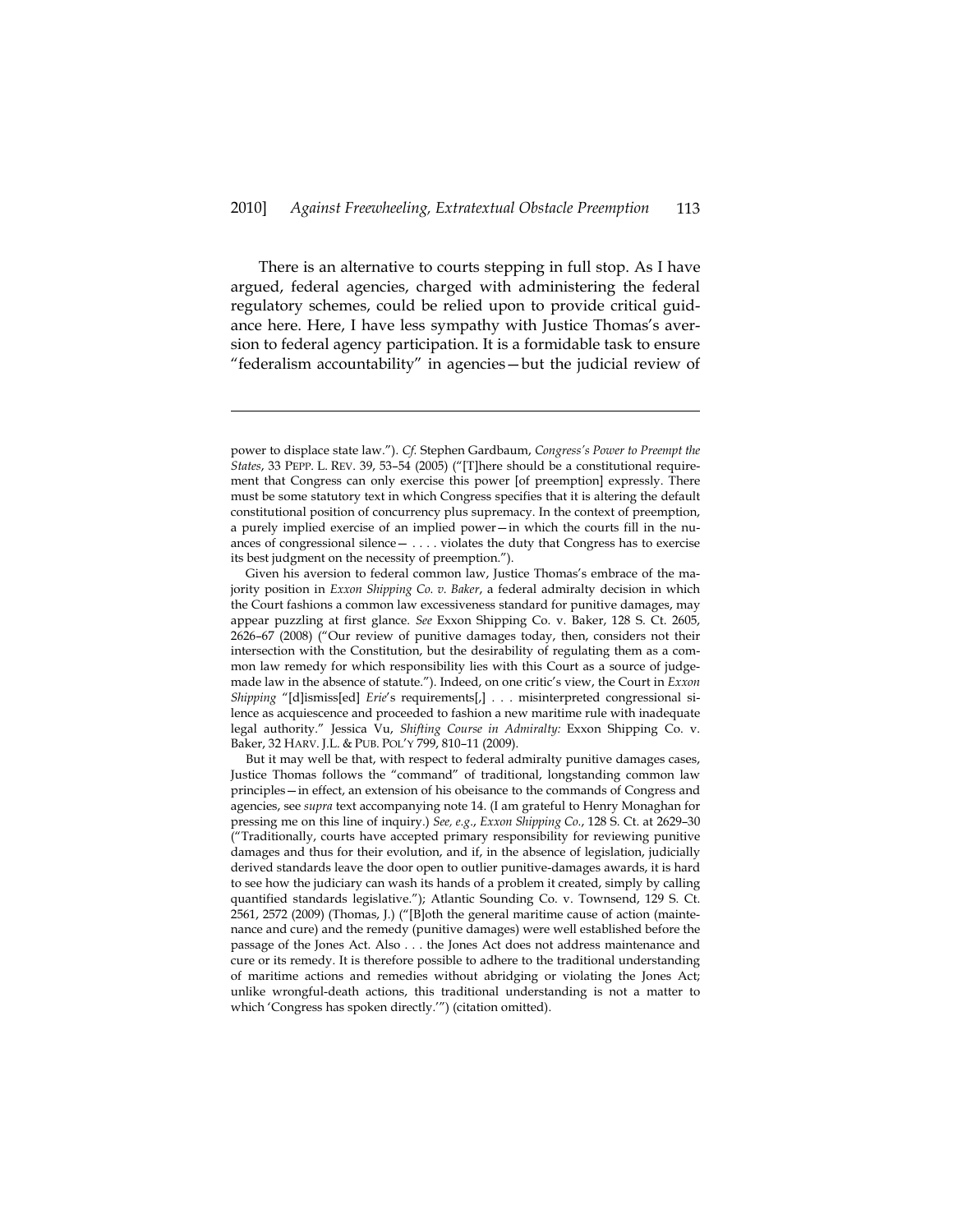There is an alternative to courts stepping in full stop. As I have argued, federal agencies, charged with administering the federal regulatory schemes, could be relied upon to provide critical guidance here. Here, I have less sympathy with Justice Thomas's aversion to federal agency participation. It is a formidable task to ensure "federalism accountability" in agencies—but the judicial review of

---

power to displace state law."). *Cf.* Stephen Gardbaum, *Congress's Power to Preempt the States*, 33 PEPP. L. REV. 39, 53–54 (2005) ("[T]here should be a constitutional requirement that Congress can only exercise this power [of preemption] expressly. There must be some statutory text in which Congress specifies that it is altering the default constitutional position of concurrency plus supremacy. In the context of preemption, a purely implied exercise of an implied power—in which the courts fill in the nuances of congressional silence— . . . . violates the duty that Congress has to exercise its best judgment on the necessity of preemption.").

Given his aversion to federal common law, Justice Thomas's embrace of the majority position in *Exxon Shipping Co. v. Baker*, a federal admiralty decision in which the Court fashions a common law excessiveness standard for punitive damages, may appear puzzling at first glance. *See* Exxon Shipping Co. v. Baker, 128 S. Ct. 2605, 2626–67 (2008) ("Our review of punitive damages today, then, considers not their intersection with the Constitution, but the desirability of regulating them as a common law remedy for which responsibility lies with this Court as a source of judge-made law in the absence of statute."). Indeed, on one critic's view, the Court in *Exxon Shipping* "[d]ismiss[ed] *Erie*'s requirements[,] . . . misinterpreted congressional silence as acquiescence and proceeded to fashion a new maritime rule with inadequate legal authority." Jessica Vu, *Shifting Course in Admiralty:* Exxon Shipping Co. v. Baker, 32 HARV. J.L. & PUB. POL'Y 799, 810–11 (2009).

But it may well be that, with respect to federal admiralty punitive damages cases, Justice Thomas follows the "command" of traditional, longstanding common law principles—in effect, an extension of his obeisance to the commands of Congress and agencies, see *supra* text accompanying note 14. (I am grateful to Henry Monaghan for pressing me on this line of inquiry.) *See, e.g.*, *Exxon Shipping Co.*, 128 S. Ct. at 2629–30 ("Traditionally, courts have accepted primary responsibility for reviewing punitive damages and thus for their evolution, and if, in the absence of legislation, judicially derived standards leave the door open to outlier punitive-damages awards, it is hard to see how the judiciary can wash its hands of a problem it created, simply by calling quantified standards legislative."); Atlantic Sounding Co. v. Townsend, 129 S. Ct. 2561, 2572 (2009) (Thomas, J.) ("[B]oth the general maritime cause of action (maintenance and cure) and the remedy (punitive damages) were well established before the passage of the Jones Act. Also . . . the Jones Act does not address maintenance and cure or its remedy. It is therefore possible to adhere to the traditional understanding of maritime actions and remedies without abridging or violating the Jones Act; unlike wrongful-death actions, this traditional understanding is not a matter to which 'Congress has spoken directly.'") (citation omitted).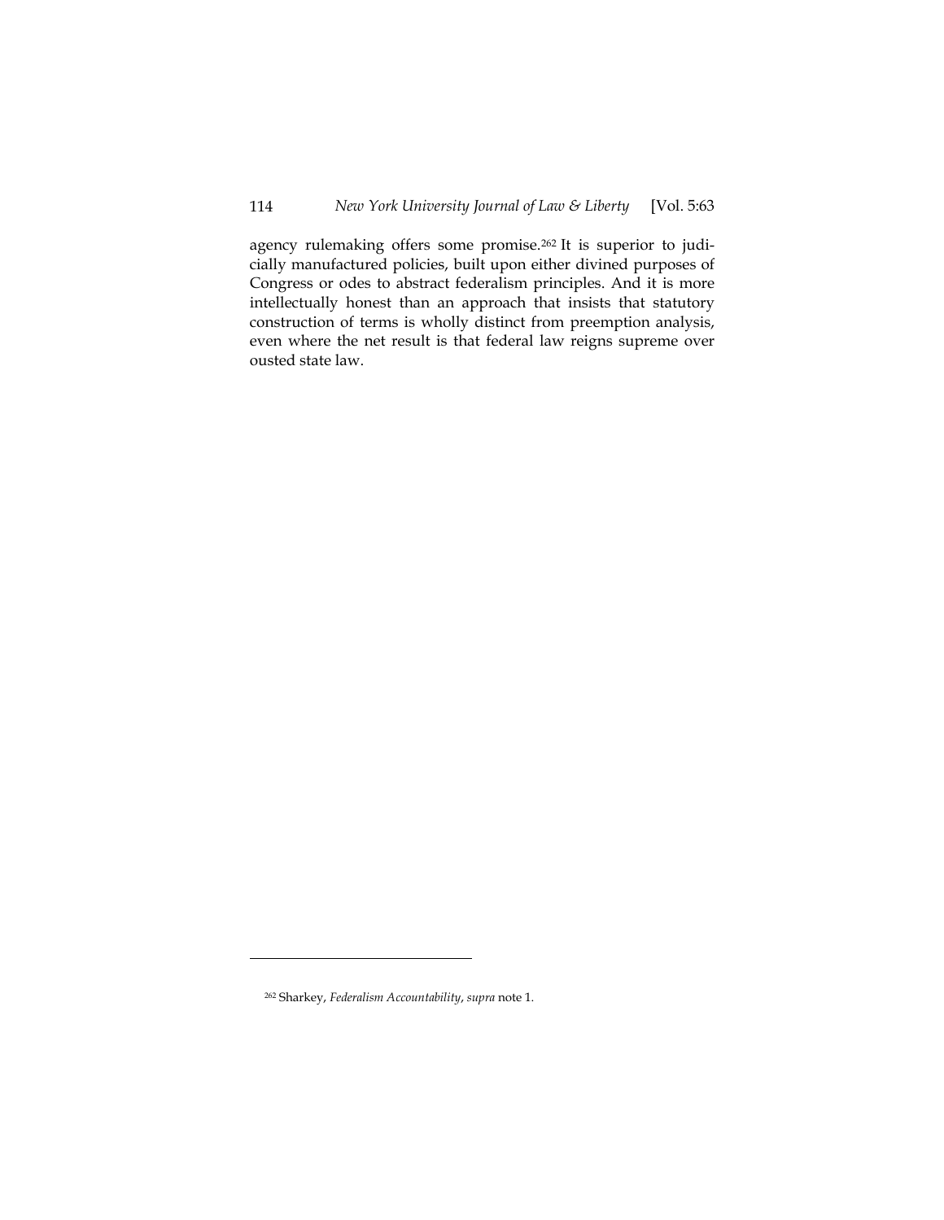agency rulemaking offers some promise.[262] It is superior to judicially manufactured policies, built upon either divined purposes of Congress or odes to abstract federalism principles. And it is more intellectually honest than an approach that insists that statutory construction of terms is wholly distinct from preemption analysis, even where the net result is that federal law reigns supreme over ousted state law.

---

[262] Sharkey, *Federalism Accountability*, *supra* note 1.